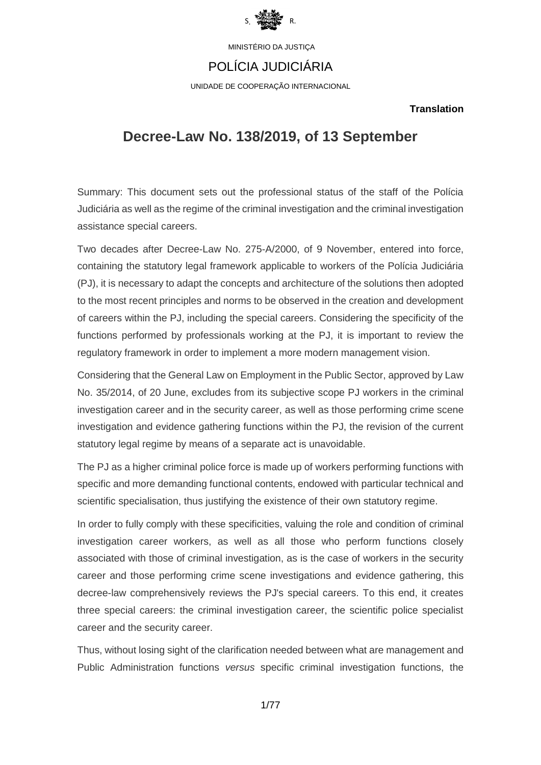MINISTÉRIO DA JUSTIÇA

POLÍCIA JUDICIÁRIA

UNIDADE DE COOPERAÇÃO INTERNACIONAL

**Translation**

# Decree-Law No. 138/2019, of 13 September

Summary: This document sets out the professional status of the staff of the Polícia Judiciária as well as the regime of the criminal investigation and the criminal investigation assistance special careers.

Two decades after Decree-Law No. 275-A/2000, of 9 November, entered into force, containing the statutory legal framework applicable to workers of the Polícia Judiciária (PJ), it is necessary to adapt the concepts and architecture of the solutions then adopted to the most recent principles and norms to be observed in the creation and development of careers within the PJ, including the special careers. Considering the specificity of the functions performed by professionals working at the PJ, it is important to review the regulatory framework in order to implement a more modern management vision.

Considering that the General Law on Employment in the Public Sector, approved by Law No. 35/2014, of 20 June, excludes from its subjective scope PJ workers in the criminal investigation career and in the security career, as well as those performing crime scene investigation and evidence gathering functions within the PJ, the revision of the current statutory legal regime by means of a separate act is unavoidable.

The PJ as a higher criminal police force is made up of workers performing functions with specific and more demanding functional contents, endowed with particular technical and scientific specialisation, thus justifying the existence of their own statutory regime.

In order to fully comply with these specificities, valuing the role and condition of criminal investigation career workers, as well as all those who perform functions closely associated with those of criminal investigation, as is the case of workers in the security career and those performing crime scene investigations and evidence gathering, this decree-law comprehensively reviews the PJ's special careers. To this end, it creates three special careers: the criminal investigation career, the scientific police specialist career and the security career.

Thus, without losing sight of the clarification needed between what are management and Public Administration functions *versus* specific criminal investigation functions, the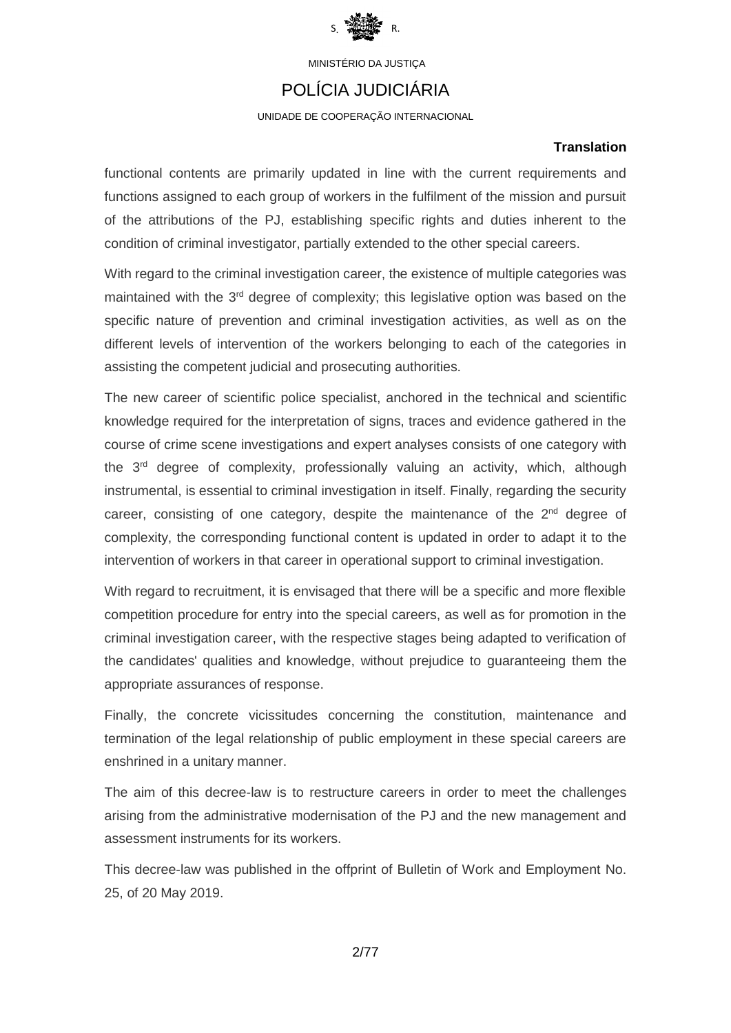**Translation**

functional contents are primarily updated in line with the current requirements and functions assigned to each group of workers in the fulfilment of the mission and pursuit of the attributions of the PJ, establishing specific rights and duties inherent to the condition of criminal investigator, partially extended to the other special careers.

With regard to the criminal investigation career, the existence of multiple categories was maintained with the 3rd degree of complexity; this legislative option was based on the specific nature of prevention and criminal investigation activities, as well as on the different levels of intervention of the workers belonging to each of the categories in assisting the competent judicial and prosecuting authorities.

The new career of scientific police specialist, anchored in the technical and scientific knowledge required for the interpretation of signs, traces and evidence gathered in the course of crime scene investigations and expert analyses consists of one category with the 3rd degree of complexity, professionally valuing an activity, which, although instrumental, is essential to criminal investigation in itself. Finally, regarding the security career, consisting of one category, despite the maintenance of the 2nd degree of complexity, the corresponding functional content is updated in order to adapt it to the intervention of workers in that career in operational support to criminal investigation.

With regard to recruitment, it is envisaged that there will be a specific and more flexible competition procedure for entry into the special careers, as well as for promotion in the criminal investigation career, with the respective stages being adapted to verification of the candidates' qualities and knowledge, without prejudice to guaranteeing them the appropriate assurances of response.

Finally, the concrete vicissitudes concerning the constitution, maintenance and termination of the legal relationship of public employment in these special careers are enshrined in a unitary manner.

The aim of this decree-law is to restructure careers in order to meet the challenges arising from the administrative modernisation of the PJ and the new management and assessment instruments for its workers.

This decree-law was published in the offprint of Bulletin of Work and Employment No. 25, of 20 May 2019.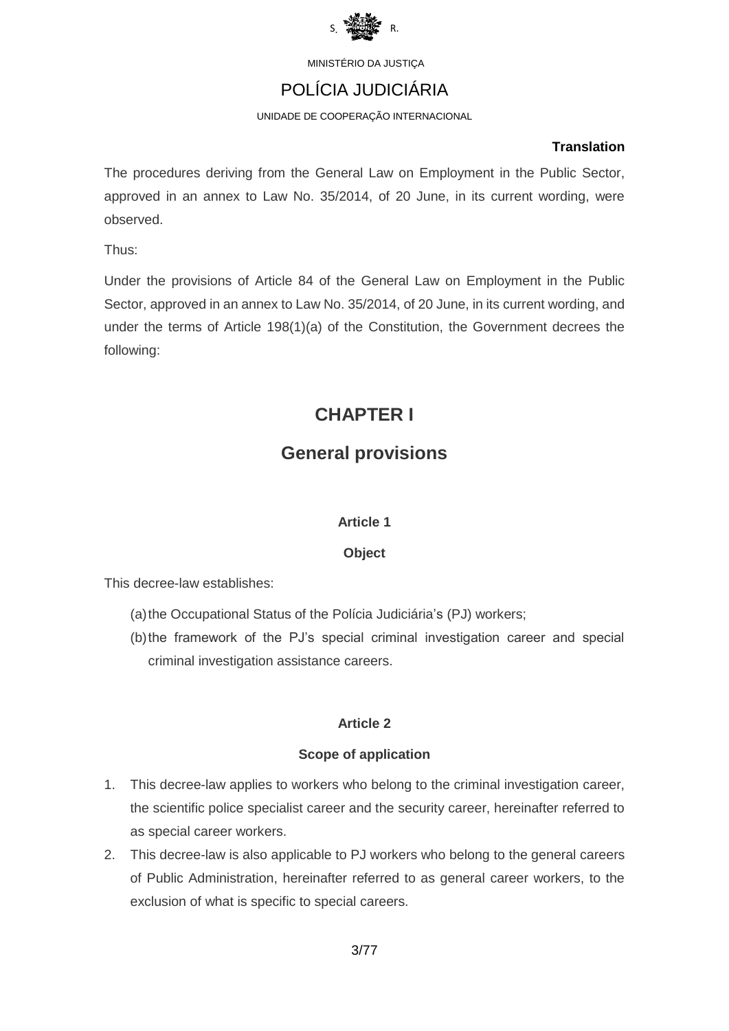**Translation**

The procedures deriving from the General Law on Employment in the Public Sector, approved in an annex to Law No. 35/2014, of 20 June, in its current wording, were observed.

Thus:

Under the provisions of Article 84 of the General Law on Employment in the Public Sector, approved in an annex to Law No. 35/2014, of 20 June, in its current wording, and under the terms of Article 198(1)(a) of the Constitution, the Government decrees the following:

# CHAPTER I

# General provisions

### Article 1

### Object

This decree-law establishes:

(a) the Occupational Status of the Polícia Judiciária's (PJ) workers;

(b) the framework of the PJ's special criminal investigation career and special criminal investigation assistance careers.

### Article 2

### Scope of application

1. This decree-law applies to workers who belong to the criminal investigation career, the scientific police specialist career and the security career, hereinafter referred to as special career workers.
2. This decree-law is also applicable to PJ workers who belong to the general careers of Public Administration, hereinafter referred to as general career workers, to the exclusion of what is specific to special careers.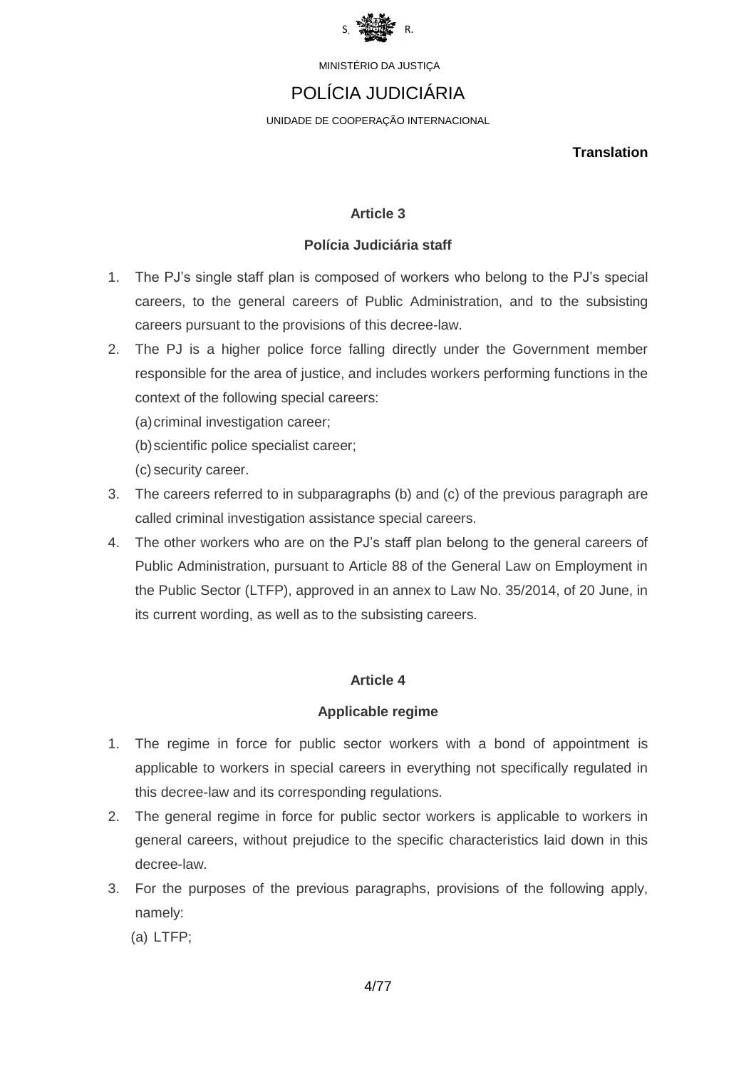**Translation**

### Article 3

### Polícia Judiciária staff

1. The PJ's single staff plan is composed of workers who belong to the PJ's special careers, to the general careers of Public Administration, and to the subsisting careers pursuant to the provisions of this decree-law.
2. The PJ is a higher police force falling directly under the Government member responsible for the area of justice, and includes workers performing functions in the context of the following special careers:
   (a) criminal investigation career;
   (b) scientific police specialist career;
   (c) security career.
3. The careers referred to in subparagraphs (b) and (c) of the previous paragraph are called criminal investigation assistance special careers.
4. The other workers who are on the PJ's staff plan belong to the general careers of Public Administration, pursuant to Article 88 of the General Law on Employment in the Public Sector (LTFP), approved in an annex to Law No. 35/2014, of 20 June, in its current wording, as well as to the subsisting careers.

### Article 4

### Applicable regime

1. The regime in force for public sector workers with a bond of appointment is applicable to workers in special careers in everything not specifically regulated in this decree-law and its corresponding regulations.
2. The general regime in force for public sector workers is applicable to workers in general careers, without prejudice to the specific characteristics laid down in this decree-law.
3. For the purposes of the previous paragraphs, provisions of the following apply, namely:
   (a) LTFP;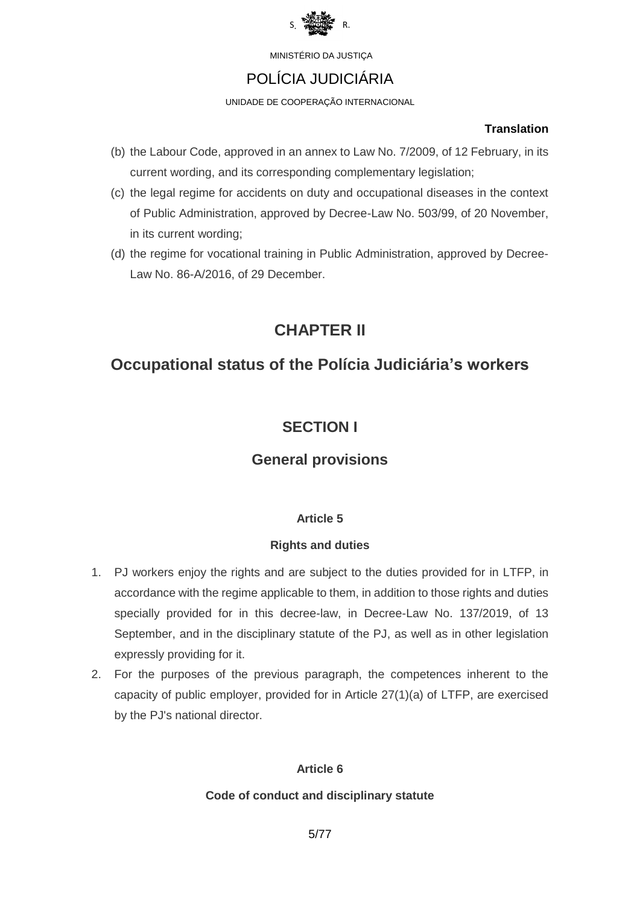(b) the Labour Code, approved in an annex to Law No. 7/2009, of 12 February, in its current wording, and its corresponding complementary legislation;

(c) the legal regime for accidents on duty and occupational diseases in the context of Public Administration, approved by Decree-Law No. 503/99, of 20 November, in its current wording;

(d) the regime for vocational training in Public Administration, approved by Decree-Law No. 86-A/2016, of 29 December.

# CHAPTER II

# Occupational status of the Polícia Judiciária's workers

## SECTION I

## General provisions

### Article 5

### Rights and duties

1. PJ workers enjoy the rights and are subject to the duties provided for in LTFP, in accordance with the regime applicable to them, in addition to those rights and duties specially provided for in this decree-law, in Decree-Law No. 137/2019, of 13 September, and in the disciplinary statute of the PJ, as well as in other legislation expressly providing for it.
2. For the purposes of the previous paragraph, the competences inherent to the capacity of public employer, provided for in Article 27(1)(a) of LTFP, are exercised by the PJ's national director.

### Article 6

### Code of conduct and disciplinary statute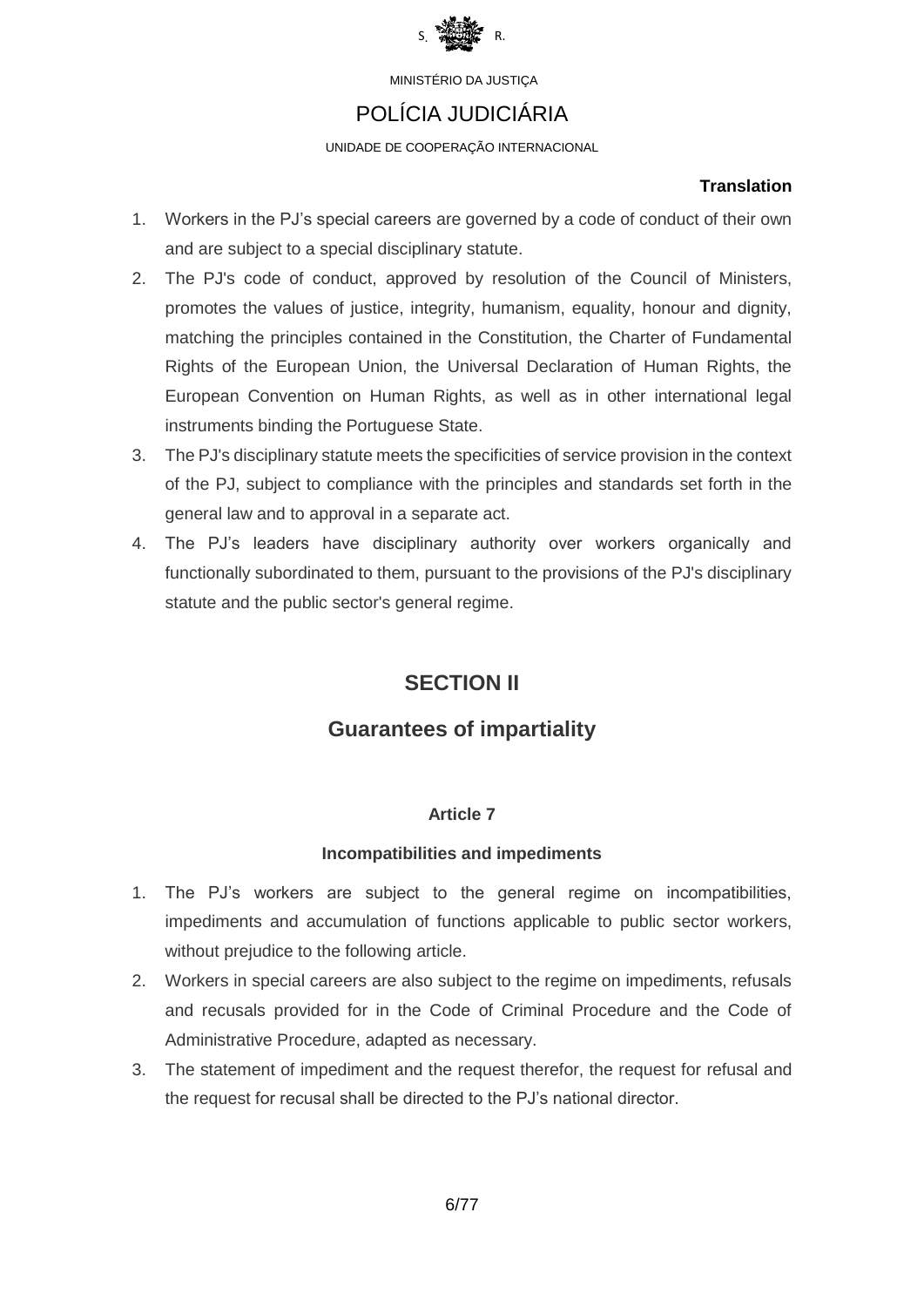**Translation**

1. Workers in the PJ's special careers are governed by a code of conduct of their own and are subject to a special disciplinary statute.
2. The PJ's code of conduct, approved by resolution of the Council of Ministers, promotes the values of justice, integrity, humanism, equality, honour and dignity, matching the principles contained in the Constitution, the Charter of Fundamental Rights of the European Union, the Universal Declaration of Human Rights, the European Convention on Human Rights, as well as in other international legal instruments binding the Portuguese State.
3. The PJ's disciplinary statute meets the specificities of service provision in the context of the PJ, subject to compliance with the principles and standards set forth in the general law and to approval in a separate act.
4. The PJ's leaders have disciplinary authority over workers organically and functionally subordinated to them, pursuant to the provisions of the PJ's disciplinary statute and the public sector's general regime.

## SECTION II

## Guarantees of impartiality

### Article 7

### Incompatibilities and impediments

1. The PJ's workers are subject to the general regime on incompatibilities, impediments and accumulation of functions applicable to public sector workers, without prejudice to the following article.
2. Workers in special careers are also subject to the regime on impediments, refusals and recusals provided for in the Code of Criminal Procedure and the Code of Administrative Procedure, adapted as necessary.
3. The statement of impediment and the request therefor, the request for refusal and the request for recusal shall be directed to the PJ's national director.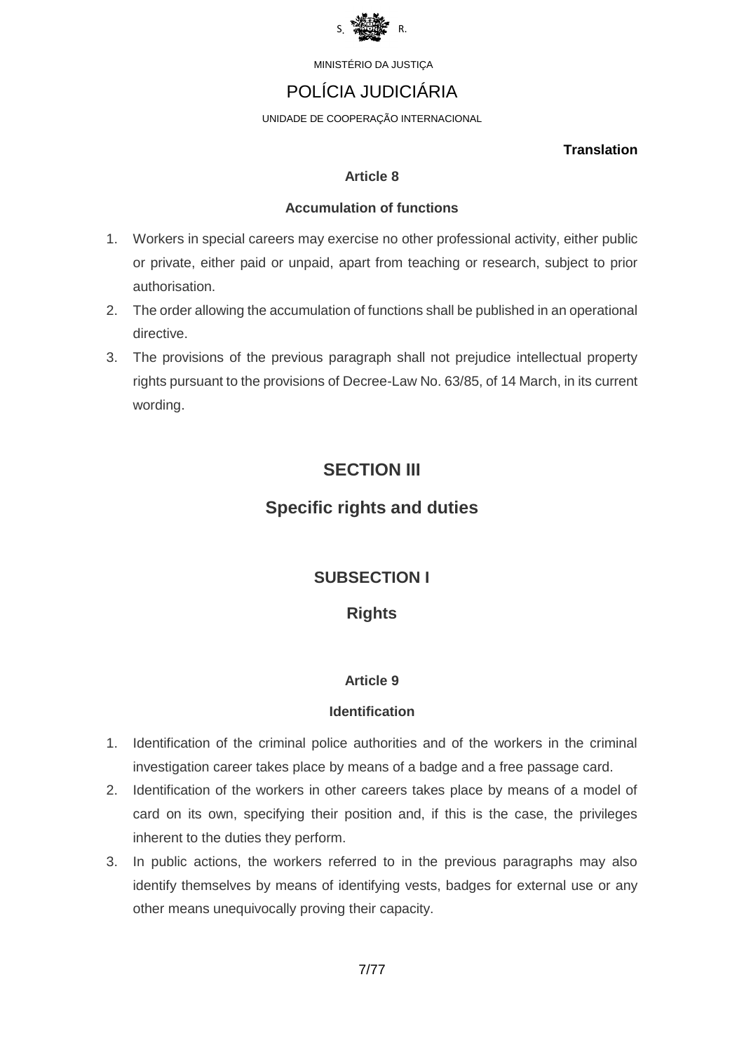**Translation**

### Article 8

**Accumulation of functions**

1. Workers in special careers may exercise no other professional activity, either public or private, either paid or unpaid, apart from teaching or research, subject to prior authorisation.
2. The order allowing the accumulation of functions shall be published in an operational directive.
3. The provisions of the previous paragraph shall not prejudice intellectual property rights pursuant to the provisions of Decree-Law No. 63/85, of 14 March, in its current wording.

## SECTION III

## Specific rights and duties

## SUBSECTION I

## Rights

### Article 9

**Identification**

1. Identification of the criminal police authorities and of the workers in the criminal investigation career takes place by means of a badge and a free passage card.
2. Identification of the workers in other careers takes place by means of a model of card on its own, specifying their position and, if this is the case, the privileges inherent to the duties they perform.
3. In public actions, the workers referred to in the previous paragraphs may also identify themselves by means of identifying vests, badges for external use or any other means unequivocally proving their capacity.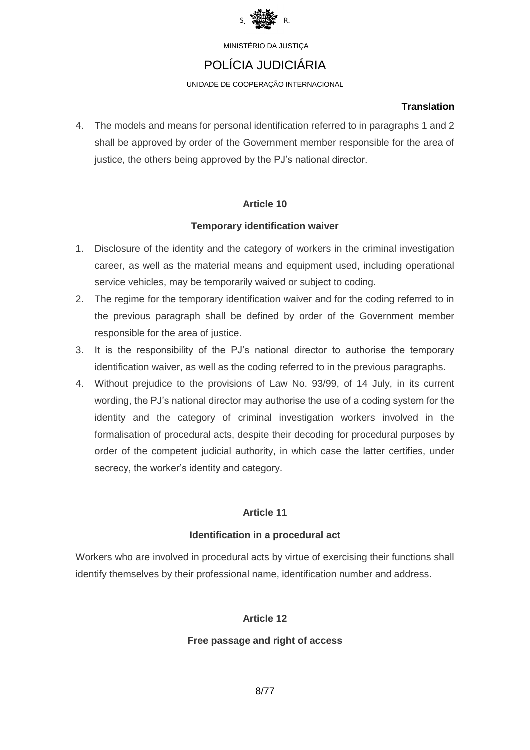4. The models and means for personal identification referred to in paragraphs 1 and 2 shall be approved by order of the Government member responsible for the area of justice, the others being approved by the PJ's national director.

### Article 10

### Temporary identification waiver

1. Disclosure of the identity and the category of workers in the criminal investigation career, as well as the material means and equipment used, including operational service vehicles, may be temporarily waived or subject to coding.
2. The regime for the temporary identification waiver and for the coding referred to in the previous paragraph shall be defined by order of the Government member responsible for the area of justice.
3. It is the responsibility of the PJ's national director to authorise the temporary identification waiver, as well as the coding referred to in the previous paragraphs.
4. Without prejudice to the provisions of Law No. 93/99, of 14 July, in its current wording, the PJ's national director may authorise the use of a coding system for the identity and the category of criminal investigation workers involved in the formalisation of procedural acts, despite their decoding for procedural purposes by order of the competent judicial authority, in which case the latter certifies, under secrecy, the worker's identity and category.

### Article 11

### Identification in a procedural act

Workers who are involved in procedural acts by virtue of exercising their functions shall identify themselves by their professional name, identification number and address.

### Article 12

### Free passage and right of access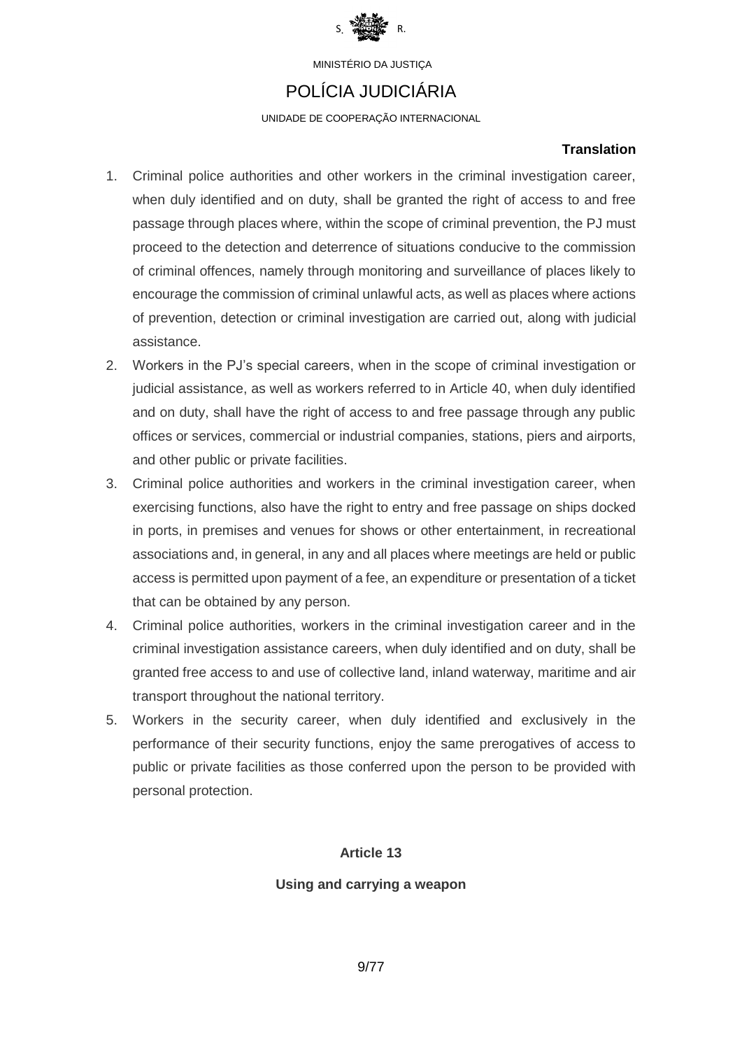**Translation**

1. Criminal police authorities and other workers in the criminal investigation career, when duly identified and on duty, shall be granted the right of access to and free passage through places where, within the scope of criminal prevention, the PJ must proceed to the detection and deterrence of situations conducive to the commission of criminal offences, namely through monitoring and surveillance of places likely to encourage the commission of criminal unlawful acts, as well as places where actions of prevention, detection or criminal investigation are carried out, along with judicial assistance.
2. Workers in the PJ's special careers, when in the scope of criminal investigation or judicial assistance, as well as workers referred to in Article 40, when duly identified and on duty, shall have the right of access to and free passage through any public offices or services, commercial or industrial companies, stations, piers and airports, and other public or private facilities.
3. Criminal police authorities and workers in the criminal investigation career, when exercising functions, also have the right to entry and free passage on ships docked in ports, in premises and venues for shows or other entertainment, in recreational associations and, in general, in any and all places where meetings are held or public access is permitted upon payment of a fee, an expenditure or presentation of a ticket that can be obtained by any person.
4. Criminal police authorities, workers in the criminal investigation career and in the criminal investigation assistance careers, when duly identified and on duty, shall be granted free access to and use of collective land, inland waterway, maritime and air transport throughout the national territory.
5. Workers in the security career, when duly identified and exclusively in the performance of their security functions, enjoy the same prerogatives of access to public or private facilities as those conferred upon the person to be provided with personal protection.

**Article 13**

**Using and carrying a weapon**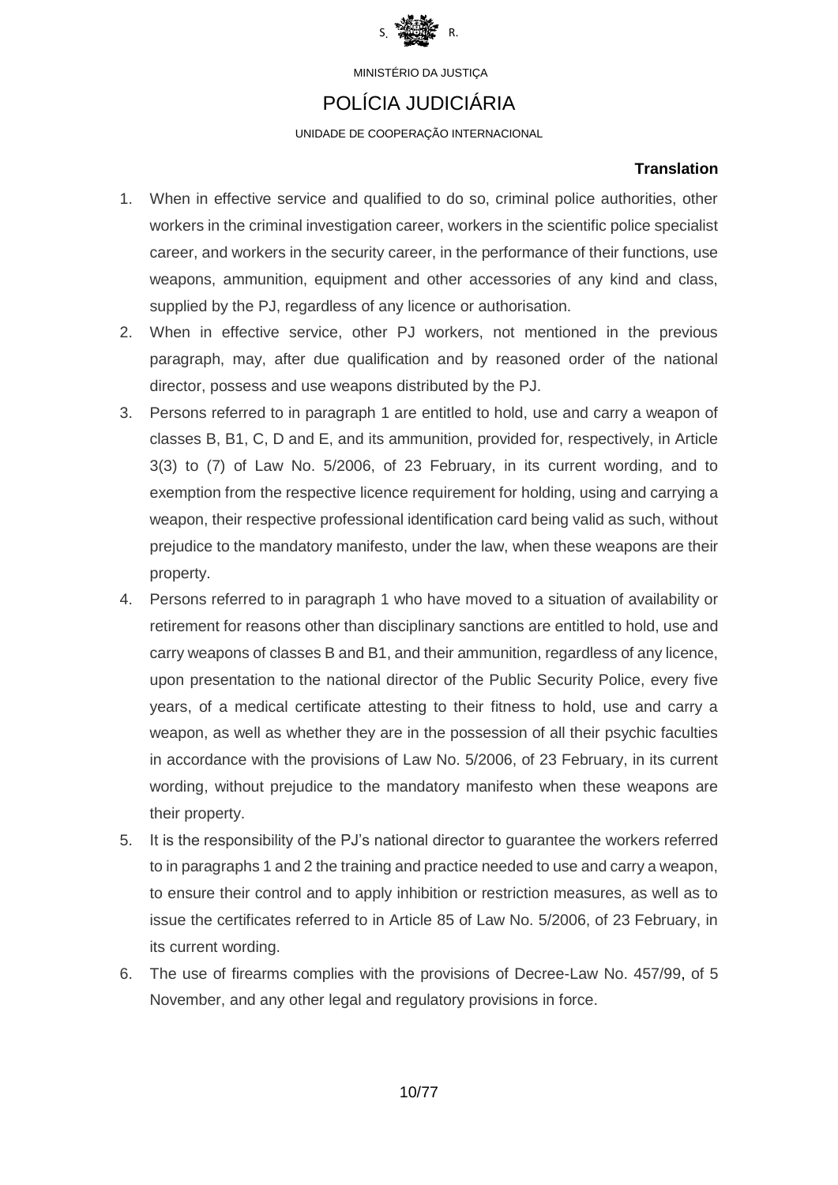**Translation**

1. When in effective service and qualified to do so, criminal police authorities, other workers in the criminal investigation career, workers in the scientific police specialist career, and workers in the security career, in the performance of their functions, use weapons, ammunition, equipment and other accessories of any kind and class, supplied by the PJ, regardless of any licence or authorisation.
2. When in effective service, other PJ workers, not mentioned in the previous paragraph, may, after due qualification and by reasoned order of the national director, possess and use weapons distributed by the PJ.
3. Persons referred to in paragraph 1 are entitled to hold, use and carry a weapon of classes B, B1, C, D and E, and its ammunition, provided for, respectively, in Article 3(3) to (7) of Law No. 5/2006, of 23 February, in its current wording, and to exemption from the respective licence requirement for holding, using and carrying a weapon, their respective professional identification card being valid as such, without prejudice to the mandatory manifesto, under the law, when these weapons are their property.
4. Persons referred to in paragraph 1 who have moved to a situation of availability or retirement for reasons other than disciplinary sanctions are entitled to hold, use and carry weapons of classes B and B1, and their ammunition, regardless of any licence, upon presentation to the national director of the Public Security Police, every five years, of a medical certificate attesting to their fitness to hold, use and carry a weapon, as well as whether they are in the possession of all their psychic faculties in accordance with the provisions of Law No. 5/2006, of 23 February, in its current wording, without prejudice to the mandatory manifesto when these weapons are their property.
5. It is the responsibility of the PJ's national director to guarantee the workers referred to in paragraphs 1 and 2 the training and practice needed to use and carry a weapon, to ensure their control and to apply inhibition or restriction measures, as well as to issue the certificates referred to in Article 85 of Law No. 5/2006, of 23 February, in its current wording.
6. The use of firearms complies with the provisions of Decree-Law No. 457/99, of 5 November, and any other legal and regulatory provisions in force.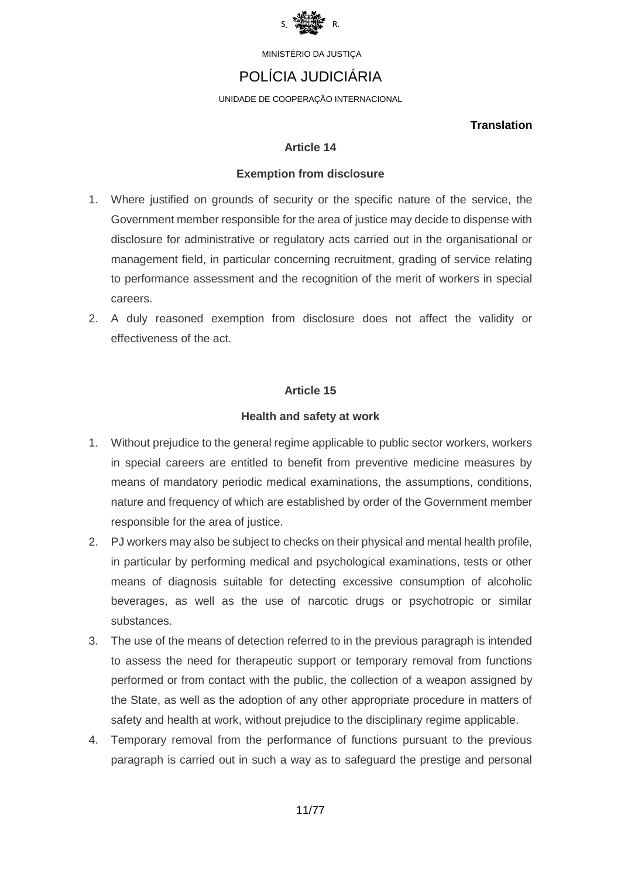MINISTÉRIO DA JUSTIÇA

# POLÍCIA JUDICIÁRIA

UNIDADE DE COOPERAÇÃO INTERNACIONAL

**Translation**

### Article 14

### Exemption from disclosure

1. Where justified on grounds of security or the specific nature of the service, the Government member responsible for the area of justice may decide to dispense with disclosure for administrative or regulatory acts carried out in the organisational or management field, in particular concerning recruitment, grading of service relating to performance assessment and the recognition of the merit of workers in special careers.
2. A duly reasoned exemption from disclosure does not affect the validity or effectiveness of the act.

### Article 15

### Health and safety at work

1. Without prejudice to the general regime applicable to public sector workers, workers in special careers are entitled to benefit from preventive medicine measures by means of mandatory periodic medical examinations, the assumptions, conditions, nature and frequency of which are established by order of the Government member responsible for the area of justice.
2. PJ workers may also be subject to checks on their physical and mental health profile, in particular by performing medical and psychological examinations, tests or other means of diagnosis suitable for detecting excessive consumption of alcoholic beverages, as well as the use of narcotic drugs or psychotropic or similar substances.
3. The use of the means of detection referred to in the previous paragraph is intended to assess the need for therapeutic support or temporary removal from functions performed or from contact with the public, the collection of a weapon assigned by the State, as well as the adoption of any other appropriate procedure in matters of safety and health at work, without prejudice to the disciplinary regime applicable.
4. Temporary removal from the performance of functions pursuant to the previous paragraph is carried out in such a way as to safeguard the prestige and personal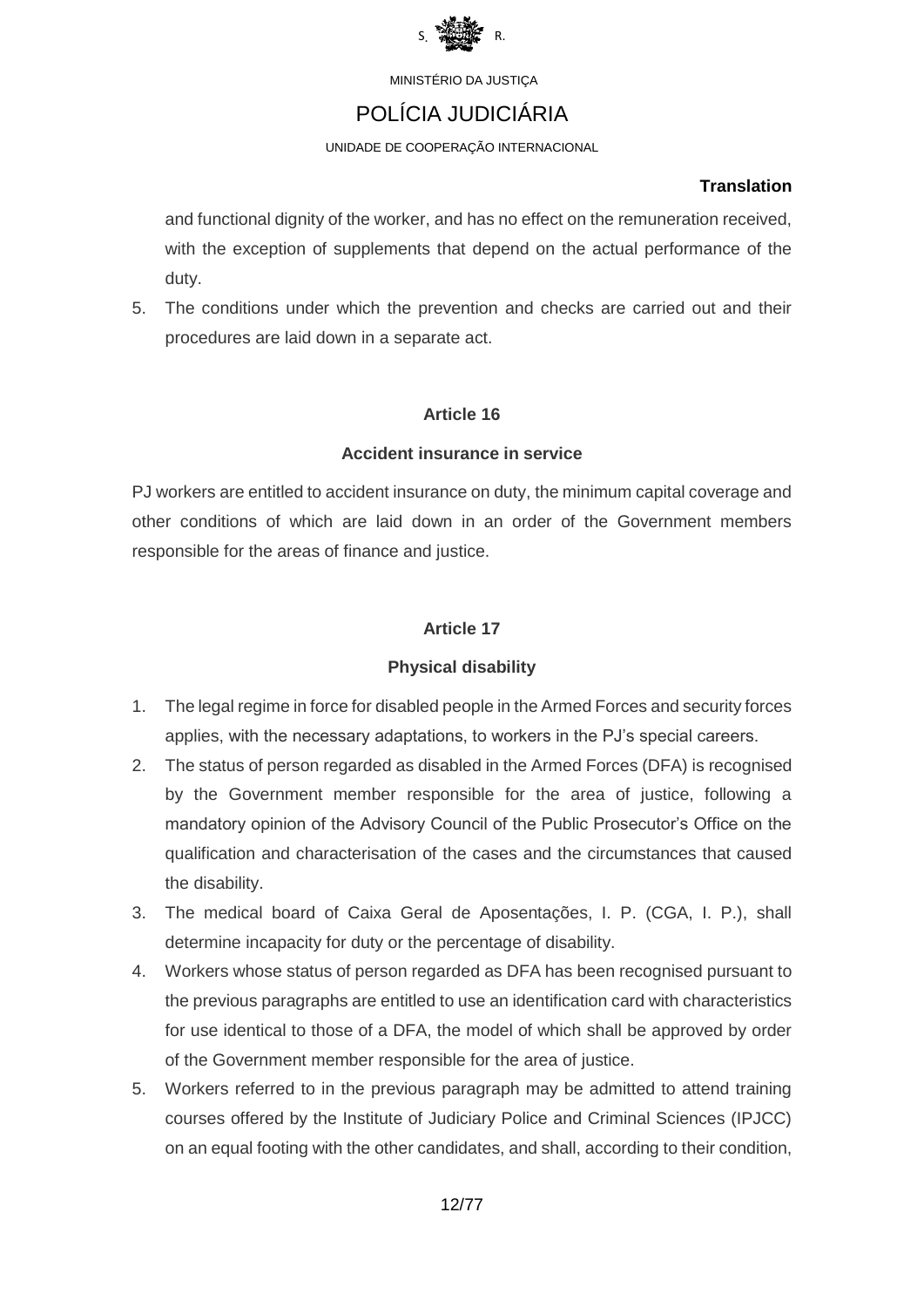and functional dignity of the worker, and has no effect on the remuneration received, with the exception of supplements that depend on the actual performance of the duty.

5. The conditions under which the prevention and checks are carried out and their procedures are laid down in a separate act.

### Article 16

### Accident insurance in service

PJ workers are entitled to accident insurance on duty, the minimum capital coverage and other conditions of which are laid down in an order of the Government members responsible for the areas of finance and justice.

### Article 17

### Physical disability

1. The legal regime in force for disabled people in the Armed Forces and security forces applies, with the necessary adaptations, to workers in the PJ's special careers.
2. The status of person regarded as disabled in the Armed Forces (DFA) is recognised by the Government member responsible for the area of justice, following a mandatory opinion of the Advisory Council of the Public Prosecutor's Office on the qualification and characterisation of the cases and the circumstances that caused the disability.
3. The medical board of Caixa Geral de Aposentações, I. P. (CGA, I. P.), shall determine incapacity for duty or the percentage of disability.
4. Workers whose status of person regarded as DFA has been recognised pursuant to the previous paragraphs are entitled to use an identification card with characteristics for use identical to those of a DFA, the model of which shall be approved by order of the Government member responsible for the area of justice.
5. Workers referred to in the previous paragraph may be admitted to attend training courses offered by the Institute of Judiciary Police and Criminal Sciences (IPJCC) on an equal footing with the other candidates, and shall, according to their condition,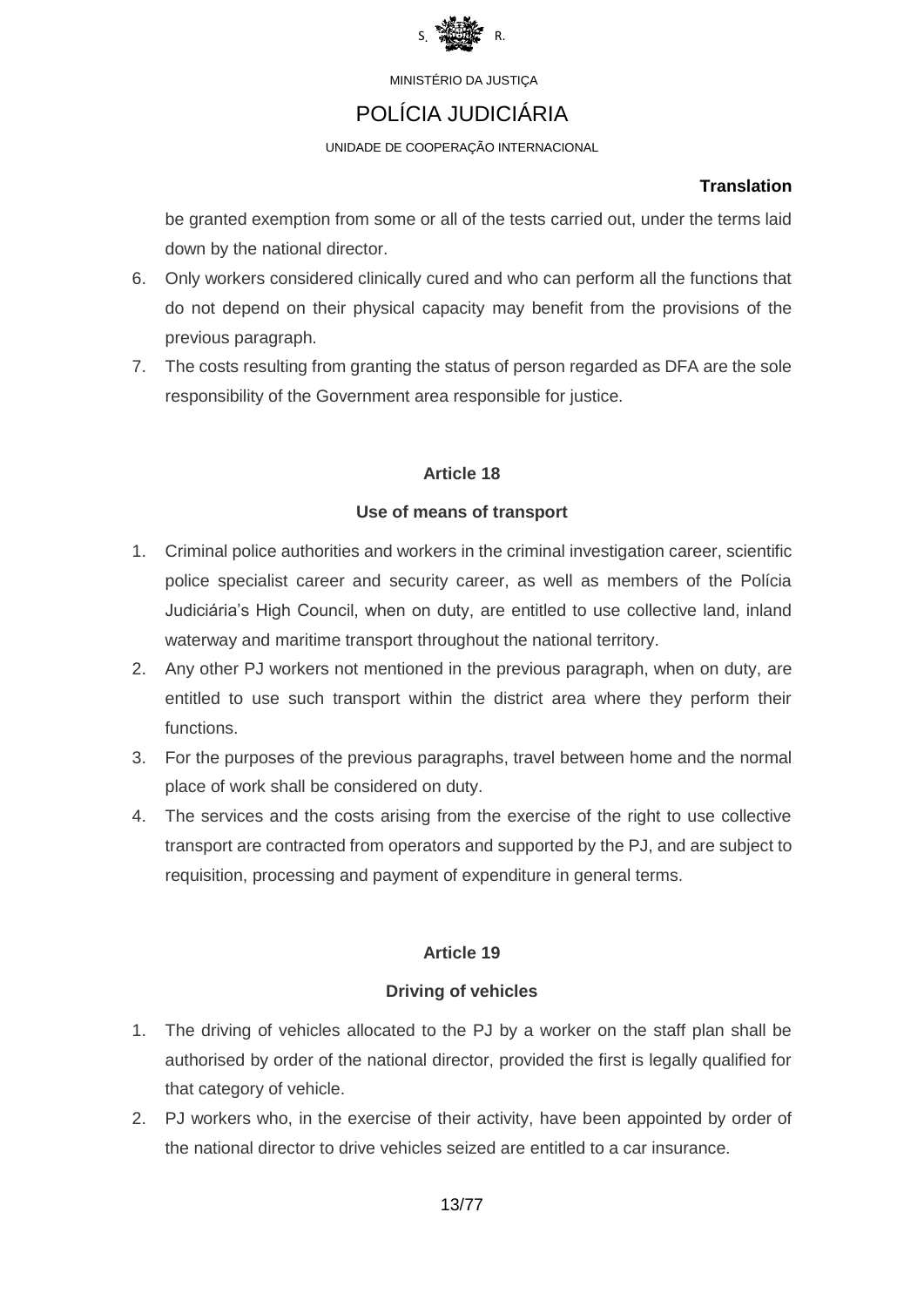be granted exemption from some or all of the tests carried out, under the terms laid down by the national director.

6. Only workers considered clinically cured and who can perform all the functions that do not depend on their physical capacity may benefit from the provisions of the previous paragraph.
7. The costs resulting from granting the status of person regarded as DFA are the sole responsibility of the Government area responsible for justice.

## Article 18

### Use of means of transport

1. Criminal police authorities and workers in the criminal investigation career, scientific police specialist career and security career, as well as members of the Polícia Judiciária's High Council, when on duty, are entitled to use collective land, inland waterway and maritime transport throughout the national territory.
2. Any other PJ workers not mentioned in the previous paragraph, when on duty, are entitled to use such transport within the district area where they perform their functions.
3. For the purposes of the previous paragraphs, travel between home and the normal place of work shall be considered on duty.
4. The services and the costs arising from the exercise of the right to use collective transport are contracted from operators and supported by the PJ, and are subject to requisition, processing and payment of expenditure in general terms.

## Article 19

### Driving of vehicles

1. The driving of vehicles allocated to the PJ by a worker on the staff plan shall be authorised by order of the national director, provided the first is legally qualified for that category of vehicle.
2. PJ workers who, in the exercise of their activity, have been appointed by order of the national director to drive vehicles seized are entitled to a car insurance.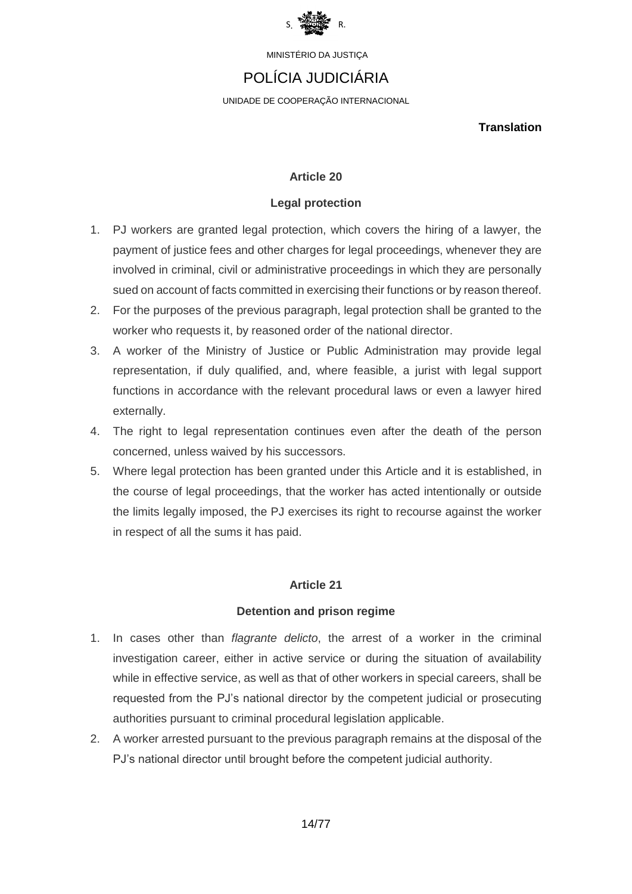MINISTÉRIO DA JUSTIÇA

# POLÍCIA JUDICIÁRIA

UNIDADE DE COOPERAÇÃO INTERNACIONAL

**Translation**

### Article 20

### Legal protection

1. PJ workers are granted legal protection, which covers the hiring of a lawyer, the payment of justice fees and other charges for legal proceedings, whenever they are involved in criminal, civil or administrative proceedings in which they are personally sued on account of facts committed in exercising their functions or by reason thereof.
2. For the purposes of the previous paragraph, legal protection shall be granted to the worker who requests it, by reasoned order of the national director.
3. A worker of the Ministry of Justice or Public Administration may provide legal representation, if duly qualified, and, where feasible, a jurist with legal support functions in accordance with the relevant procedural laws or even a lawyer hired externally.
4. The right to legal representation continues even after the death of the person concerned, unless waived by his successors.
5. Where legal protection has been granted under this Article and it is established, in the course of legal proceedings, that the worker has acted intentionally or outside the limits legally imposed, the PJ exercises its right to recourse against the worker in respect of all the sums it has paid.

### Article 21

### Detention and prison regime

1. In cases other than *flagrante delicto*, the arrest of a worker in the criminal investigation career, either in active service or during the situation of availability while in effective service, as well as that of other workers in special careers, shall be requested from the PJ's national director by the competent judicial or prosecuting authorities pursuant to criminal procedural legislation applicable.
2. A worker arrested pursuant to the previous paragraph remains at the disposal of the PJ's national director until brought before the competent judicial authority.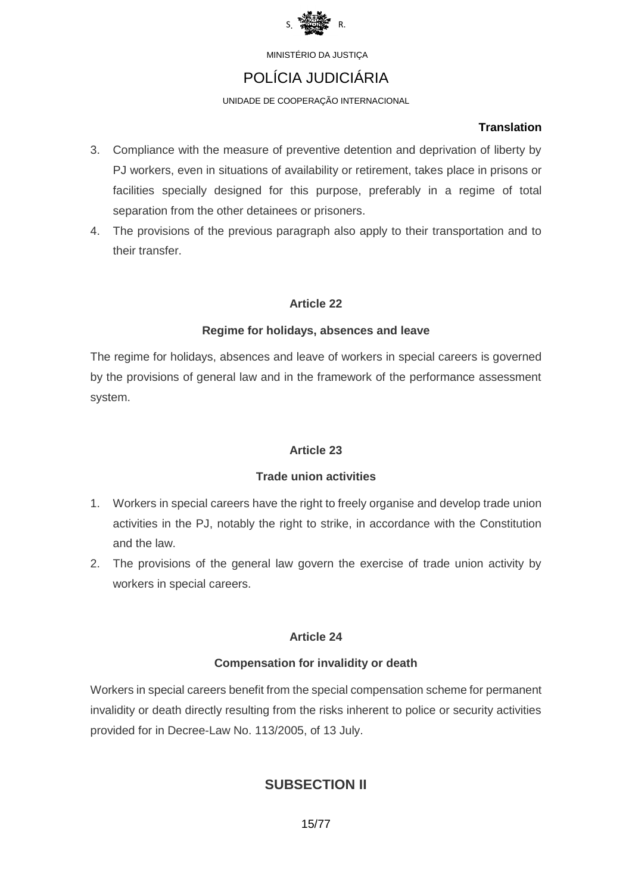**Translation**

3. Compliance with the measure of preventive detention and deprivation of liberty by PJ workers, even in situations of availability or retirement, takes place in prisons or facilities specially designed for this purpose, preferably in a regime of total separation from the other detainees or prisoners.
4. The provisions of the previous paragraph also apply to their transportation and to their transfer.

### Article 22

#### Regime for holidays, absences and leave

The regime for holidays, absences and leave of workers in special careers is governed by the provisions of general law and in the framework of the performance assessment system.

### Article 23

#### Trade union activities

1. Workers in special careers have the right to freely organise and develop trade union activities in the PJ, notably the right to strike, in accordance with the Constitution and the law.
2. The provisions of the general law govern the exercise of trade union activity by workers in special careers.

### Article 24

#### Compensation for invalidity or death

Workers in special careers benefit from the special compensation scheme for permanent invalidity or death directly resulting from the risks inherent to police or security activities provided for in Decree-Law No. 113/2005, of 13 July.

## SUBSECTION II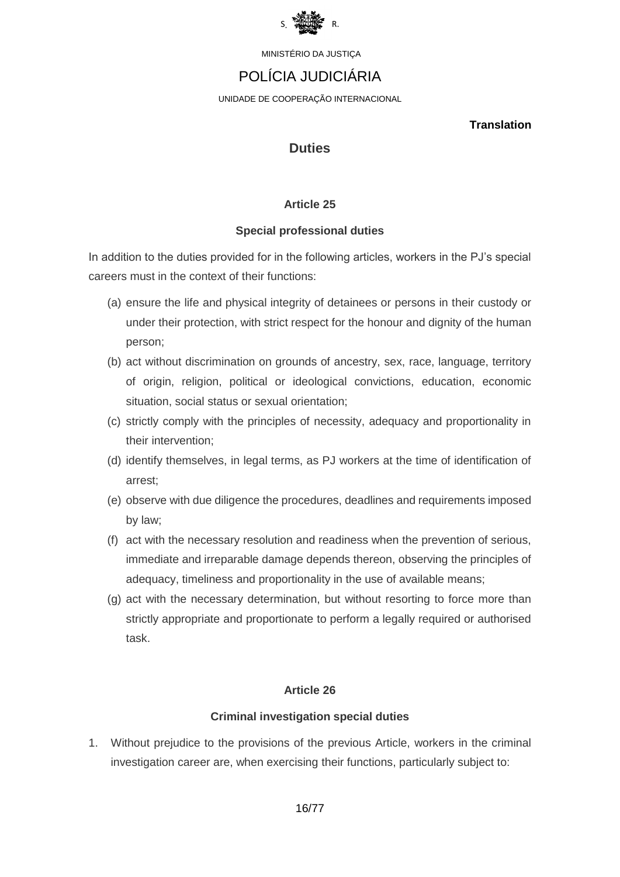MINISTÉRIO DA JUSTIÇA

POLÍCIA JUDICIÁRIA

UNIDADE DE COOPERAÇÃO INTERNACIONAL

**Translation**

## Duties

### Article 25

### Special professional duties

In addition to the duties provided for in the following articles, workers in the PJ's special careers must in the context of their functions:

(a) ensure the life and physical integrity of detainees or persons in their custody or under their protection, with strict respect for the honour and dignity of the human person;

(b) act without discrimination on grounds of ancestry, sex, race, language, territory of origin, religion, political or ideological convictions, education, economic situation, social status or sexual orientation;

(c) strictly comply with the principles of necessity, adequacy and proportionality in their intervention;

(d) identify themselves, in legal terms, as PJ workers at the time of identification of arrest;

(e) observe with due diligence the procedures, deadlines and requirements imposed by law;

(f) act with the necessary resolution and readiness when the prevention of serious, immediate and irreparable damage depends thereon, observing the principles of adequacy, timeliness and proportionality in the use of available means;

(g) act with the necessary determination, but without resorting to force more than strictly appropriate and proportionate to perform a legally required or authorised task.

### Article 26

### Criminal investigation special duties

1. Without prejudice to the provisions of the previous Article, workers in the criminal investigation career are, when exercising their functions, particularly subject to: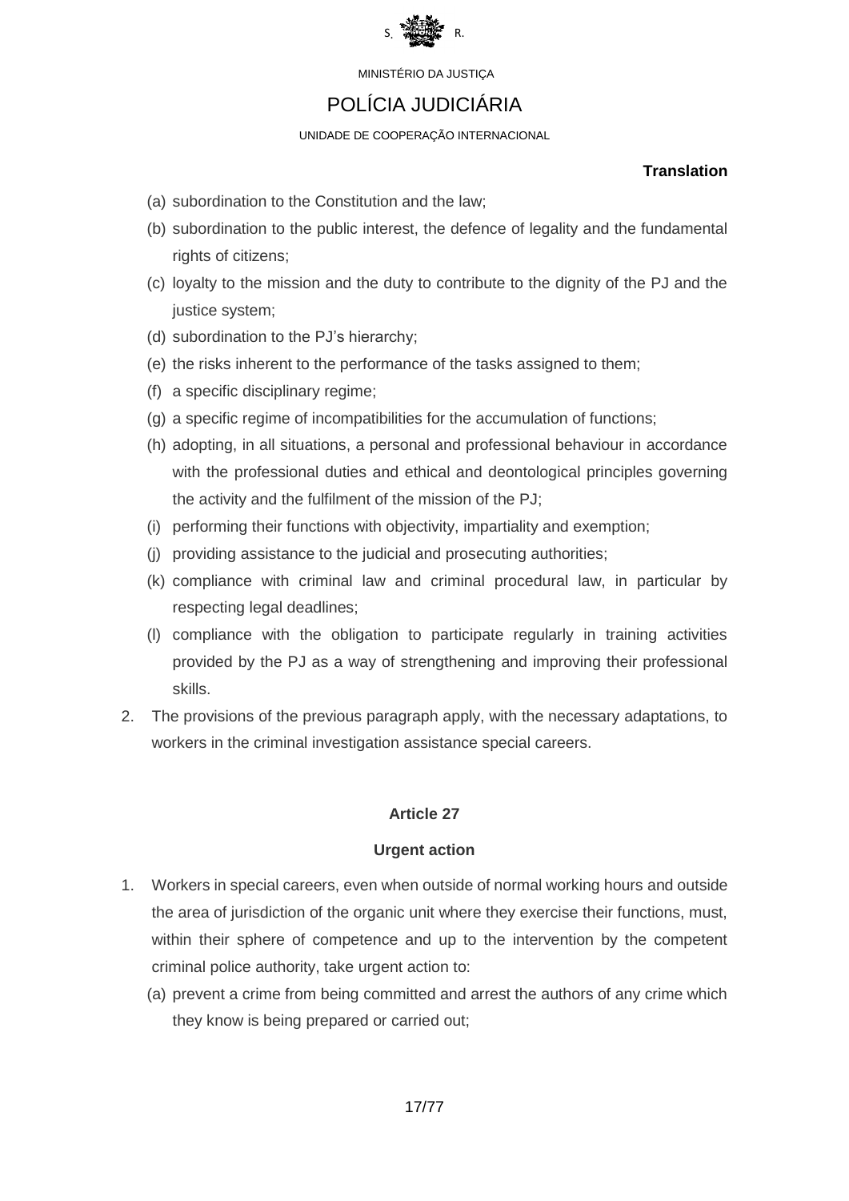**Translation**

(a) subordination to the Constitution and the law;
(b) subordination to the public interest, the defence of legality and the fundamental rights of citizens;
(c) loyalty to the mission and the duty to contribute to the dignity of the PJ and the justice system;
(d) subordination to the PJ's hierarchy;
(e) the risks inherent to the performance of the tasks assigned to them;
(f) a specific disciplinary regime;
(g) a specific regime of incompatibilities for the accumulation of functions;
(h) adopting, in all situations, a personal and professional behaviour in accordance with the professional duties and ethical and deontological principles governing the activity and the fulfilment of the mission of the PJ;
(i) performing their functions with objectivity, impartiality and exemption;
(j) providing assistance to the judicial and prosecuting authorities;
(k) compliance with criminal law and criminal procedural law, in particular by respecting legal deadlines;
(l) compliance with the obligation to participate regularly in training activities provided by the PJ as a way of strengthening and improving their professional skills.

2. The provisions of the previous paragraph apply, with the necessary adaptations, to workers in the criminal investigation assistance special careers.

### Article 27

### Urgent action

1. Workers in special careers, even when outside of normal working hours and outside the area of jurisdiction of the organic unit where they exercise their functions, must, within their sphere of competence and up to the intervention by the competent criminal police authority, take urgent action to:
   (a) prevent a crime from being committed and arrest the authors of any crime which they know is being prepared or carried out;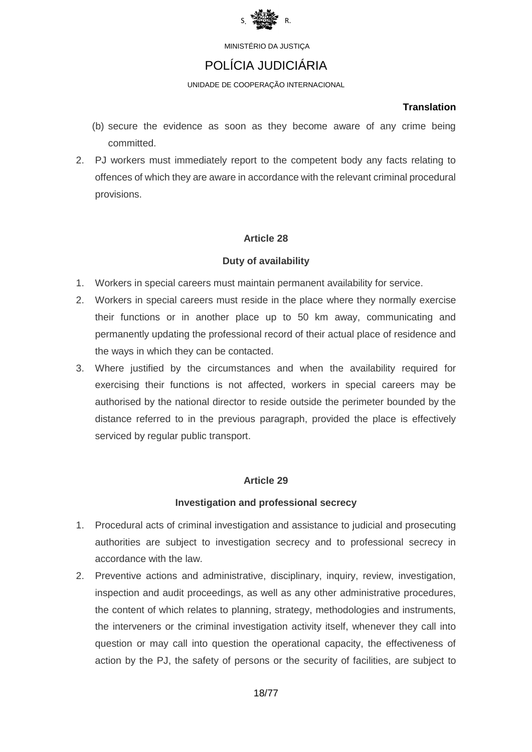**Translation**

(b) secure the evidence as soon as they become aware of any crime being committed.

2. PJ workers must immediately report to the competent body any facts relating to offences of which they are aware in accordance with the relevant criminal procedural provisions.

**Article 28**

**Duty of availability**

1. Workers in special careers must maintain permanent availability for service.
2. Workers in special careers must reside in the place where they normally exercise their functions or in another place up to 50 km away, communicating and permanently updating the professional record of their actual place of residence and the ways in which they can be contacted.
3. Where justified by the circumstances and when the availability required for exercising their functions is not affected, workers in special careers may be authorised by the national director to reside outside the perimeter bounded by the distance referred to in the previous paragraph, provided the place is effectively serviced by regular public transport.

**Article 29**

**Investigation and professional secrecy**

1. Procedural acts of criminal investigation and assistance to judicial and prosecuting authorities are subject to investigation secrecy and to professional secrecy in accordance with the law.
2. Preventive actions and administrative, disciplinary, inquiry, review, investigation, inspection and audit proceedings, as well as any other administrative procedures, the content of which relates to planning, strategy, methodologies and instruments, the interveners or the criminal investigation activity itself, whenever they call into question or may call into question the operational capacity, the effectiveness of action by the PJ, the safety of persons or the security of facilities, are subject to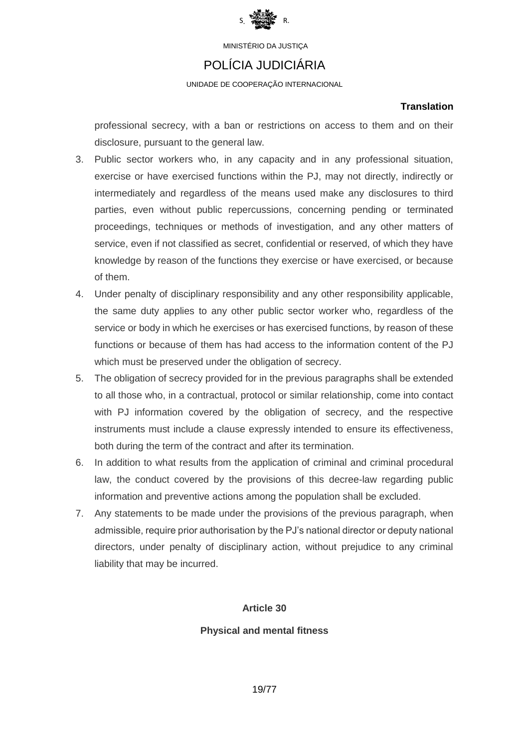professional secrecy, with a ban or restrictions on access to them and on their disclosure, pursuant to the general law.

3. Public sector workers who, in any capacity and in any professional situation, exercise or have exercised functions within the PJ, may not directly, indirectly or intermediately and regardless of the means used make any disclosures to third parties, even without public repercussions, concerning pending or terminated proceedings, techniques or methods of investigation, and any other matters of service, even if not classified as secret, confidential or reserved, of which they have knowledge by reason of the functions they exercise or have exercised, or because of them.
4. Under penalty of disciplinary responsibility and any other responsibility applicable, the same duty applies to any other public sector worker who, regardless of the service or body in which he exercises or has exercised functions, by reason of these functions or because of them has had access to the information content of the PJ which must be preserved under the obligation of secrecy.
5. The obligation of secrecy provided for in the previous paragraphs shall be extended to all those who, in a contractual, protocol or similar relationship, come into contact with PJ information covered by the obligation of secrecy, and the respective instruments must include a clause expressly intended to ensure its effectiveness, both during the term of the contract and after its termination.
6. In addition to what results from the application of criminal and criminal procedural law, the conduct covered by the provisions of this decree-law regarding public information and preventive actions among the population shall be excluded.
7. Any statements to be made under the provisions of the previous paragraph, when admissible, require prior authorisation by the PJ's national director or deputy national directors, under penalty of disciplinary action, without prejudice to any criminal liability that may be incurred.

## Article 30

## Physical and mental fitness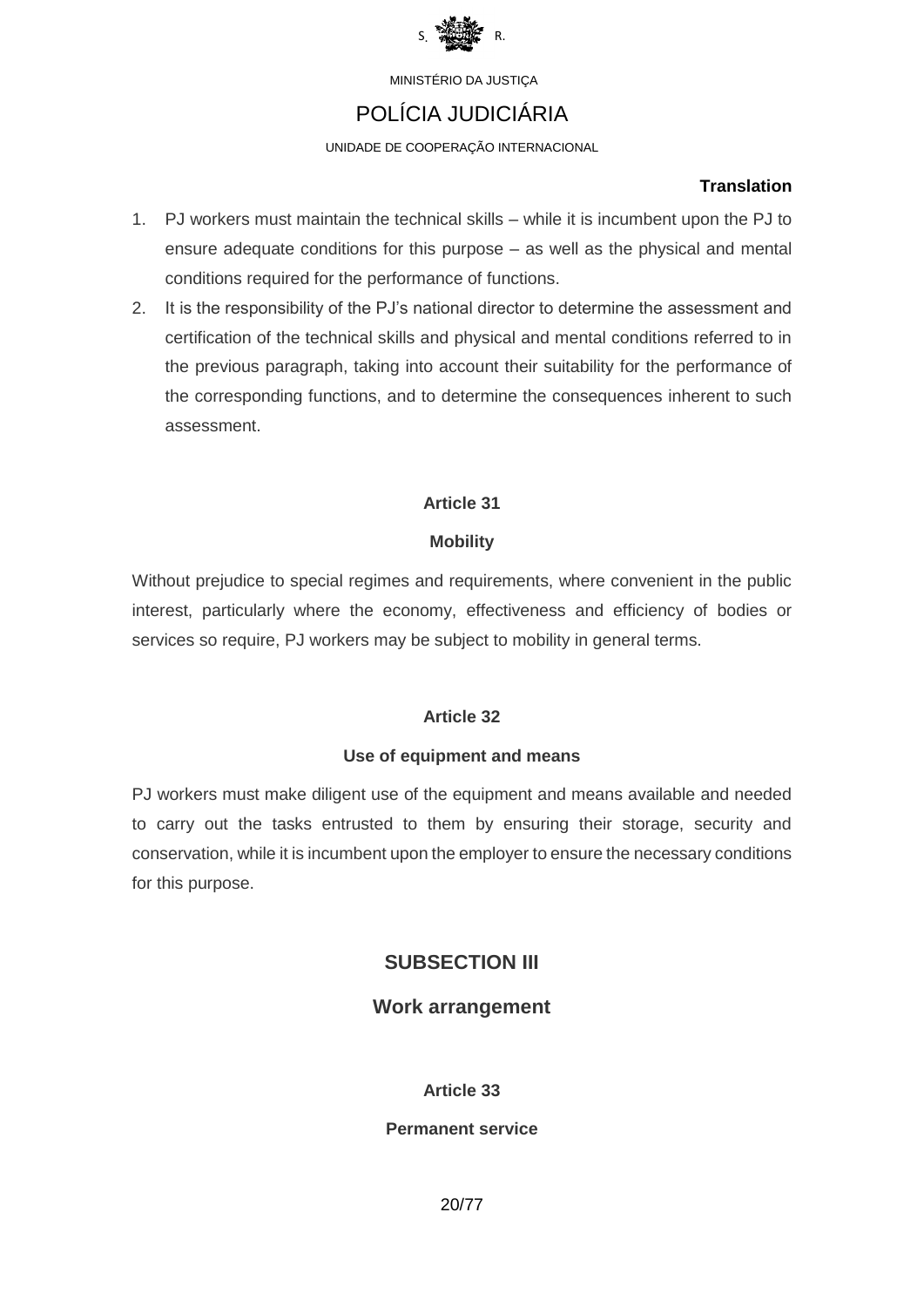1. PJ workers must maintain the technical skills – while it is incumbent upon the PJ to ensure adequate conditions for this purpose – as well as the physical and mental conditions required for the performance of functions.
2. It is the responsibility of the PJ's national director to determine the assessment and certification of the technical skills and physical and mental conditions referred to in the previous paragraph, taking into account their suitability for the performance of the corresponding functions, and to determine the consequences inherent to such assessment.

### Article 31

### Mobility

Without prejudice to special regimes and requirements, where convenient in the public interest, particularly where the economy, effectiveness and efficiency of bodies or services so require, PJ workers may be subject to mobility in general terms.

### Article 32

### Use of equipment and means

PJ workers must make diligent use of the equipment and means available and needed to carry out the tasks entrusted to them by ensuring their storage, security and conservation, while it is incumbent upon the employer to ensure the necessary conditions for this purpose.

## SUBSECTION III

## Work arrangement

### Article 33

### Permanent service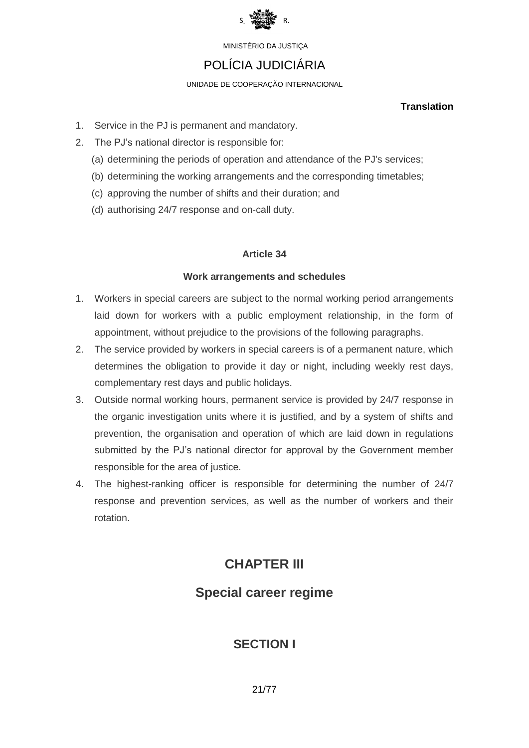**Translation**

1. Service in the PJ is permanent and mandatory.
2. The PJ's national director is responsible for:
   (a) determining the periods of operation and attendance of the PJ's services;
   (b) determining the working arrangements and the corresponding timetables;
   (c) approving the number of shifts and their duration; and
   (d) authorising 24/7 response and on-call duty.

### Article 34

#### Work arrangements and schedules

1. Workers in special careers are subject to the normal working period arrangements laid down for workers with a public employment relationship, in the form of appointment, without prejudice to the provisions of the following paragraphs.
2. The service provided by workers in special careers is of a permanent nature, which determines the obligation to provide it day or night, including weekly rest days, complementary rest days and public holidays.
3. Outside normal working hours, permanent service is provided by 24/7 response in the organic investigation units where it is justified, and by a system of shifts and prevention, the organisation and operation of which are laid down in regulations submitted by the PJ's national director for approval by the Government member responsible for the area of justice.
4. The highest-ranking officer is responsible for determining the number of 24/7 response and prevention services, as well as the number of workers and their rotation.

## CHAPTER III

## Special career regime

### SECTION I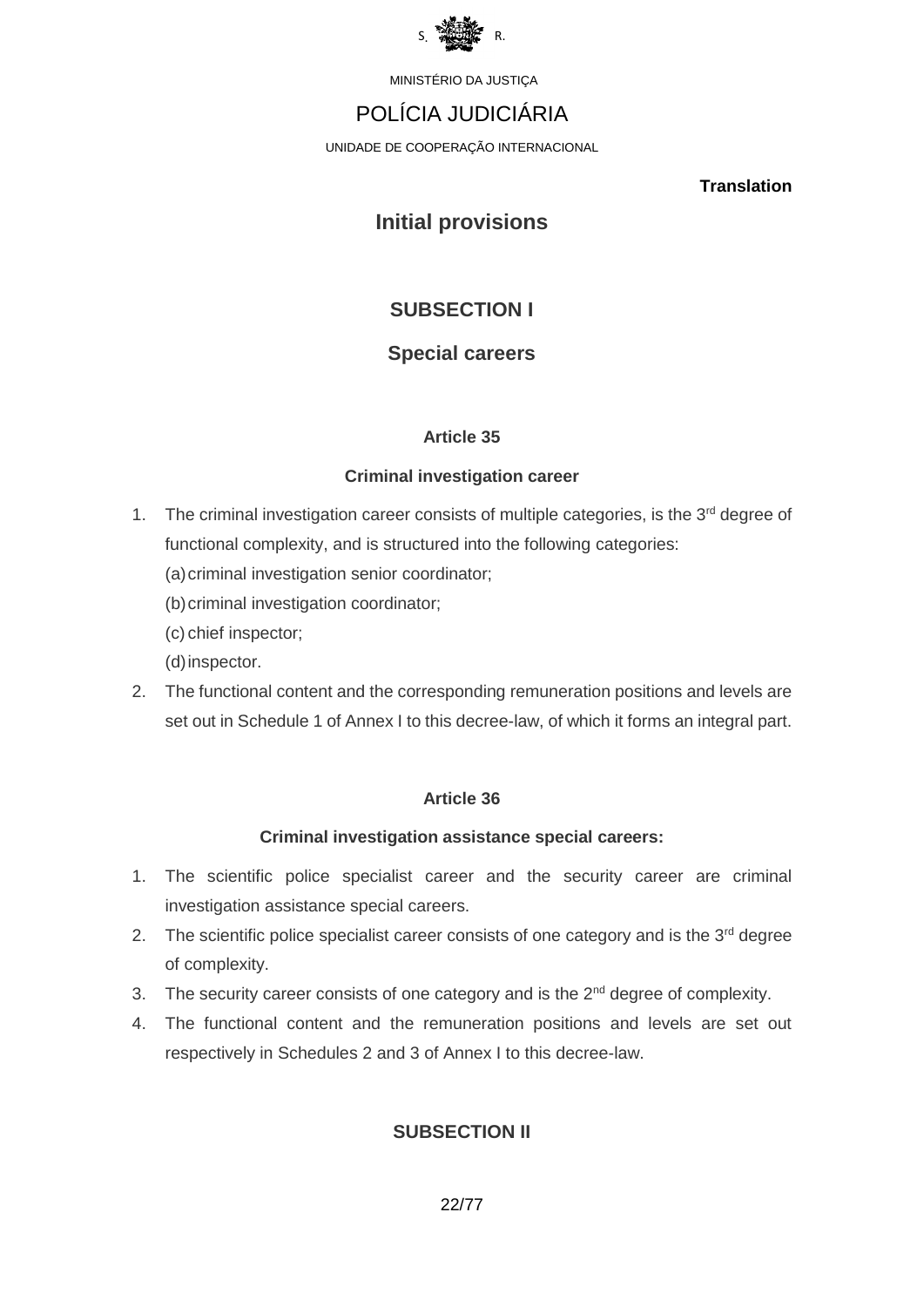MINISTÉRIO DA JUSTIÇA

POLÍCIA JUDICIÁRIA

UNIDADE DE COOPERAÇÃO INTERNACIONAL

**Translation**

## Initial provisions

## SUBSECTION I

## Special careers

### Article 35

### Criminal investigation career

1. The criminal investigation career consists of multiple categories, is the 3rd degree of functional complexity, and is structured into the following categories:
   (a) criminal investigation senior coordinator;
   (b) criminal investigation coordinator;
   (c) chief inspector;
   (d) inspector.
2. The functional content and the corresponding remuneration positions and levels are set out in Schedule 1 of Annex I to this decree-law, of which it forms an integral part.

### Article 36

### Criminal investigation assistance special careers:

1. The scientific police specialist career and the security career are criminal investigation assistance special careers.
2. The scientific police specialist career consists of one category and is the 3rd degree of complexity.
3. The security career consists of one category and is the 2nd degree of complexity.
4. The functional content and the remuneration positions and levels are set out respectively in Schedules 2 and 3 of Annex I to this decree-law.

## SUBSECTION II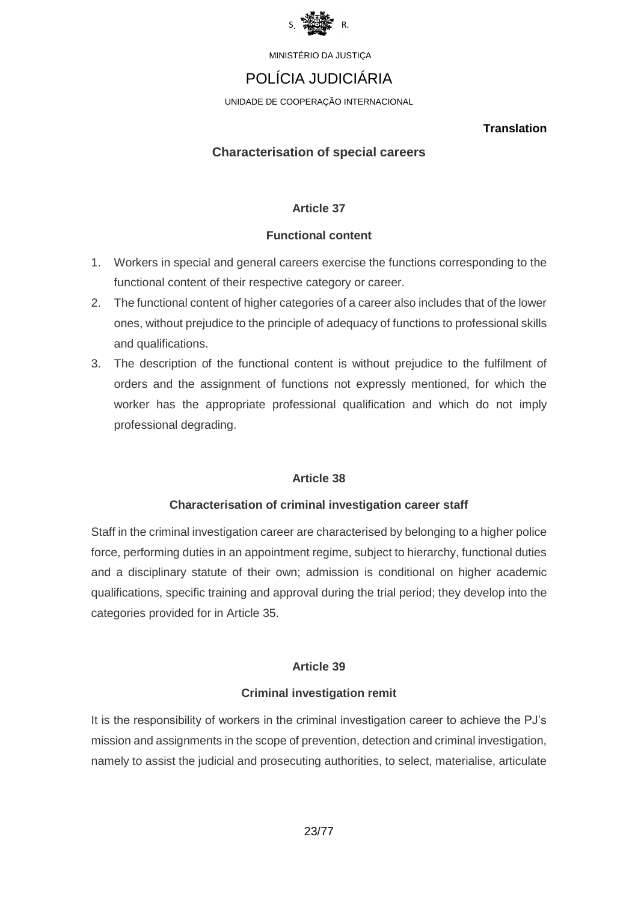**Translation**

## Characterisation of special careers

### Article 37

### Functional content

1. Workers in special and general careers exercise the functions corresponding to the functional content of their respective category or career.
2. The functional content of higher categories of a career also includes that of the lower ones, without prejudice to the principle of adequacy of functions to professional skills and qualifications.
3. The description of the functional content is without prejudice to the fulfilment of orders and the assignment of functions not expressly mentioned, for which the worker has the appropriate professional qualification and which do not imply professional degrading.

### Article 38

### Characterisation of criminal investigation career staff

Staff in the criminal investigation career are characterised by belonging to a higher police force, performing duties in an appointment regime, subject to hierarchy, functional duties and a disciplinary statute of their own; admission is conditional on higher academic qualifications, specific training and approval during the trial period; they develop into the categories provided for in Article 35.

### Article 39

### Criminal investigation remit

It is the responsibility of workers in the criminal investigation career to achieve the PJ's mission and assignments in the scope of prevention, detection and criminal investigation, namely to assist the judicial and prosecuting authorities, to select, materialise, articulate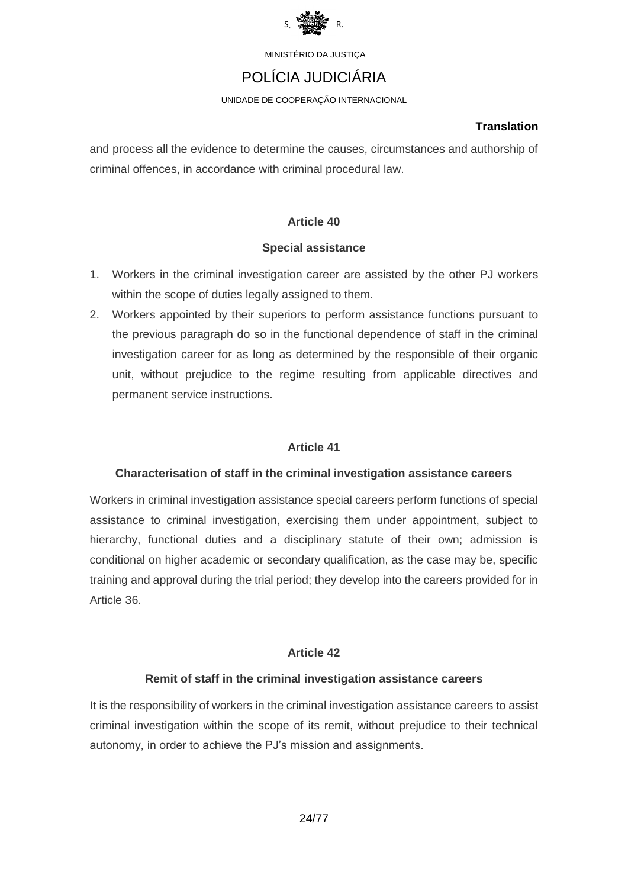and process all the evidence to determine the causes, circumstances and authorship of criminal offences, in accordance with criminal procedural law.

### Article 40

### Special assistance

1. Workers in the criminal investigation career are assisted by the other PJ workers within the scope of duties legally assigned to them.
2. Workers appointed by their superiors to perform assistance functions pursuant to the previous paragraph do so in the functional dependence of staff in the criminal investigation career for as long as determined by the responsible of their organic unit, without prejudice to the regime resulting from applicable directives and permanent service instructions.

### Article 41

### Characterisation of staff in the criminal investigation assistance careers

Workers in criminal investigation assistance special careers perform functions of special assistance to criminal investigation, exercising them under appointment, subject to hierarchy, functional duties and a disciplinary statute of their own; admission is conditional on higher academic or secondary qualification, as the case may be, specific training and approval during the trial period; they develop into the careers provided for in Article 36.

### Article 42

### Remit of staff in the criminal investigation assistance careers

It is the responsibility of workers in the criminal investigation assistance careers to assist criminal investigation within the scope of its remit, without prejudice to their technical autonomy, in order to achieve the PJ's mission and assignments.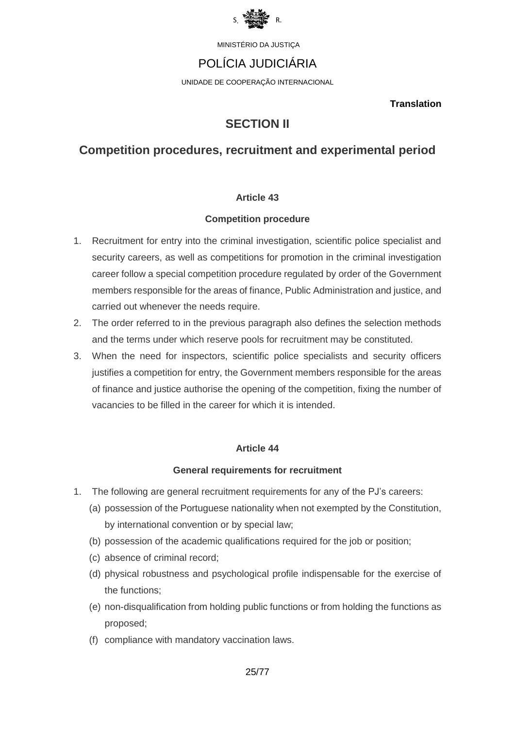MINISTÉRIO DA JUSTIÇA

POLÍCIA JUDICIÁRIA

UNIDADE DE COOPERAÇÃO INTERNACIONAL

**Translation**

## SECTION II

## Competition procedures, recruitment and experimental period

### Article 43

### Competition procedure

1. Recruitment for entry into the criminal investigation, scientific police specialist and security careers, as well as competitions for promotion in the criminal investigation career follow a special competition procedure regulated by order of the Government members responsible for the areas of finance, Public Administration and justice, and carried out whenever the needs require.
2. The order referred to in the previous paragraph also defines the selection methods and the terms under which reserve pools for recruitment may be constituted.
3. When the need for inspectors, scientific police specialists and security officers justifies a competition for entry, the Government members responsible for the areas of finance and justice authorise the opening of the competition, fixing the number of vacancies to be filled in the career for which it is intended.

### Article 44

### General requirements for recruitment

1. The following are general recruitment requirements for any of the PJ's careers:
   (a) possession of the Portuguese nationality when not exempted by the Constitution, by international convention or by special law;
   (b) possession of the academic qualifications required for the job or position;
   (c) absence of criminal record;
   (d) physical robustness and psychological profile indispensable for the exercise of the functions;
   (e) non-disqualification from holding public functions or from holding the functions as proposed;
   (f) compliance with mandatory vaccination laws.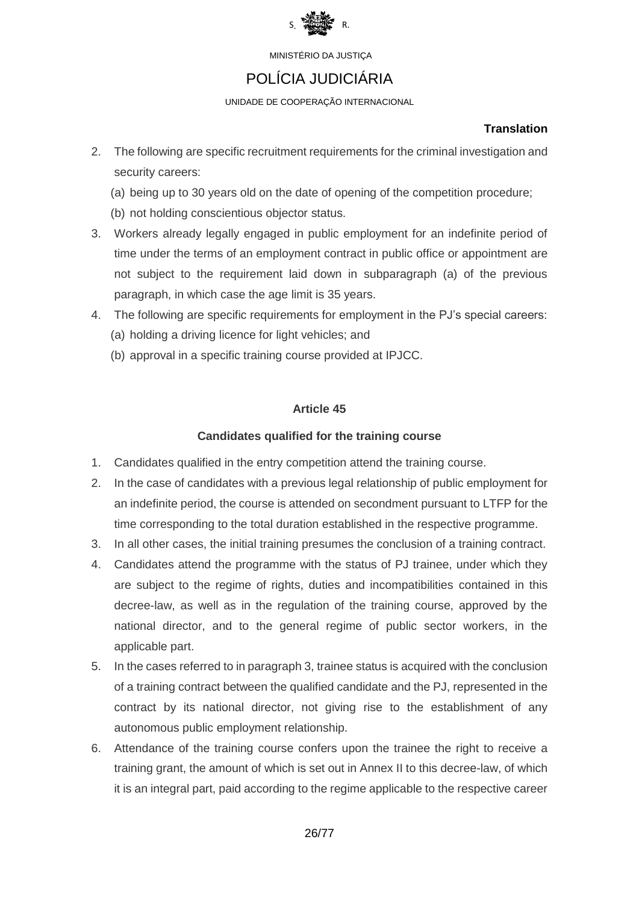**Translation**

2. The following are specific recruitment requirements for the criminal investigation and security careers:
   (a) being up to 30 years old on the date of opening of the competition procedure;
   (b) not holding conscientious objector status.
3. Workers already legally engaged in public employment for an indefinite period of time under the terms of an employment contract in public office or appointment are not subject to the requirement laid down in subparagraph (a) of the previous paragraph, in which case the age limit is 35 years.
4. The following are specific requirements for employment in the PJ's special careers:
   (a) holding a driving licence for light vehicles; and
   (b) approval in a specific training course provided at IPJCC.

### Article 45

### Candidates qualified for the training course

1. Candidates qualified in the entry competition attend the training course.
2. In the case of candidates with a previous legal relationship of public employment for an indefinite period, the course is attended on secondment pursuant to LTFP for the time corresponding to the total duration established in the respective programme.
3. In all other cases, the initial training presumes the conclusion of a training contract.
4. Candidates attend the programme with the status of PJ trainee, under which they are subject to the regime of rights, duties and incompatibilities contained in this decree-law, as well as in the regulation of the training course, approved by the national director, and to the general regime of public sector workers, in the applicable part.
5. In the cases referred to in paragraph 3, trainee status is acquired with the conclusion of a training contract between the qualified candidate and the PJ, represented in the contract by its national director, not giving rise to the establishment of any autonomous public employment relationship.
6. Attendance of the training course confers upon the trainee the right to receive a training grant, the amount of which is set out in Annex II to this decree-law, of which it is an integral part, paid according to the regime applicable to the respective career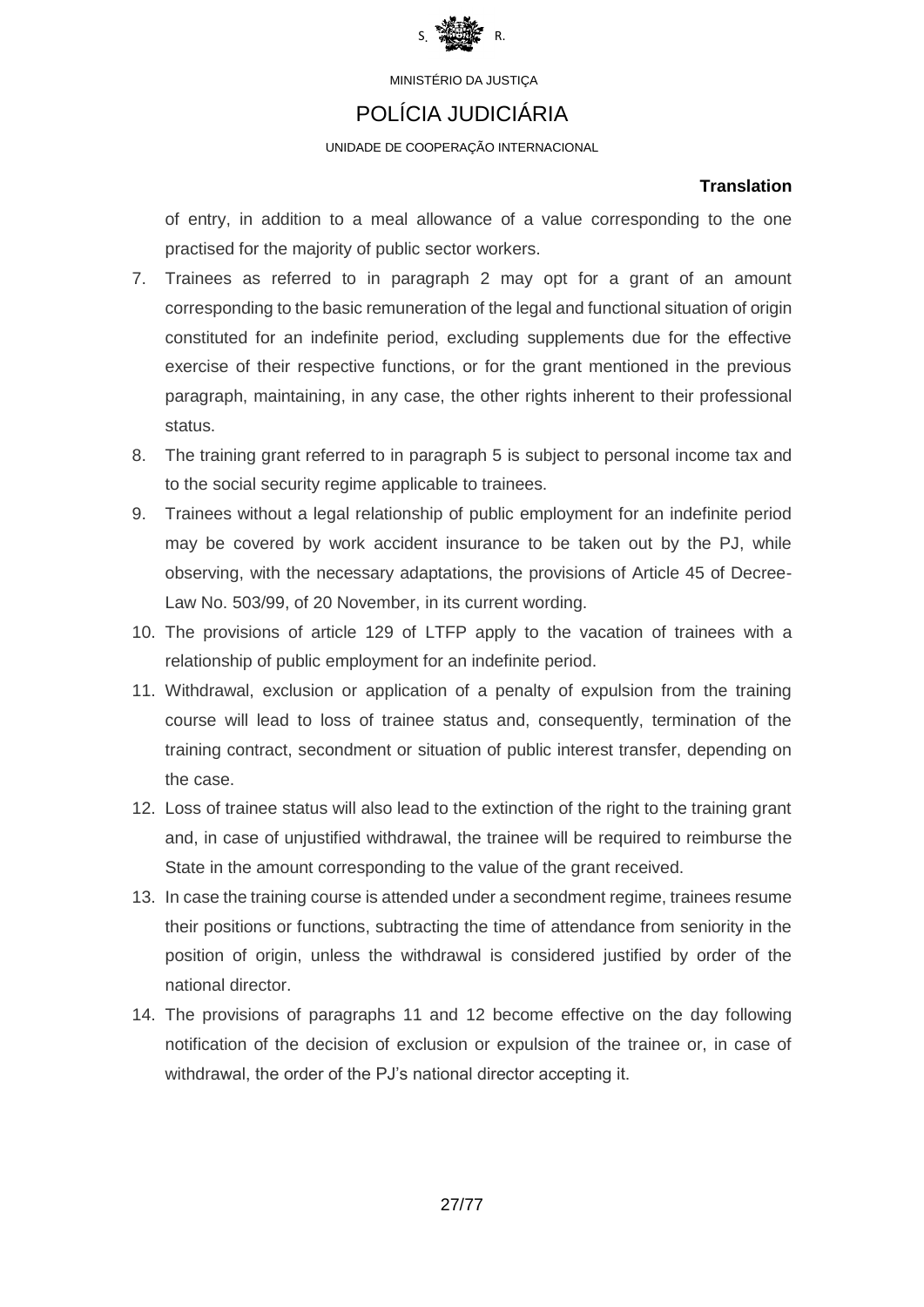**Translation**

of entry, in addition to a meal allowance of a value corresponding to the one practised for the majority of public sector workers.

7. Trainees as referred to in paragraph 2 may opt for a grant of an amount corresponding to the basic remuneration of the legal and functional situation of origin constituted for an indefinite period, excluding supplements due for the effective exercise of their respective functions, or for the grant mentioned in the previous paragraph, maintaining, in any case, the other rights inherent to their professional status.
8. The training grant referred to in paragraph 5 is subject to personal income tax and to the social security regime applicable to trainees.
9. Trainees without a legal relationship of public employment for an indefinite period may be covered by work accident insurance to be taken out by the PJ, while observing, with the necessary adaptations, the provisions of Article 45 of Decree-Law No. 503/99, of 20 November, in its current wording.
10. The provisions of article 129 of LTFP apply to the vacation of trainees with a relationship of public employment for an indefinite period.
11. Withdrawal, exclusion or application of a penalty of expulsion from the training course will lead to loss of trainee status and, consequently, termination of the training contract, secondment or situation of public interest transfer, depending on the case.
12. Loss of trainee status will also lead to the extinction of the right to the training grant and, in case of unjustified withdrawal, the trainee will be required to reimburse the State in the amount corresponding to the value of the grant received.
13. In case the training course is attended under a secondment regime, trainees resume their positions or functions, subtracting the time of attendance from seniority in the position of origin, unless the withdrawal is considered justified by order of the national director.
14. The provisions of paragraphs 11 and 12 become effective on the day following notification of the decision of exclusion or expulsion of the trainee or, in case of withdrawal, the order of the PJ's national director accepting it.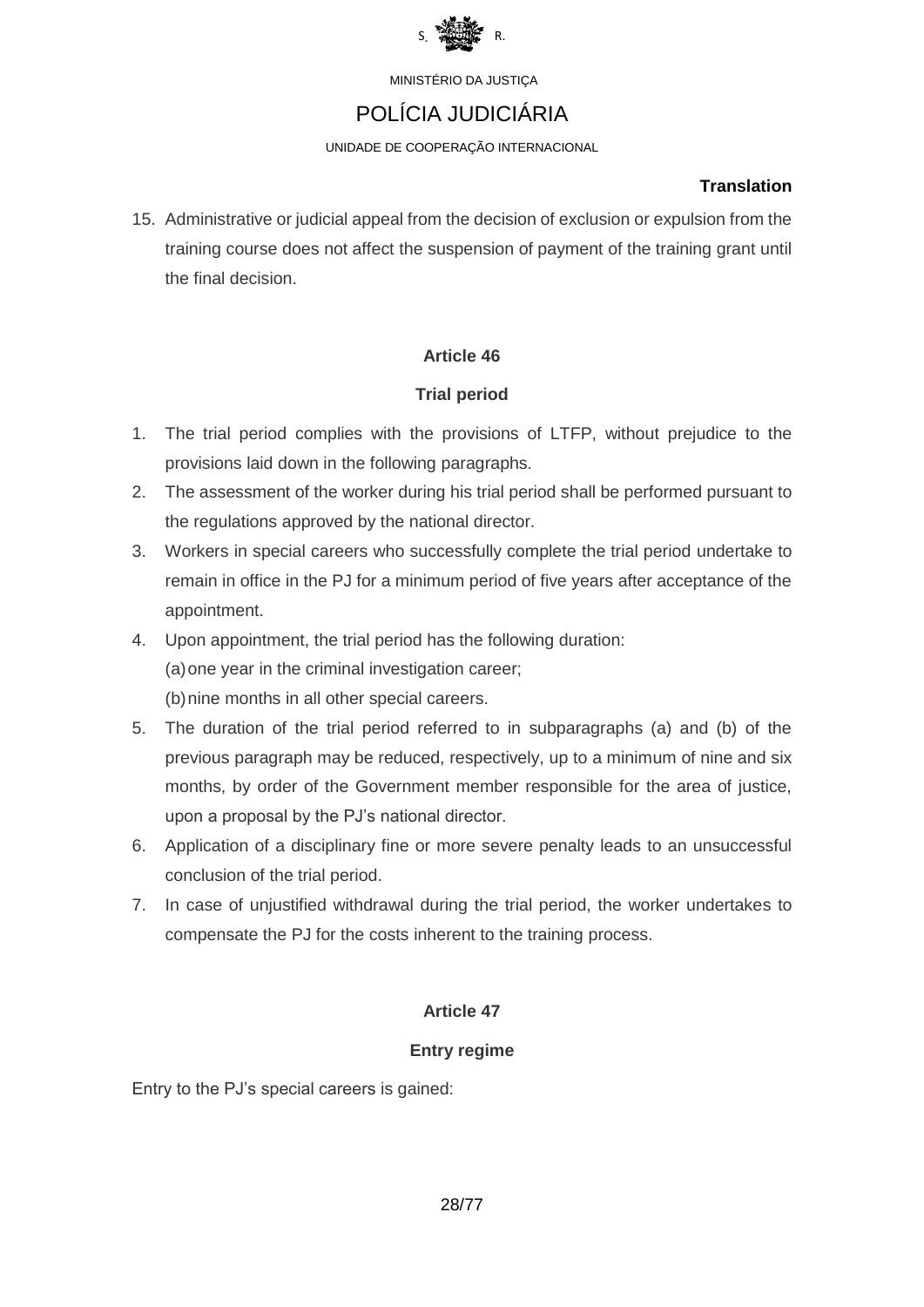15. Administrative or judicial appeal from the decision of exclusion or expulsion from the training course does not affect the suspension of payment of the training grant until the final decision.

### Article 46

### Trial period

1. The trial period complies with the provisions of LTFP, without prejudice to the provisions laid down in the following paragraphs.
2. The assessment of the worker during his trial period shall be performed pursuant to the regulations approved by the national director.
3. Workers in special careers who successfully complete the trial period undertake to remain in office in the PJ for a minimum period of five years after acceptance of the appointment.
4. Upon appointment, the trial period has the following duration:
   (a) one year in the criminal investigation career;
   (b) nine months in all other special careers.
5. The duration of the trial period referred to in subparagraphs (a) and (b) of the previous paragraph may be reduced, respectively, up to a minimum of nine and six months, by order of the Government member responsible for the area of justice, upon a proposal by the PJ's national director.
6. Application of a disciplinary fine or more severe penalty leads to an unsuccessful conclusion of the trial period.
7. In case of unjustified withdrawal during the trial period, the worker undertakes to compensate the PJ for the costs inherent to the training process.

### Article 47

### Entry regime

Entry to the PJ's special careers is gained: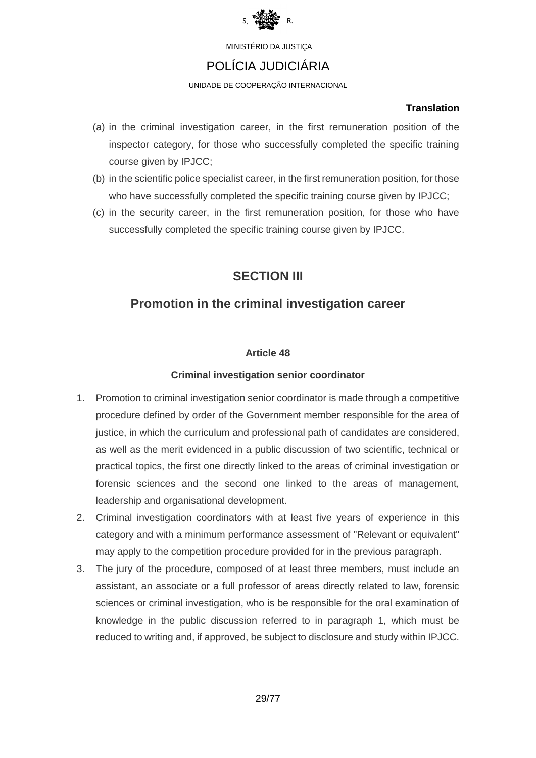(a) in the criminal investigation career, in the first remuneration position of the inspector category, for those who successfully completed the specific training course given by IPJCC;

(b) in the scientific police specialist career, in the first remuneration position, for those who have successfully completed the specific training course given by IPJCC;

(c) in the security career, in the first remuneration position, for those who have successfully completed the specific training course given by IPJCC.

## SECTION III

## Promotion in the criminal investigation career

### Article 48

### Criminal investigation senior coordinator

1. Promotion to criminal investigation senior coordinator is made through a competitive procedure defined by order of the Government member responsible for the area of justice, in which the curriculum and professional path of candidates are considered, as well as the merit evidenced in a public discussion of two scientific, technical or practical topics, the first one directly linked to the areas of criminal investigation or forensic sciences and the second one linked to the areas of management, leadership and organisational development.
2. Criminal investigation coordinators with at least five years of experience in this category and with a minimum performance assessment of "Relevant or equivalent" may apply to the competition procedure provided for in the previous paragraph.
3. The jury of the procedure, composed of at least three members, must include an assistant, an associate or a full professor of areas directly related to law, forensic sciences or criminal investigation, who is be responsible for the oral examination of knowledge in the public discussion referred to in paragraph 1, which must be reduced to writing and, if approved, be subject to disclosure and study within IPJCC.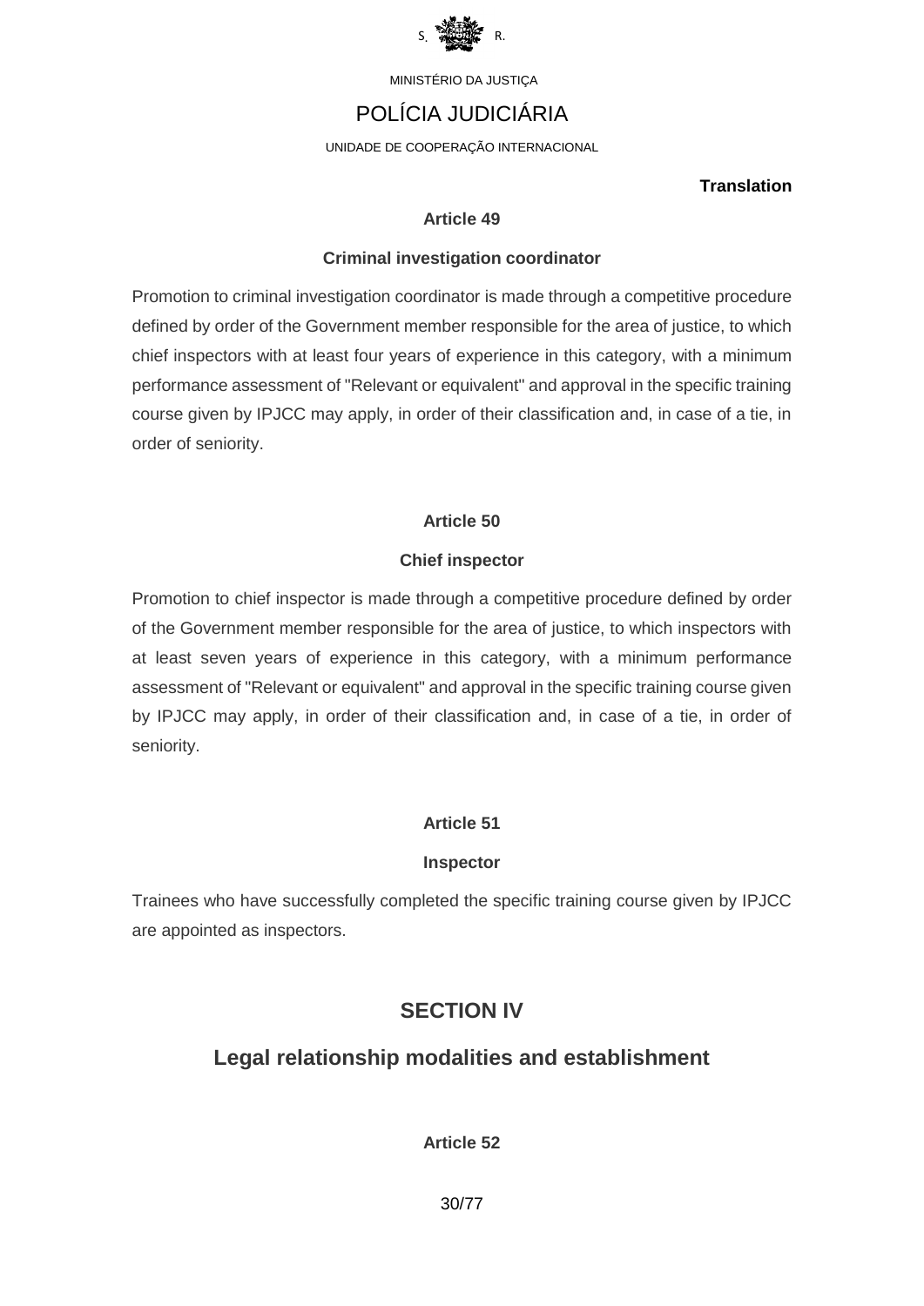**Translation**

### Article 49

### Criminal investigation coordinator

Promotion to criminal investigation coordinator is made through a competitive procedure defined by order of the Government member responsible for the area of justice, to which chief inspectors with at least four years of experience in this category, with a minimum performance assessment of "Relevant or equivalent" and approval in the specific training course given by IPJCC may apply, in order of their classification and, in case of a tie, in order of seniority.

### Article 50

### Chief inspector

Promotion to chief inspector is made through a competitive procedure defined by order of the Government member responsible for the area of justice, to which inspectors with at least seven years of experience in this category, with a minimum performance assessment of "Relevant or equivalent" and approval in the specific training course given by IPJCC may apply, in order of their classification and, in case of a tie, in order of seniority.

### Article 51

### Inspector

Trainees who have successfully completed the specific training course given by IPJCC are appointed as inspectors.

## SECTION IV

## Legal relationship modalities and establishment

### Article 52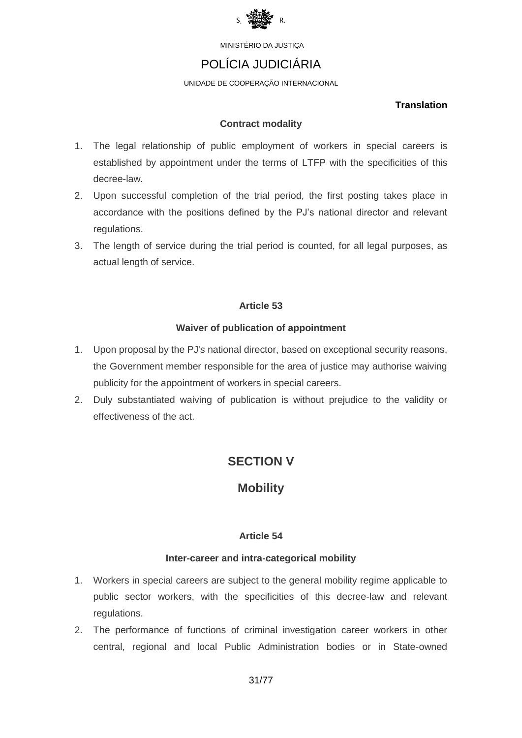**Translation**

**Contract modality**

1. The legal relationship of public employment of workers in special careers is established by appointment under the terms of LTFP with the specificities of this decree-law.
2. Upon successful completion of the trial period, the first posting takes place in accordance with the positions defined by the PJ's national director and relevant regulations.
3. The length of service during the trial period is counted, for all legal purposes, as actual length of service.

### Article 53

**Waiver of publication of appointment**

1. Upon proposal by the PJ's national director, based on exceptional security reasons, the Government member responsible for the area of justice may authorise waiving publicity for the appointment of workers in special careers.
2. Duly substantiated waiving of publication is without prejudice to the validity or effectiveness of the act.

## SECTION V

## Mobility

### Article 54

**Inter-career and intra-categorical mobility**

1. Workers in special careers are subject to the general mobility regime applicable to public sector workers, with the specificities of this decree-law and relevant regulations.
2. The performance of functions of criminal investigation career workers in other central, regional and local Public Administration bodies or in State-owned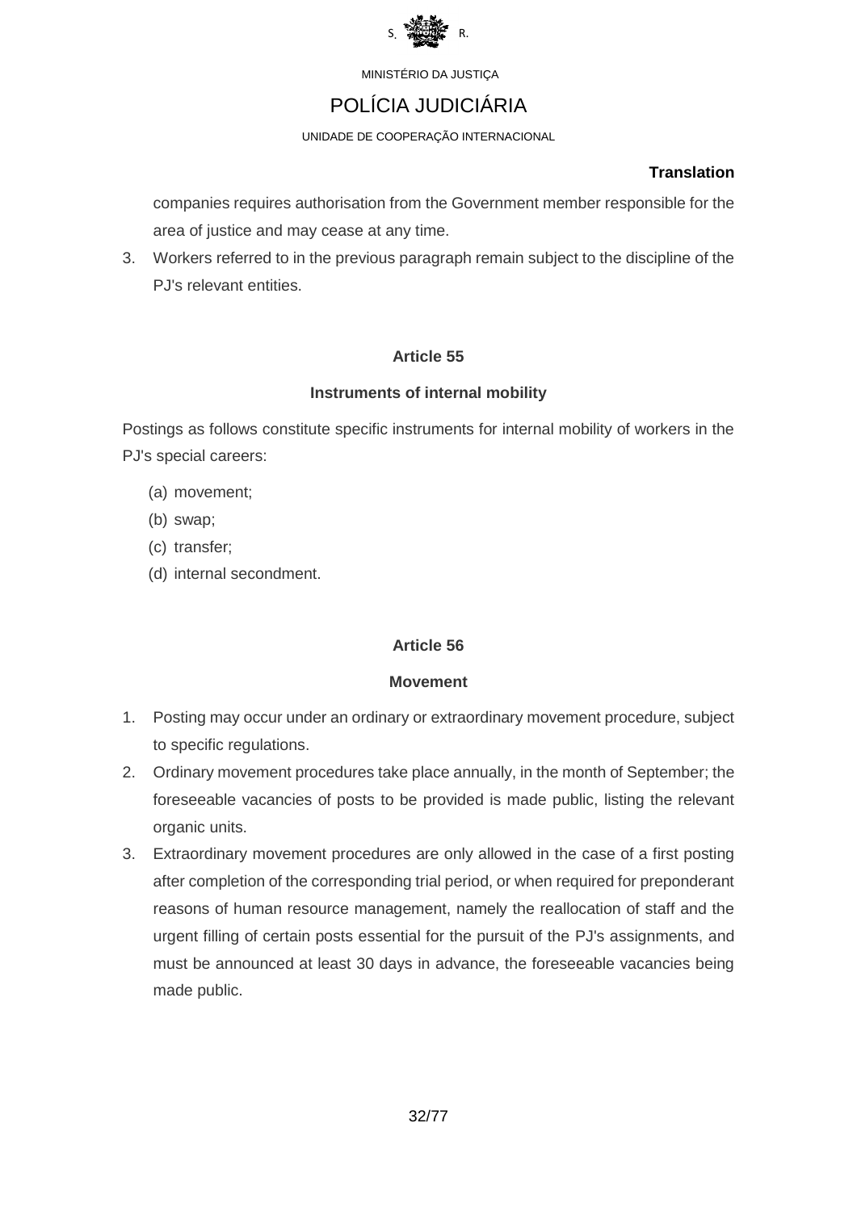companies requires authorisation from the Government member responsible for the area of justice and may cease at any time.

3. Workers referred to in the previous paragraph remain subject to the discipline of the PJ's relevant entities.

### Article 55

### Instruments of internal mobility

Postings as follows constitute specific instruments for internal mobility of workers in the PJ's special careers:

(a) movement;
(b) swap;
(c) transfer;
(d) internal secondment.

### Article 56

### Movement

1. Posting may occur under an ordinary or extraordinary movement procedure, subject to specific regulations.
2. Ordinary movement procedures take place annually, in the month of September; the foreseeable vacancies of posts to be provided is made public, listing the relevant organic units.
3. Extraordinary movement procedures are only allowed in the case of a first posting after completion of the corresponding trial period, or when required for preponderant reasons of human resource management, namely the reallocation of staff and the urgent filling of certain posts essential for the pursuit of the PJ's assignments, and must be announced at least 30 days in advance, the foreseeable vacancies being made public.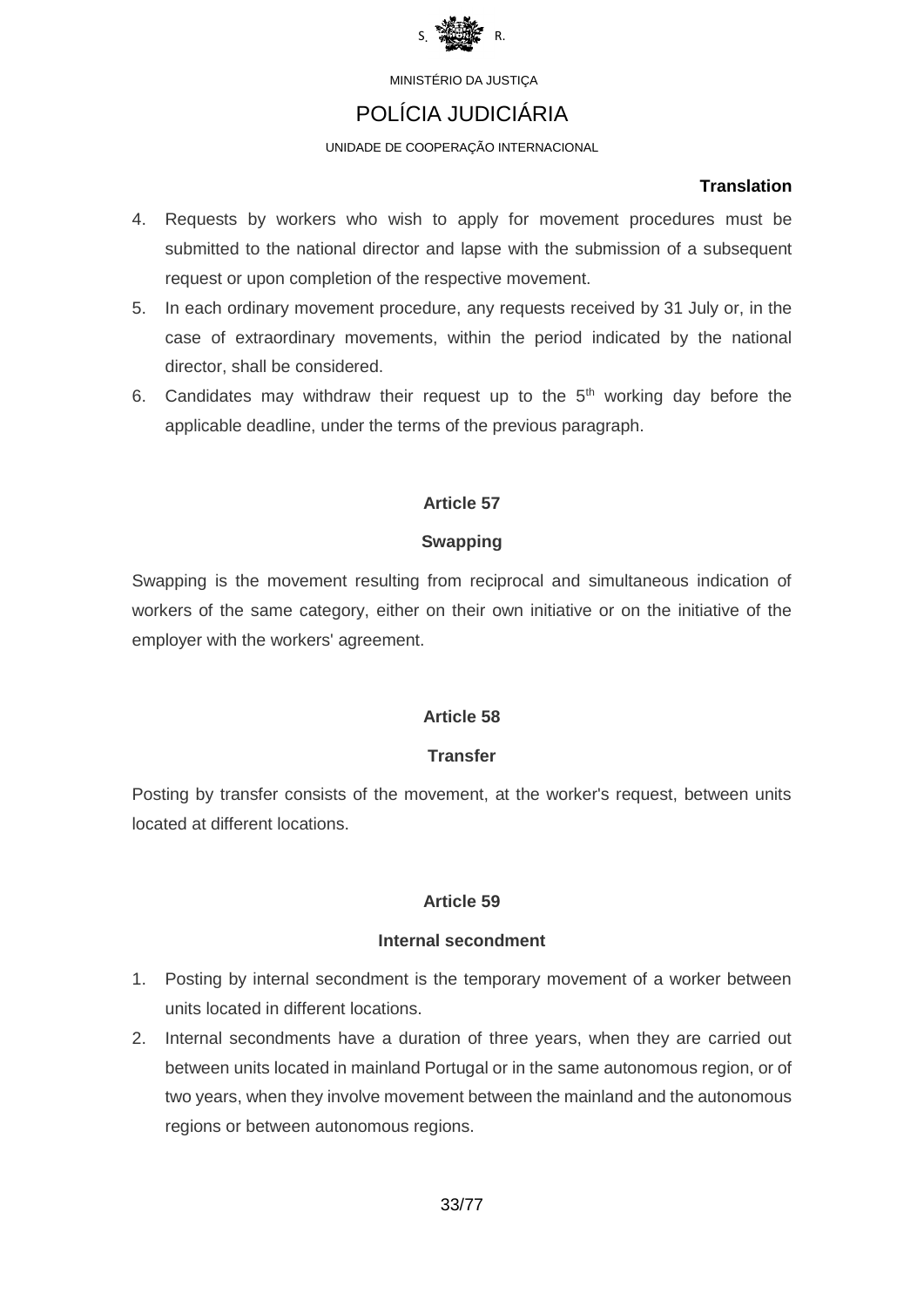**Translation**

4. Requests by workers who wish to apply for movement procedures must be submitted to the national director and lapse with the submission of a subsequent request or upon completion of the respective movement.
5. In each ordinary movement procedure, any requests received by 31 July or, in the case of extraordinary movements, within the period indicated by the national director, shall be considered.
6. Candidates may withdraw their request up to the 5th working day before the applicable deadline, under the terms of the previous paragraph.

### Article 57

### Swapping

Swapping is the movement resulting from reciprocal and simultaneous indication of workers of the same category, either on their own initiative or on the initiative of the employer with the workers' agreement.

### Article 58

### Transfer

Posting by transfer consists of the movement, at the worker's request, between units located at different locations.

### Article 59

### Internal secondment

1. Posting by internal secondment is the temporary movement of a worker between units located in different locations.
2. Internal secondments have a duration of three years, when they are carried out between units located in mainland Portugal or in the same autonomous region, or of two years, when they involve movement between the mainland and the autonomous regions or between autonomous regions.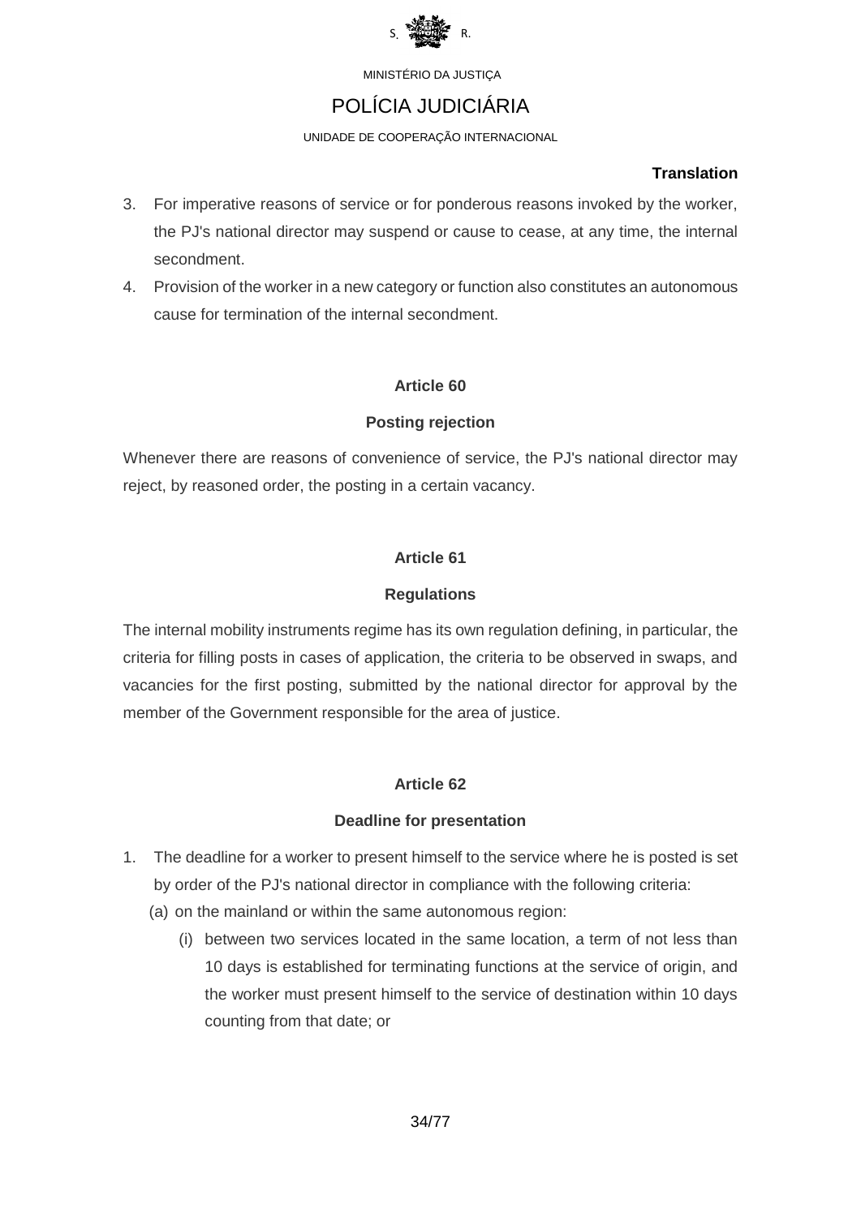**Translation**

3. For imperative reasons of service or for ponderous reasons invoked by the worker, the PJ's national director may suspend or cause to cease, at any time, the internal secondment.
4. Provision of the worker in a new category or function also constitutes an autonomous cause for termination of the internal secondment.

### Article 60

### Posting rejection

Whenever there are reasons of convenience of service, the PJ's national director may reject, by reasoned order, the posting in a certain vacancy.

### Article 61

### Regulations

The internal mobility instruments regime has its own regulation defining, in particular, the criteria for filling posts in cases of application, the criteria to be observed in swaps, and vacancies for the first posting, submitted by the national director for approval by the member of the Government responsible for the area of justice.

### Article 62

### Deadline for presentation

1. The deadline for a worker to present himself to the service where he is posted is set by order of the PJ's national director in compliance with the following criteria:
   (a) on the mainland or within the same autonomous region:
      (i) between two services located in the same location, a term of not less than 10 days is established for terminating functions at the service of origin, and the worker must present himself to the service of destination within 10 days counting from that date; or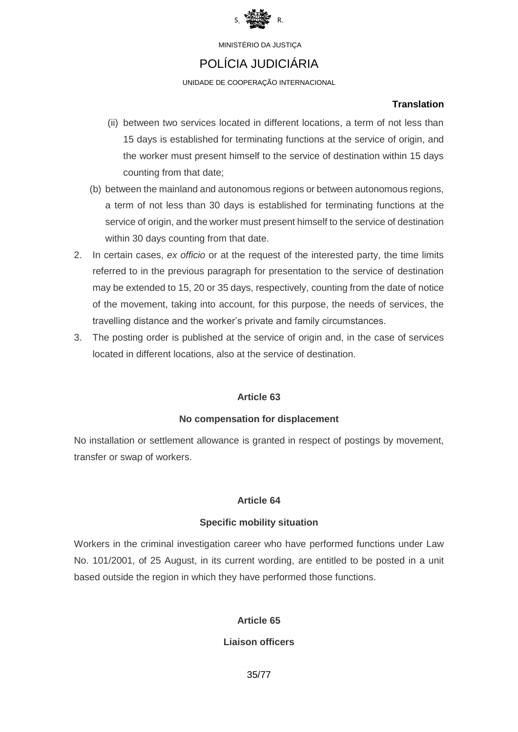**Translation**

(ii) between two services located in different locations, a term of not less than 15 days is established for terminating functions at the service of origin, and the worker must present himself to the service of destination within 15 days counting from that date;

(b) between the mainland and autonomous regions or between autonomous regions, a term of not less than 30 days is established for terminating functions at the service of origin, and the worker must present himself to the service of destination within 30 days counting from that date.

2. In certain cases, *ex officio* or at the request of the interested party, the time limits referred to in the previous paragraph for presentation to the service of destination may be extended to 15, 20 or 35 days, respectively, counting from the date of notice of the movement, taking into account, for this purpose, the needs of services, the travelling distance and the worker's private and family circumstances.
3. The posting order is published at the service of origin and, in the case of services located in different locations, also at the service of destination.

**Article 63**

**No compensation for displacement**

No installation or settlement allowance is granted in respect of postings by movement, transfer or swap of workers.

**Article 64**

**Specific mobility situation**

Workers in the criminal investigation career who have performed functions under Law No. 101/2001, of 25 August, in its current wording, are entitled to be posted in a unit based outside the region in which they have performed those functions.

**Article 65**

**Liaison officers**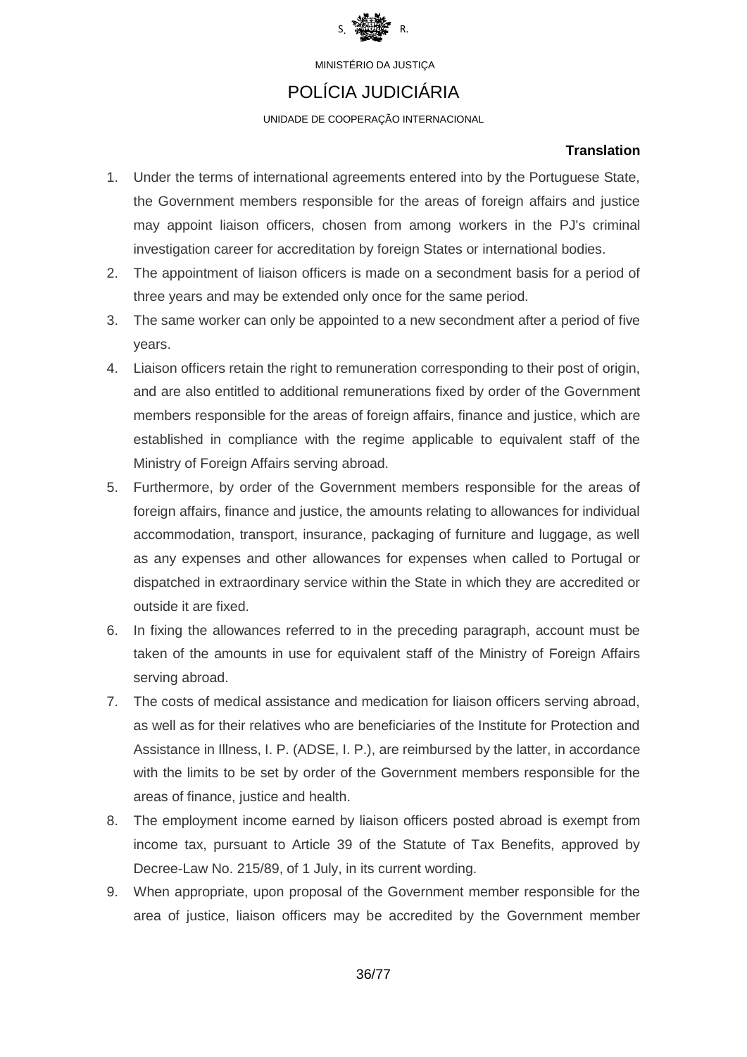MINISTÉRIO DA JUSTIÇA

# POLÍCIA JUDICIÁRIA

UNIDADE DE COOPERAÇÃO INTERNACIONAL

**Translation**

1. Under the terms of international agreements entered into by the Portuguese State, the Government members responsible for the areas of foreign affairs and justice may appoint liaison officers, chosen from among workers in the PJ's criminal investigation career for accreditation by foreign States or international bodies.
2. The appointment of liaison officers is made on a secondment basis for a period of three years and may be extended only once for the same period.
3. The same worker can only be appointed to a new secondment after a period of five years.
4. Liaison officers retain the right to remuneration corresponding to their post of origin, and are also entitled to additional remunerations fixed by order of the Government members responsible for the areas of foreign affairs, finance and justice, which are established in compliance with the regime applicable to equivalent staff of the Ministry of Foreign Affairs serving abroad.
5. Furthermore, by order of the Government members responsible for the areas of foreign affairs, finance and justice, the amounts relating to allowances for individual accommodation, transport, insurance, packaging of furniture and luggage, as well as any expenses and other allowances for expenses when called to Portugal or dispatched in extraordinary service within the State in which they are accredited or outside it are fixed.
6. In fixing the allowances referred to in the preceding paragraph, account must be taken of the amounts in use for equivalent staff of the Ministry of Foreign Affairs serving abroad.
7. The costs of medical assistance and medication for liaison officers serving abroad, as well as for their relatives who are beneficiaries of the Institute for Protection and Assistance in Illness, I. P. (ADSE, I. P.), are reimbursed by the latter, in accordance with the limits to be set by order of the Government members responsible for the areas of finance, justice and health.
8. The employment income earned by liaison officers posted abroad is exempt from income tax, pursuant to Article 39 of the Statute of Tax Benefits, approved by Decree-Law No. 215/89, of 1 July, in its current wording.
9. When appropriate, upon proposal of the Government member responsible for the area of justice, liaison officers may be accredited by the Government member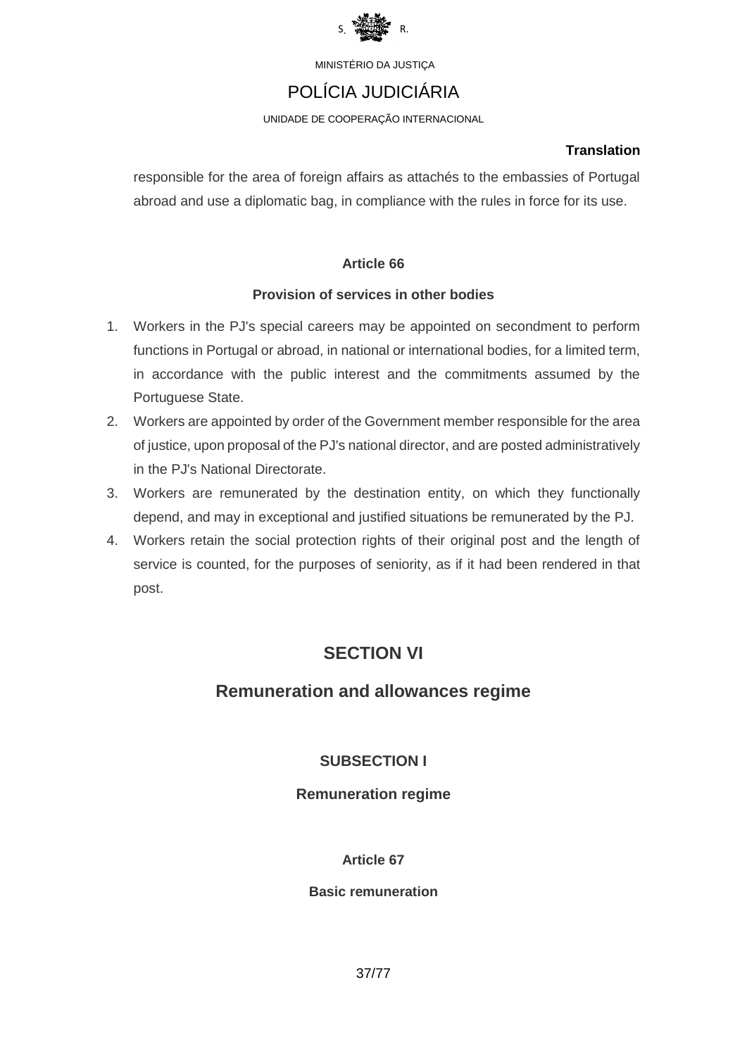responsible for the area of foreign affairs as attachés to the embassies of Portugal abroad and use a diplomatic bag, in compliance with the rules in force for its use.

### Article 66

### Provision of services in other bodies

1. Workers in the PJ's special careers may be appointed on secondment to perform functions in Portugal or abroad, in national or international bodies, for a limited term, in accordance with the public interest and the commitments assumed by the Portuguese State.
2. Workers are appointed by order of the Government member responsible for the area of justice, upon proposal of the PJ's national director, and are posted administratively in the PJ's National Directorate.
3. Workers are remunerated by the destination entity, on which they functionally depend, and may in exceptional and justified situations be remunerated by the PJ.
4. Workers retain the social protection rights of their original post and the length of service is counted, for the purposes of seniority, as if it had been rendered in that post.

## SECTION VI

## Remuneration and allowances regime

### SUBSECTION I

### Remuneration regime

### Article 67

### Basic remuneration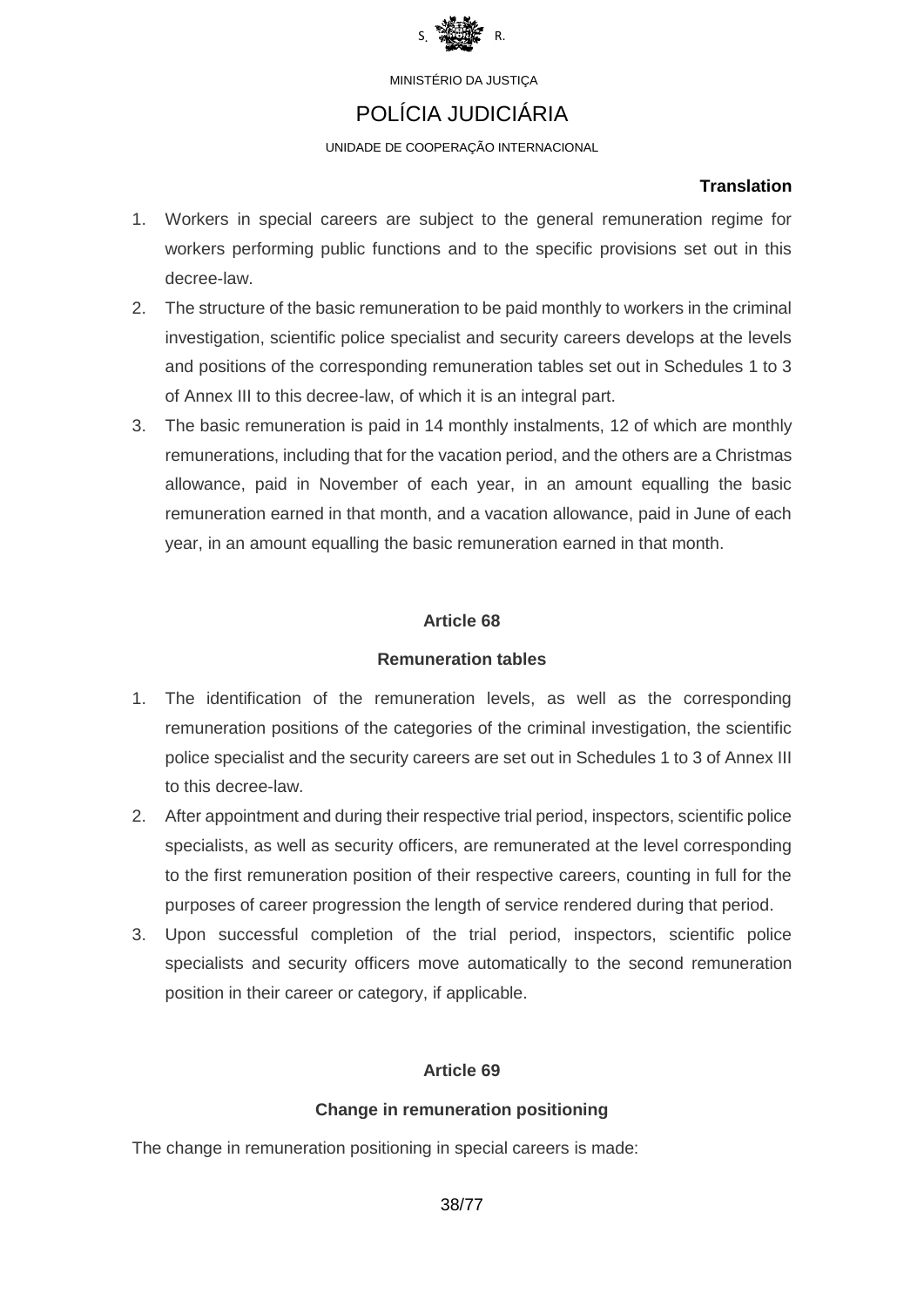**Translation**

1. Workers in special careers are subject to the general remuneration regime for workers performing public functions and to the specific provisions set out in this decree-law.
2. The structure of the basic remuneration to be paid monthly to workers in the criminal investigation, scientific police specialist and security careers develops at the levels and positions of the corresponding remuneration tables set out in Schedules 1 to 3 of Annex III to this decree-law, of which it is an integral part.
3. The basic remuneration is paid in 14 monthly instalments, 12 of which are monthly remunerations, including that for the vacation period, and the others are a Christmas allowance, paid in November of each year, in an amount equalling the basic remuneration earned in that month, and a vacation allowance, paid in June of each year, in an amount equalling the basic remuneration earned in that month.

### Article 68

### Remuneration tables

1. The identification of the remuneration levels, as well as the corresponding remuneration positions of the categories of the criminal investigation, the scientific police specialist and the security careers are set out in Schedules 1 to 3 of Annex III to this decree-law.
2. After appointment and during their respective trial period, inspectors, scientific police specialists, as well as security officers, are remunerated at the level corresponding to the first remuneration position of their respective careers, counting in full for the purposes of career progression the length of service rendered during that period.
3. Upon successful completion of the trial period, inspectors, scientific police specialists and security officers move automatically to the second remuneration position in their career or category, if applicable.

### Article 69

### Change in remuneration positioning

The change in remuneration positioning in special careers is made: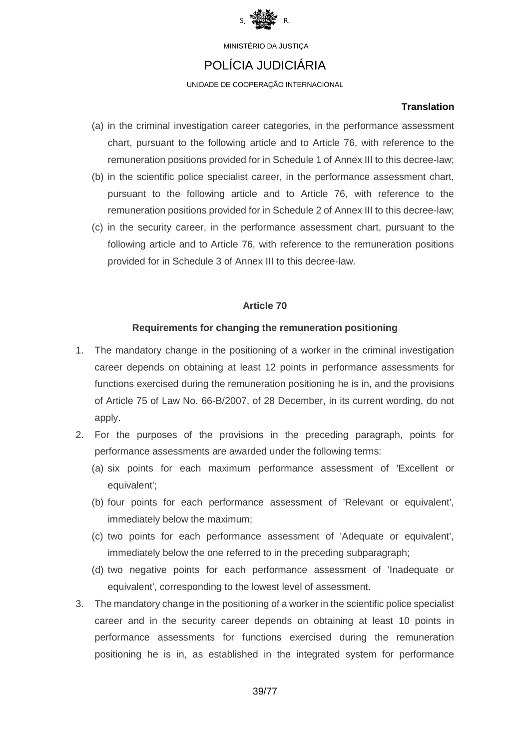**Translation**

(a) in the criminal investigation career categories, in the performance assessment chart, pursuant to the following article and to Article 76, with reference to the remuneration positions provided for in Schedule 1 of Annex III to this decree-law;

(b) in the scientific police specialist career, in the performance assessment chart, pursuant to the following article and to Article 76, with reference to the remuneration positions provided for in Schedule 2 of Annex III to this decree-law;

(c) in the security career, in the performance assessment chart, pursuant to the following article and to Article 76, with reference to the remuneration positions provided for in Schedule 3 of Annex III to this decree-law.

### Article 70

### Requirements for changing the remuneration positioning

1. The mandatory change in the positioning of a worker in the criminal investigation career depends on obtaining at least 12 points in performance assessments for functions exercised during the remuneration positioning he is in, and the provisions of Article 75 of Law No. 66-B/2007, of 28 December, in its current wording, do not apply.
2. For the purposes of the provisions in the preceding paragraph, points for performance assessments are awarded under the following terms:
   (a) six points for each maximum performance assessment of 'Excellent or equivalent';
   (b) four points for each performance assessment of 'Relevant or equivalent', immediately below the maximum;
   (c) two points for each performance assessment of 'Adequate or equivalent', immediately below the one referred to in the preceding subparagraph;
   (d) two negative points for each performance assessment of 'Inadequate or equivalent', corresponding to the lowest level of assessment.
3. The mandatory change in the positioning of a worker in the scientific police specialist career and in the security career depends on obtaining at least 10 points in performance assessments for functions exercised during the remuneration positioning he is in, as established in the integrated system for performance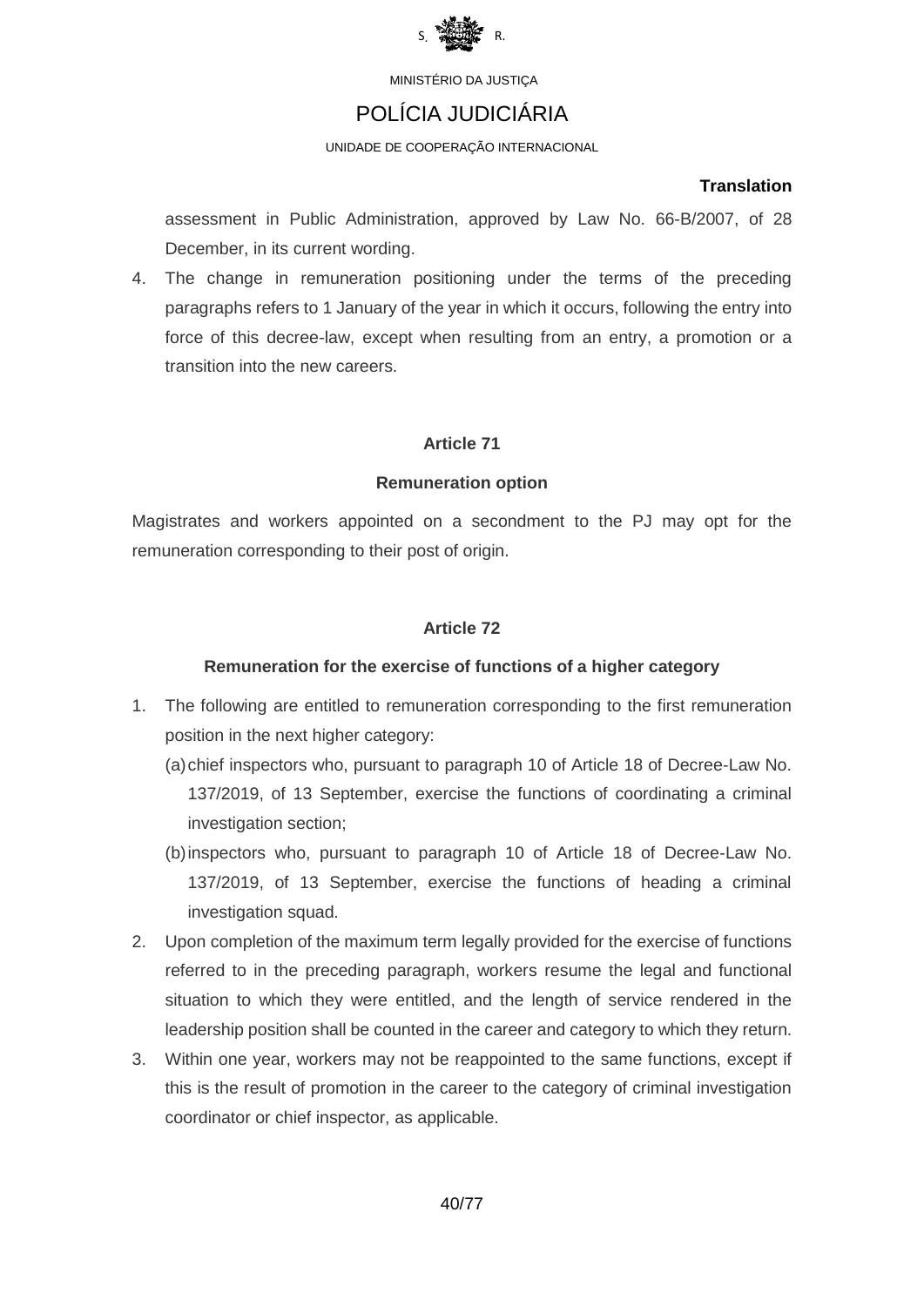assessment in Public Administration, approved by Law No. 66-B/2007, of 28 December, in its current wording.

4. The change in remuneration positioning under the terms of the preceding paragraphs refers to 1 January of the year in which it occurs, following the entry into force of this decree-law, except when resulting from an entry, a promotion or a transition into the new careers.

### Article 71

### Remuneration option

Magistrates and workers appointed on a secondment to the PJ may opt for the remuneration corresponding to their post of origin.

### Article 72

### Remuneration for the exercise of functions of a higher category

1. The following are entitled to remuneration corresponding to the first remuneration position in the next higher category:
   (a) chief inspectors who, pursuant to paragraph 10 of Article 18 of Decree-Law No. 137/2019, of 13 September, exercise the functions of coordinating a criminal investigation section;
   (b) inspectors who, pursuant to paragraph 10 of Article 18 of Decree-Law No. 137/2019, of 13 September, exercise the functions of heading a criminal investigation squad.
2. Upon completion of the maximum term legally provided for the exercise of functions referred to in the preceding paragraph, workers resume the legal and functional situation to which they were entitled, and the length of service rendered in the leadership position shall be counted in the career and category to which they return.
3. Within one year, workers may not be reappointed to the same functions, except if this is the result of promotion in the career to the category of criminal investigation coordinator or chief inspector, as applicable.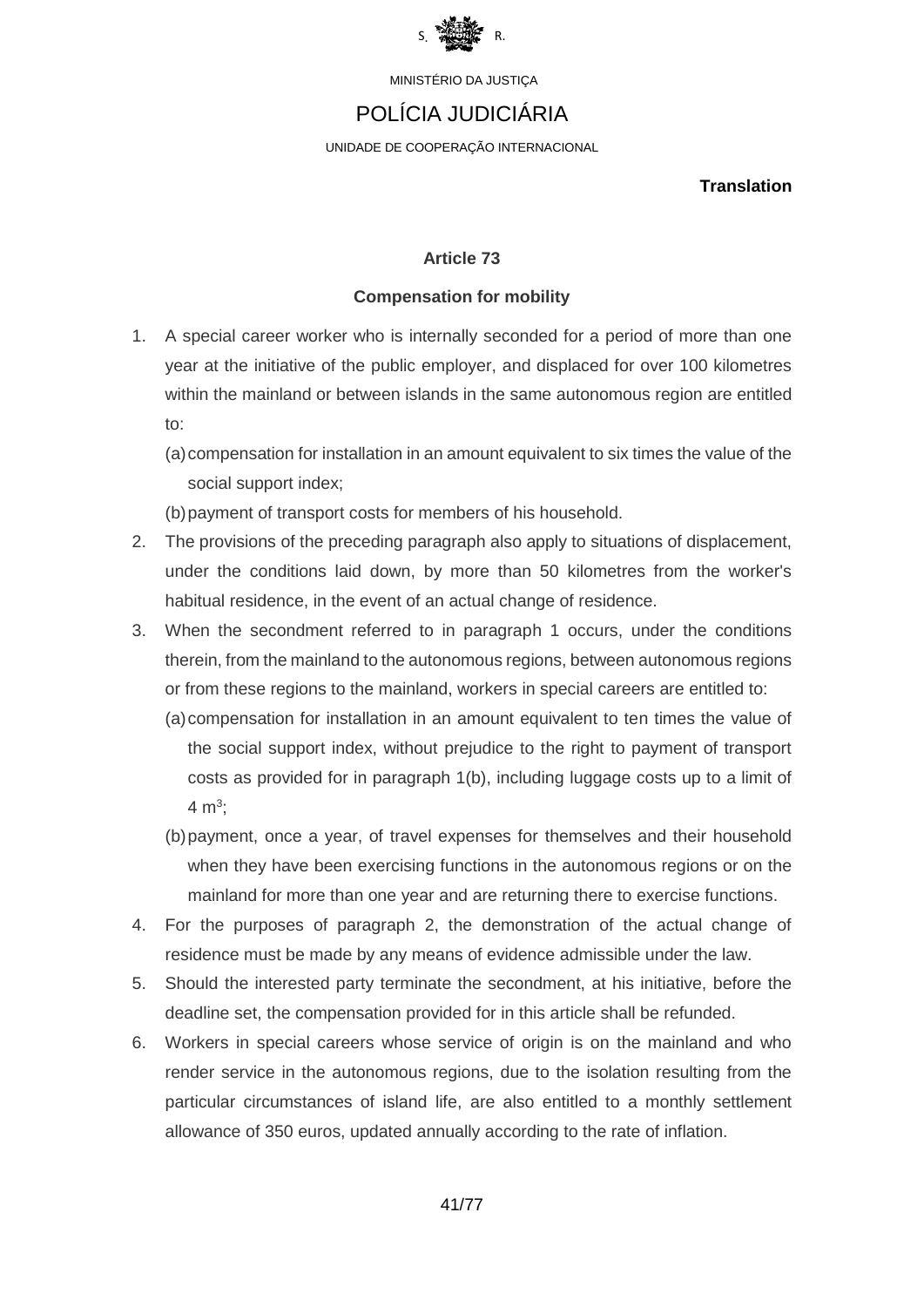MINISTÉRIO DA JUSTIÇA

POLÍCIA JUDICIÁRIA

UNIDADE DE COOPERAÇÃO INTERNACIONAL

**Translation**

### Article 73

### Compensation for mobility

1. A special career worker who is internally seconded for a period of more than one year at the initiative of the public employer, and displaced for over 100 kilometres within the mainland or between islands in the same autonomous region are entitled to:
   (a) compensation for installation in an amount equivalent to six times the value of the social support index;
   (b) payment of transport costs for members of his household.
2. The provisions of the preceding paragraph also apply to situations of displacement, under the conditions laid down, by more than 50 kilometres from the worker's habitual residence, in the event of an actual change of residence.
3. When the secondment referred to in paragraph 1 occurs, under the conditions therein, from the mainland to the autonomous regions, between autonomous regions or from these regions to the mainland, workers in special careers are entitled to:
   (a) compensation for installation in an amount equivalent to ten times the value of the social support index, without prejudice to the right to payment of transport costs as provided for in paragraph 1(b), including luggage costs up to a limit of $4\ m^3$;
   (b) payment, once a year, of travel expenses for themselves and their household when they have been exercising functions in the autonomous regions or on the mainland for more than one year and are returning there to exercise functions.
4. For the purposes of paragraph 2, the demonstration of the actual change of residence must be made by any means of evidence admissible under the law.
5. Should the interested party terminate the secondment, at his initiative, before the deadline set, the compensation provided for in this article shall be refunded.
6. Workers in special careers whose service of origin is on the mainland and who render service in the autonomous regions, due to the isolation resulting from the particular circumstances of island life, are also entitled to a monthly settlement allowance of 350 euros, updated annually according to the rate of inflation.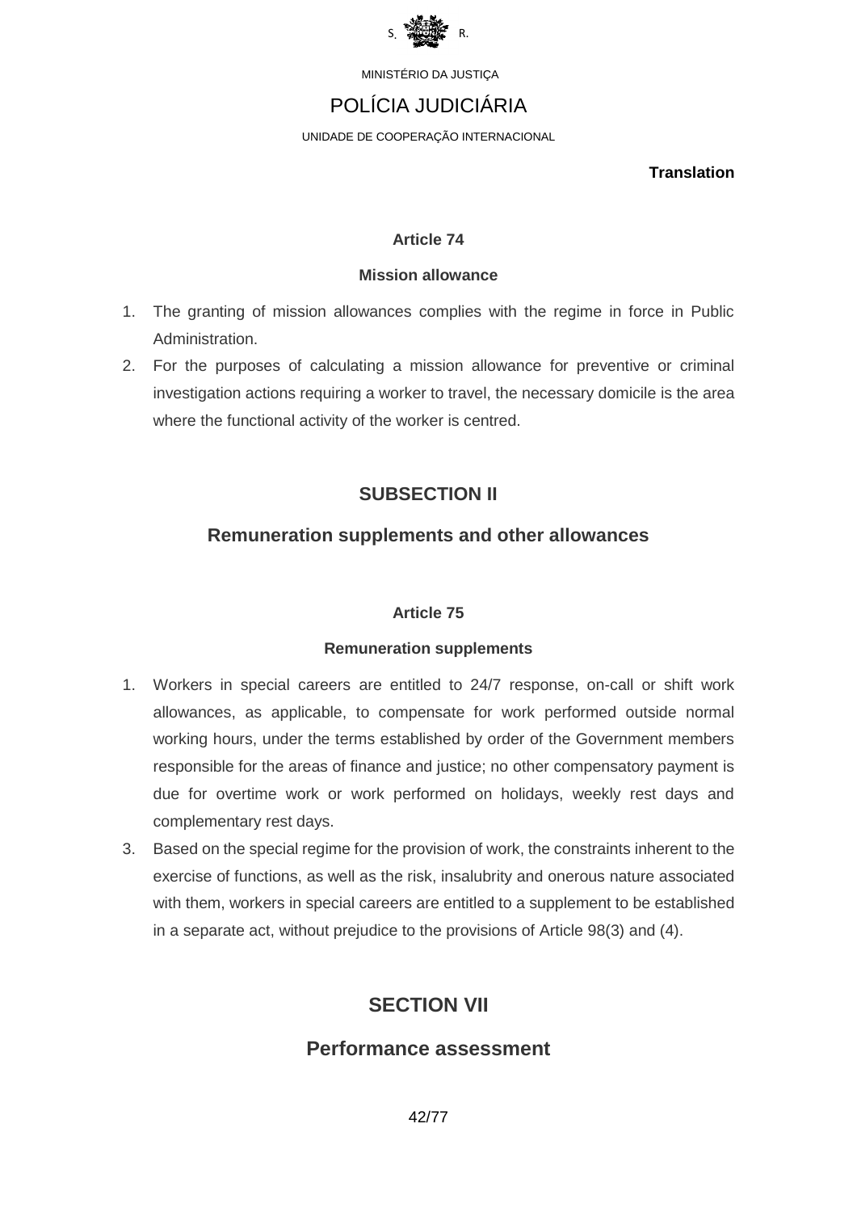**Translation**

### Article 74

#### Mission allowance

1. The granting of mission allowances complies with the regime in force in Public Administration.
2. For the purposes of calculating a mission allowance for preventive or criminal investigation actions requiring a worker to travel, the necessary domicile is the area where the functional activity of the worker is centred.

## SUBSECTION II

## Remuneration supplements and other allowances

### Article 75

#### Remuneration supplements

1. Workers in special careers are entitled to 24/7 response, on-call or shift work allowances, as applicable, to compensate for work performed outside normal working hours, under the terms established by order of the Government members responsible for the areas of finance and justice; no other compensatory payment is due for overtime work or work performed on holidays, weekly rest days and complementary rest days.
3. Based on the special regime for the provision of work, the constraints inherent to the exercise of functions, as well as the risk, insalubrity and onerous nature associated with them, workers in special careers are entitled to a supplement to be established in a separate act, without prejudice to the provisions of Article 98(3) and (4).

## SECTION VII

## Performance assessment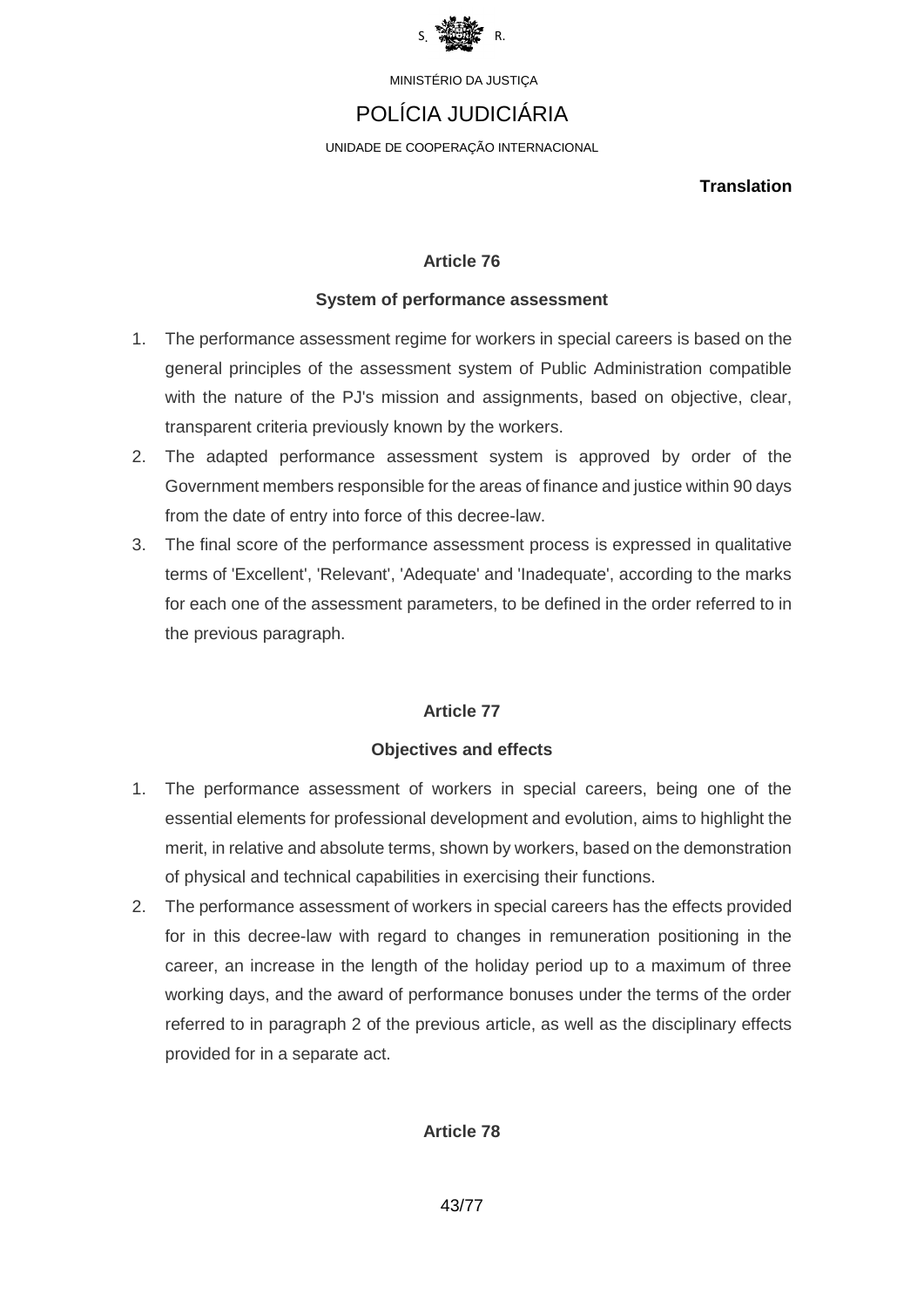**Translation**

### Article 76

### System of performance assessment

1. The performance assessment regime for workers in special careers is based on the general principles of the assessment system of Public Administration compatible with the nature of the PJ's mission and assignments, based on objective, clear, transparent criteria previously known by the workers.
2. The adapted performance assessment system is approved by order of the Government members responsible for the areas of finance and justice within 90 days from the date of entry into force of this decree-law.
3. The final score of the performance assessment process is expressed in qualitative terms of 'Excellent', 'Relevant', 'Adequate' and 'Inadequate', according to the marks for each one of the assessment parameters, to be defined in the order referred to in the previous paragraph.

### Article 77

### Objectives and effects

1. The performance assessment of workers in special careers, being one of the essential elements for professional development and evolution, aims to highlight the merit, in relative and absolute terms, shown by workers, based on the demonstration of physical and technical capabilities in exercising their functions.
2. The performance assessment of workers in special careers has the effects provided for in this decree-law with regard to changes in remuneration positioning in the career, an increase in the length of the holiday period up to a maximum of three working days, and the award of performance bonuses under the terms of the order referred to in paragraph 2 of the previous article, as well as the disciplinary effects provided for in a separate act.

### Article 78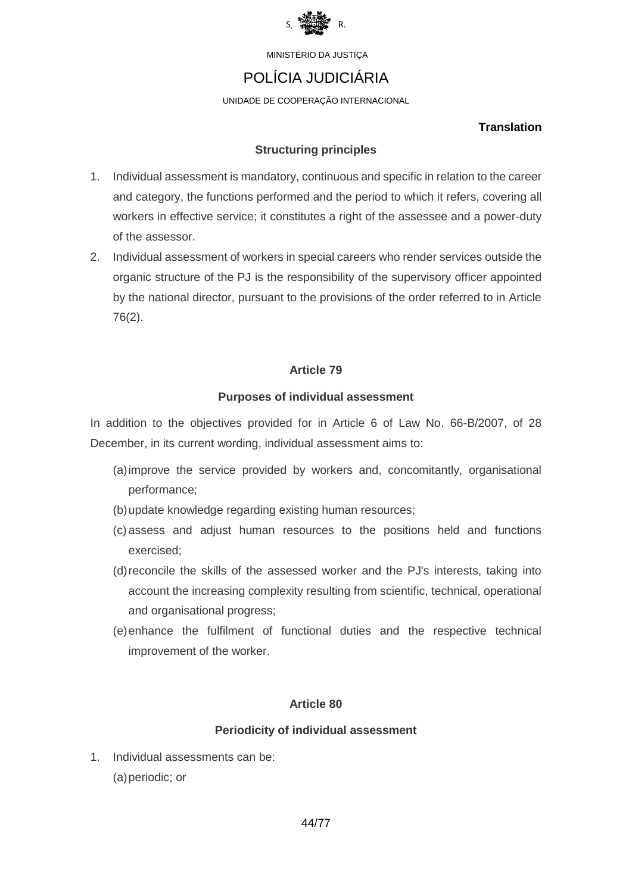MINISTÉRIO DA JUSTIÇA

POLÍCIA JUDICIÁRIA

UNIDADE DE COOPERAÇÃO INTERNACIONAL

**Translation**

### Structuring principles

1. Individual assessment is mandatory, continuous and specific in relation to the career and category, the functions performed and the period to which it refers, covering all workers in effective service; it constitutes a right of the assessee and a power-duty of the assessor.
2. Individual assessment of workers in special careers who render services outside the organic structure of the PJ is the responsibility of the supervisory officer appointed by the national director, pursuant to the provisions of the order referred to in Article 76(2).

## Article 79

### Purposes of individual assessment

In addition to the objectives provided for in Article 6 of Law No. 66-B/2007, of 28 December, in its current wording, individual assessment aims to:

(a) improve the service provided by workers and, concomitantly, organisational performance;

(b) update knowledge regarding existing human resources;

(c) assess and adjust human resources to the positions held and functions exercised;

(d) reconcile the skills of the assessed worker and the PJ's interests, taking into account the increasing complexity resulting from scientific, technical, operational and organisational progress;

(e) enhance the fulfilment of functional duties and the respective technical improvement of the worker.

## Article 80

### Periodicity of individual assessment

1. Individual assessments can be:

   (a) periodic; or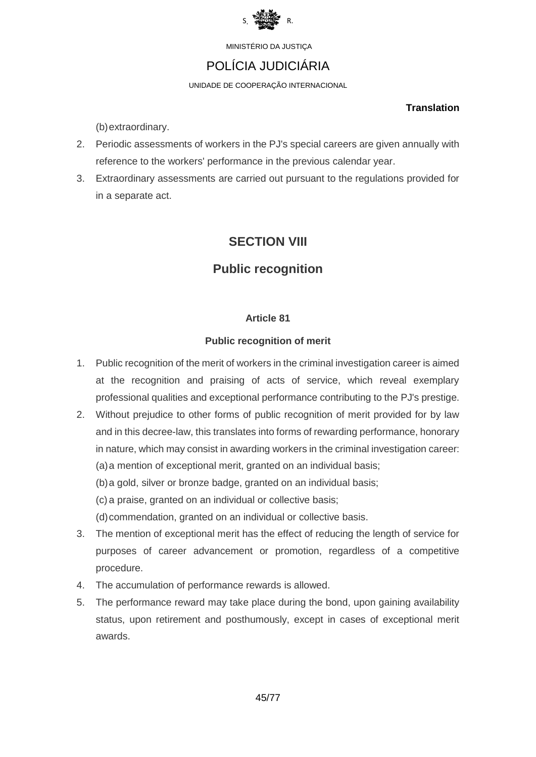(b) extraordinary.

2. Periodic assessments of workers in the PJ's special careers are given annually with reference to the workers' performance in the previous calendar year.
3. Extraordinary assessments are carried out pursuant to the regulations provided for in a separate act.

## SECTION VIII

## Public recognition

### Article 81

### Public recognition of merit

1. Public recognition of the merit of workers in the criminal investigation career is aimed at the recognition and praising of acts of service, which reveal exemplary professional qualities and exceptional performance contributing to the PJ's prestige.
2. Without prejudice to other forms of public recognition of merit provided for by law and in this decree-law, this translates into forms of rewarding performance, honorary in nature, which may consist in awarding workers in the criminal investigation career:
   (a) a mention of exceptional merit, granted on an individual basis;
   (b) a gold, silver or bronze badge, granted on an individual basis;
   (c) a praise, granted on an individual or collective basis;
   (d) commendation, granted on an individual or collective basis.
3. The mention of exceptional merit has the effect of reducing the length of service for purposes of career advancement or promotion, regardless of a competitive procedure.
4. The accumulation of performance rewards is allowed.
5. The performance reward may take place during the bond, upon gaining availability status, upon retirement and posthumously, except in cases of exceptional merit awards.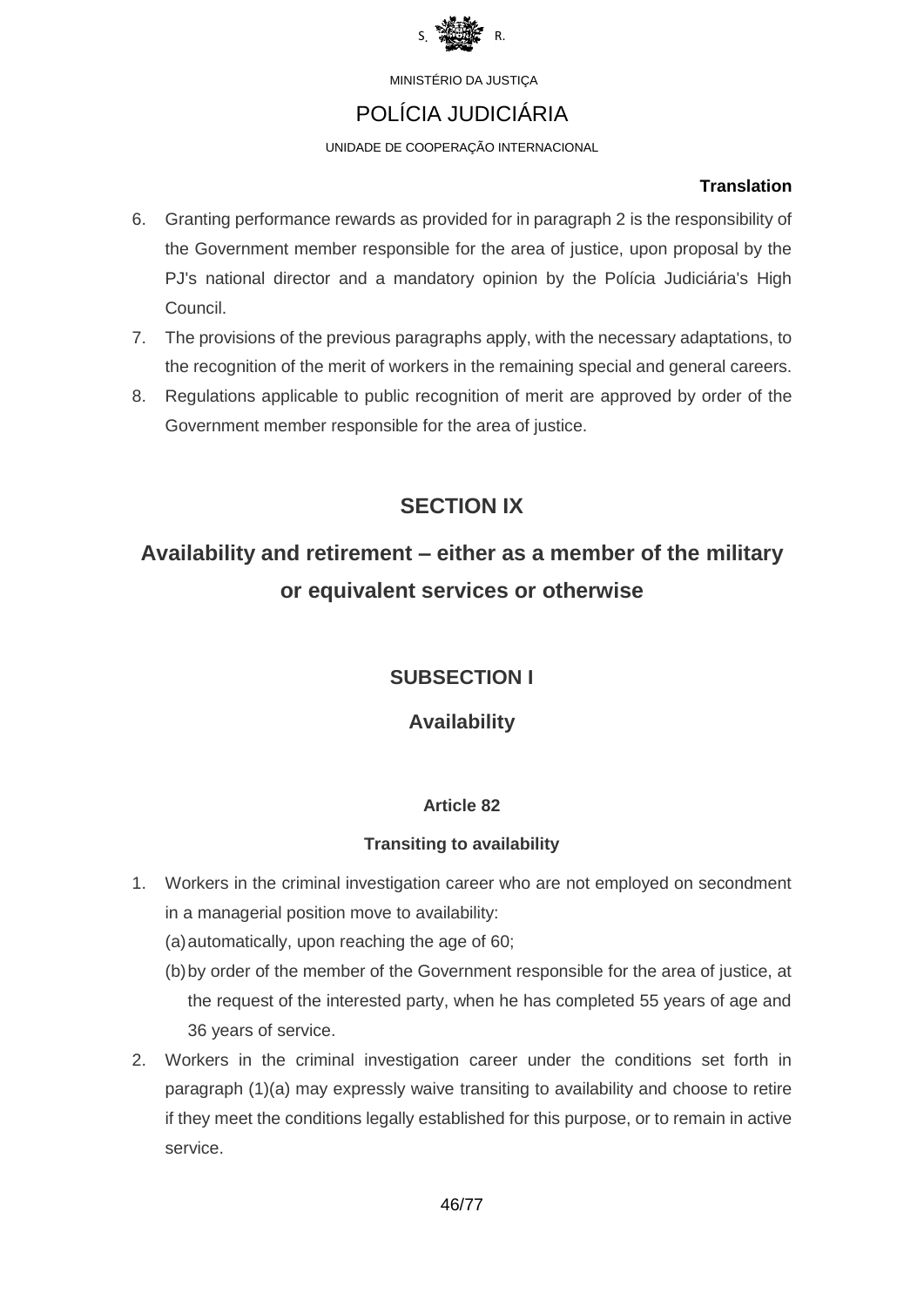**Translation**

6. Granting performance rewards as provided for in paragraph 2 is the responsibility of the Government member responsible for the area of justice, upon proposal by the PJ's national director and a mandatory opinion by the Polícia Judiciária's High Council.
7. The provisions of the previous paragraphs apply, with the necessary adaptations, to the recognition of the merit of workers in the remaining special and general careers.
8. Regulations applicable to public recognition of merit are approved by order of the Government member responsible for the area of justice.

## SECTION IX

## Availability and retirement – either as a member of the military or equivalent services or otherwise

### SUBSECTION I

### Availability

#### Article 82

#### Transiting to availability

1. Workers in the criminal investigation career who are not employed on secondment in a managerial position move to availability:
   (a) automatically, upon reaching the age of 60;
   (b) by order of the member of the Government responsible for the area of justice, at the request of the interested party, when he has completed 55 years of age and 36 years of service.
2. Workers in the criminal investigation career under the conditions set forth in paragraph (1)(a) may expressly waive transiting to availability and choose to retire if they meet the conditions legally established for this purpose, or to remain in active service.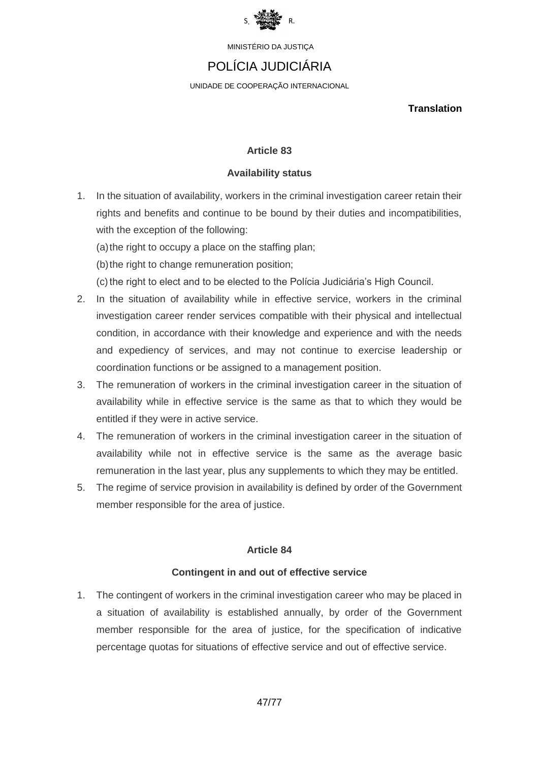**Translation**

### Article 83

### Availability status

1. In the situation of availability, workers in the criminal investigation career retain their rights and benefits and continue to be bound by their duties and incompatibilities, with the exception of the following:

   (a) the right to occupy a place on the staffing plan;

   (b) the right to change remuneration position;

   (c) the right to elect and to be elected to the Polícia Judiciária's High Council.

2. In the situation of availability while in effective service, workers in the criminal investigation career render services compatible with their physical and intellectual condition, in accordance with their knowledge and experience and with the needs and expediency of services, and may not continue to exercise leadership or coordination functions or be assigned to a management position.
3. The remuneration of workers in the criminal investigation career in the situation of availability while in effective service is the same as that to which they would be entitled if they were in active service.
4. The remuneration of workers in the criminal investigation career in the situation of availability while not in effective service is the same as the average basic remuneration in the last year, plus any supplements to which they may be entitled.
5. The regime of service provision in availability is defined by order of the Government member responsible for the area of justice.

### Article 84

### Contingent in and out of effective service

1. The contingent of workers in the criminal investigation career who may be placed in a situation of availability is established annually, by order of the Government member responsible for the area of justice, for the specification of indicative percentage quotas for situations of effective service and out of effective service.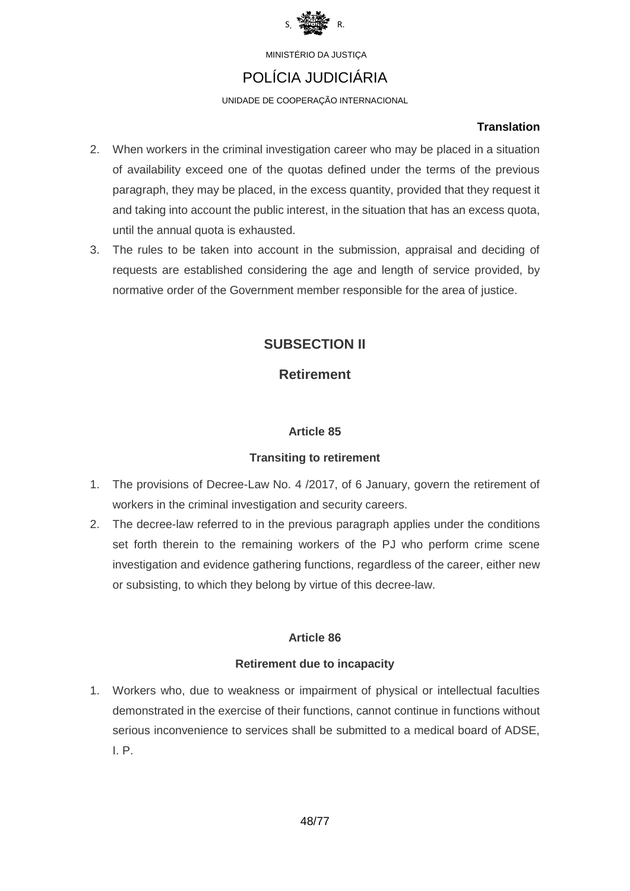2. When workers in the criminal investigation career who may be placed in a situation of availability exceed one of the quotas defined under the terms of the previous paragraph, they may be placed, in the excess quantity, provided that they request it and taking into account the public interest, in the situation that has an excess quota, until the annual quota is exhausted.
3. The rules to be taken into account in the submission, appraisal and deciding of requests are established considering the age and length of service provided, by normative order of the Government member responsible for the area of justice.

## SUBSECTION II

## Retirement

### Article 85

### Transiting to retirement

1. The provisions of Decree-Law No. 4 /2017, of 6 January, govern the retirement of workers in the criminal investigation and security careers.
2. The decree-law referred to in the previous paragraph applies under the conditions set forth therein to the remaining workers of the PJ who perform crime scene investigation and evidence gathering functions, regardless of the career, either new or subsisting, to which they belong by virtue of this decree-law.

### Article 86

### Retirement due to incapacity

1. Workers who, due to weakness or impairment of physical or intellectual faculties demonstrated in the exercise of their functions, cannot continue in functions without serious inconvenience to services shall be submitted to a medical board of ADSE, I. P.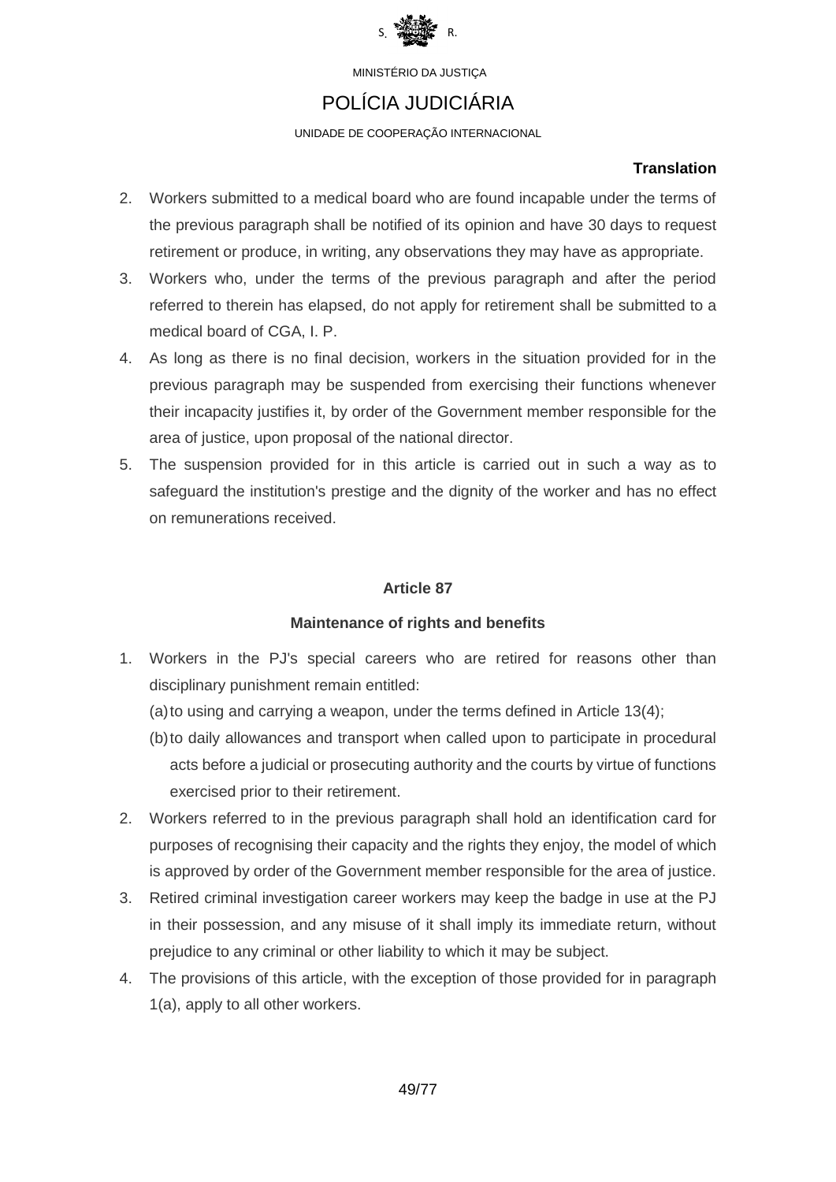**Translation**

2. Workers submitted to a medical board who are found incapable under the terms of the previous paragraph shall be notified of its opinion and have 30 days to request retirement or produce, in writing, any observations they may have as appropriate.
3. Workers who, under the terms of the previous paragraph and after the period referred to therein has elapsed, do not apply for retirement shall be submitted to a medical board of CGA, I. P.
4. As long as there is no final decision, workers in the situation provided for in the previous paragraph may be suspended from exercising their functions whenever their incapacity justifies it, by order of the Government member responsible for the area of justice, upon proposal of the national director.
5. The suspension provided for in this article is carried out in such a way as to safeguard the institution's prestige and the dignity of the worker and has no effect on remunerations received.

### Article 87

### Maintenance of rights and benefits

1. Workers in the PJ's special careers who are retired for reasons other than disciplinary punishment remain entitled:
   (a) to using and carrying a weapon, under the terms defined in Article 13(4);
   (b) to daily allowances and transport when called upon to participate in procedural acts before a judicial or prosecuting authority and the courts by virtue of functions exercised prior to their retirement.
2. Workers referred to in the previous paragraph shall hold an identification card for purposes of recognising their capacity and the rights they enjoy, the model of which is approved by order of the Government member responsible for the area of justice.
3. Retired criminal investigation career workers may keep the badge in use at the PJ in their possession, and any misuse of it shall imply its immediate return, without prejudice to any criminal or other liability to which it may be subject.
4. The provisions of this article, with the exception of those provided for in paragraph 1(a), apply to all other workers.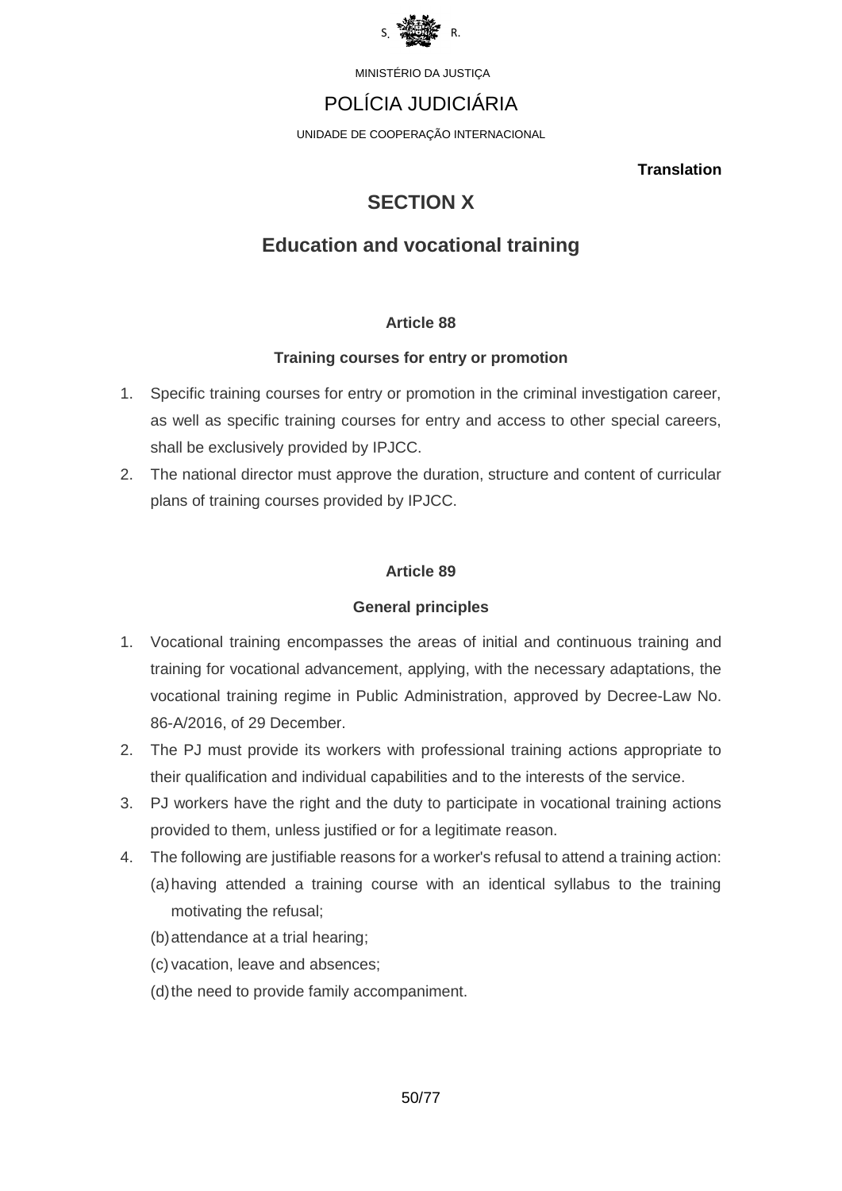MINISTÉRIO DA JUSTIÇA

POLÍCIA JUDICIÁRIA

UNIDADE DE COOPERAÇÃO INTERNACIONAL

**Translation**

## SECTION X

## Education and vocational training

### Article 88

### Training courses for entry or promotion

1. Specific training courses for entry or promotion in the criminal investigation career, as well as specific training courses for entry and access to other special careers, shall be exclusively provided by IPJCC.
2. The national director must approve the duration, structure and content of curricular plans of training courses provided by IPJCC.

### Article 89

### General principles

1. Vocational training encompasses the areas of initial and continuous training and training for vocational advancement, applying, with the necessary adaptations, the vocational training regime in Public Administration, approved by Decree-Law No. 86-A/2016, of 29 December.
2. The PJ must provide its workers with professional training actions appropriate to their qualification and individual capabilities and to the interests of the service.
3. PJ workers have the right and the duty to participate in vocational training actions provided to them, unless justified or for a legitimate reason.
4. The following are justifiable reasons for a worker's refusal to attend a training action:
   (a) having attended a training course with an identical syllabus to the training motivating the refusal;
   (b) attendance at a trial hearing;
   (c) vacation, leave and absences;
   (d) the need to provide family accompaniment.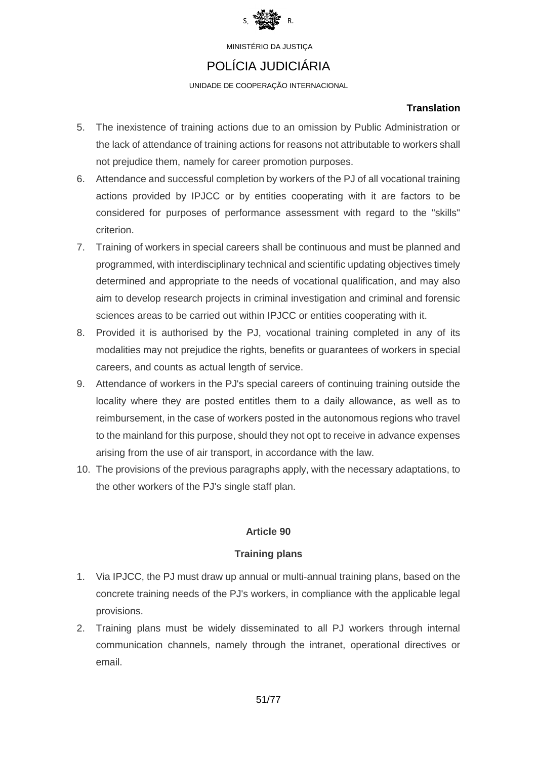**Translation**

5. The inexistence of training actions due to an omission by Public Administration or the lack of attendance of training actions for reasons not attributable to workers shall not prejudice them, namely for career promotion purposes.
6. Attendance and successful completion by workers of the PJ of all vocational training actions provided by IPJCC or by entities cooperating with it are factors to be considered for purposes of performance assessment with regard to the "skills" criterion.
7. Training of workers in special careers shall be continuous and must be planned and programmed, with interdisciplinary technical and scientific updating objectives timely determined and appropriate to the needs of vocational qualification, and may also aim to develop research projects in criminal investigation and criminal and forensic sciences areas to be carried out within IPJCC or entities cooperating with it.
8. Provided it is authorised by the PJ, vocational training completed in any of its modalities may not prejudice the rights, benefits or guarantees of workers in special careers, and counts as actual length of service.
9. Attendance of workers in the PJ's special careers of continuing training outside the locality where they are posted entitles them to a daily allowance, as well as to reimbursement, in the case of workers posted in the autonomous regions who travel to the mainland for this purpose, should they not opt to receive in advance expenses arising from the use of air transport, in accordance with the law.
10. The provisions of the previous paragraphs apply, with the necessary adaptations, to the other workers of the PJ's single staff plan.

## Article 90

### Training plans

1. Via IPJCC, the PJ must draw up annual or multi-annual training plans, based on the concrete training needs of the PJ's workers, in compliance with the applicable legal provisions.
2. Training plans must be widely disseminated to all PJ workers through internal communication channels, namely through the intranet, operational directives or email.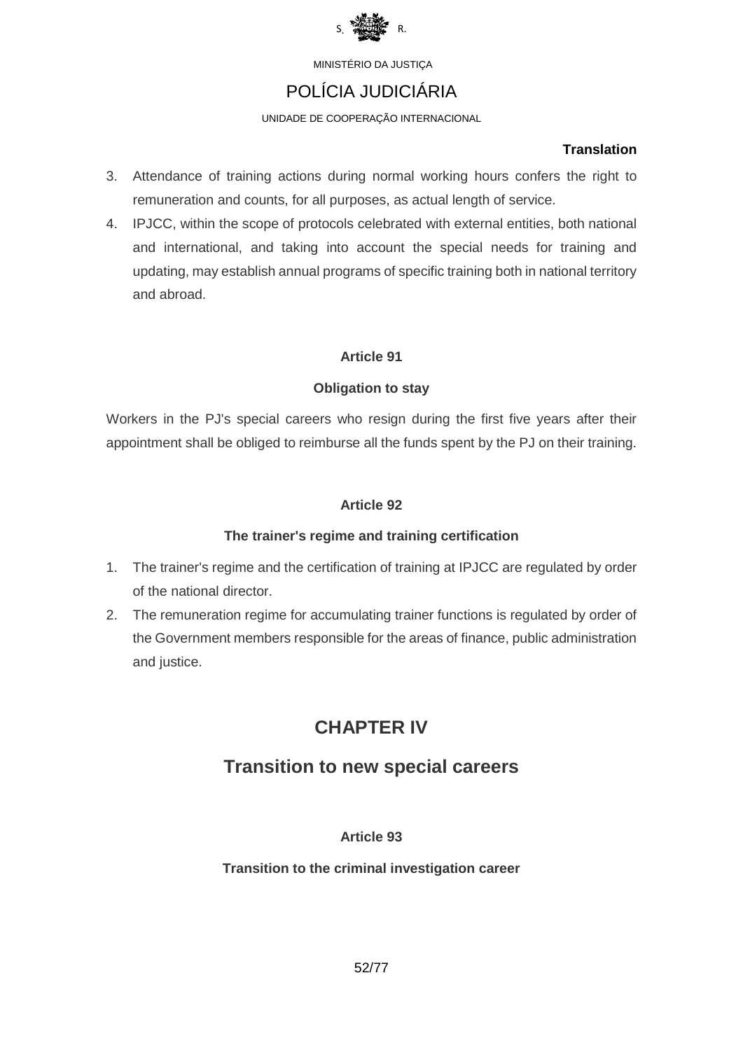**Translation**

3. Attendance of training actions during normal working hours confers the right to remuneration and counts, for all purposes, as actual length of service.
4. IPJCC, within the scope of protocols celebrated with external entities, both national and international, and taking into account the special needs for training and updating, may establish annual programs of specific training both in national territory and abroad.

### Article 91

### Obligation to stay

Workers in the PJ's special careers who resign during the first five years after their appointment shall be obliged to reimburse all the funds spent by the PJ on their training.

### Article 92

### The trainer's regime and training certification

1. The trainer's regime and the certification of training at IPJCC are regulated by order of the national director.
2. The remuneration regime for accumulating trainer functions is regulated by order of the Government members responsible for the areas of finance, public administration and justice.

## CHAPTER IV

## Transition to new special careers

### Article 93

### Transition to the criminal investigation career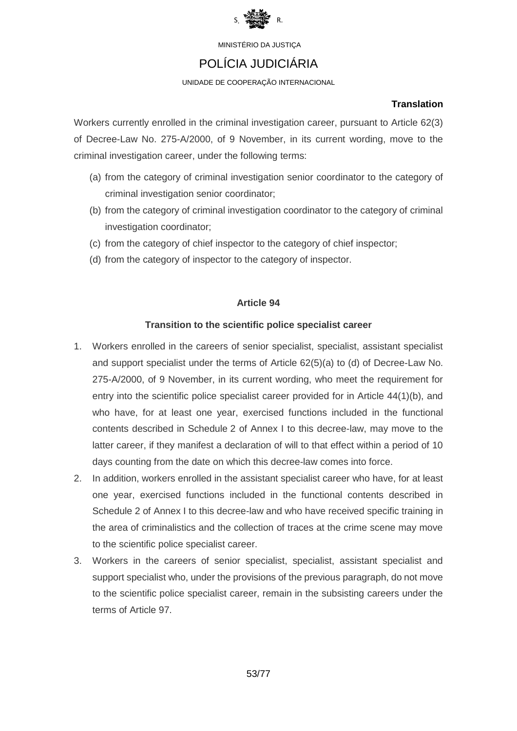**Translation**

Workers currently enrolled in the criminal investigation career, pursuant to Article 62(3) of Decree-Law No. 275-A/2000, of 9 November, in its current wording, move to the criminal investigation career, under the following terms:

(a) from the category of criminal investigation senior coordinator to the category of criminal investigation senior coordinator;
(b) from the category of criminal investigation coordinator to the category of criminal investigation coordinator;
(c) from the category of chief inspector to the category of chief inspector;
(d) from the category of inspector to the category of inspector.

### Article 94

### Transition to the scientific police specialist career

1. Workers enrolled in the careers of senior specialist, specialist, assistant specialist and support specialist under the terms of Article 62(5)(a) to (d) of Decree-Law No. 275-A/2000, of 9 November, in its current wording, who meet the requirement for entry into the scientific police specialist career provided for in Article 44(1)(b), and who have, for at least one year, exercised functions included in the functional contents described in Schedule 2 of Annex I to this decree-law, may move to the latter career, if they manifest a declaration of will to that effect within a period of 10 days counting from the date on which this decree-law comes into force.
2. In addition, workers enrolled in the assistant specialist career who have, for at least one year, exercised functions included in the functional contents described in Schedule 2 of Annex I to this decree-law and who have received specific training in the area of criminalistics and the collection of traces at the crime scene may move to the scientific police specialist career.
3. Workers in the careers of senior specialist, specialist, assistant specialist and support specialist who, under the provisions of the previous paragraph, do not move to the scientific police specialist career, remain in the subsisting careers under the terms of Article 97.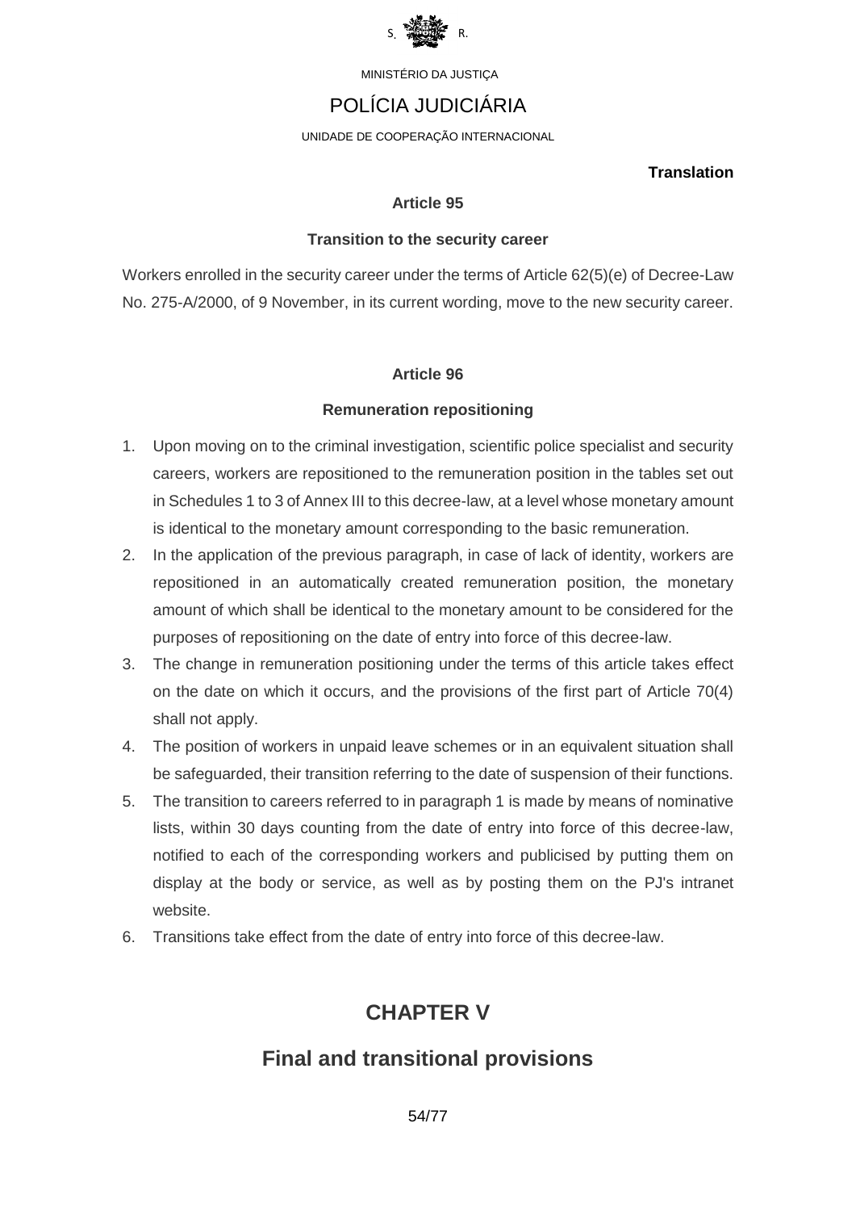**Translation**

### Article 95

### Transition to the security career

Workers enrolled in the security career under the terms of Article 62(5)(e) of Decree-Law No. 275-A/2000, of 9 November, in its current wording, move to the new security career.

### Article 96

### Remuneration repositioning

1. Upon moving on to the criminal investigation, scientific police specialist and security careers, workers are repositioned to the remuneration position in the tables set out in Schedules 1 to 3 of Annex III to this decree-law, at a level whose monetary amount is identical to the monetary amount corresponding to the basic remuneration.
2. In the application of the previous paragraph, in case of lack of identity, workers are repositioned in an automatically created remuneration position, the monetary amount of which shall be identical to the monetary amount to be considered for the purposes of repositioning on the date of entry into force of this decree-law.
3. The change in remuneration positioning under the terms of this article takes effect on the date on which it occurs, and the provisions of the first part of Article 70(4) shall not apply.
4. The position of workers in unpaid leave schemes or in an equivalent situation shall be safeguarded, their transition referring to the date of suspension of their functions.
5. The transition to careers referred to in paragraph 1 is made by means of nominative lists, within 30 days counting from the date of entry into force of this decree-law, notified to each of the corresponding workers and publicised by putting them on display at the body or service, as well as by posting them on the PJ's intranet website.
6. Transitions take effect from the date of entry into force of this decree-law.

## CHAPTER V

## Final and transitional provisions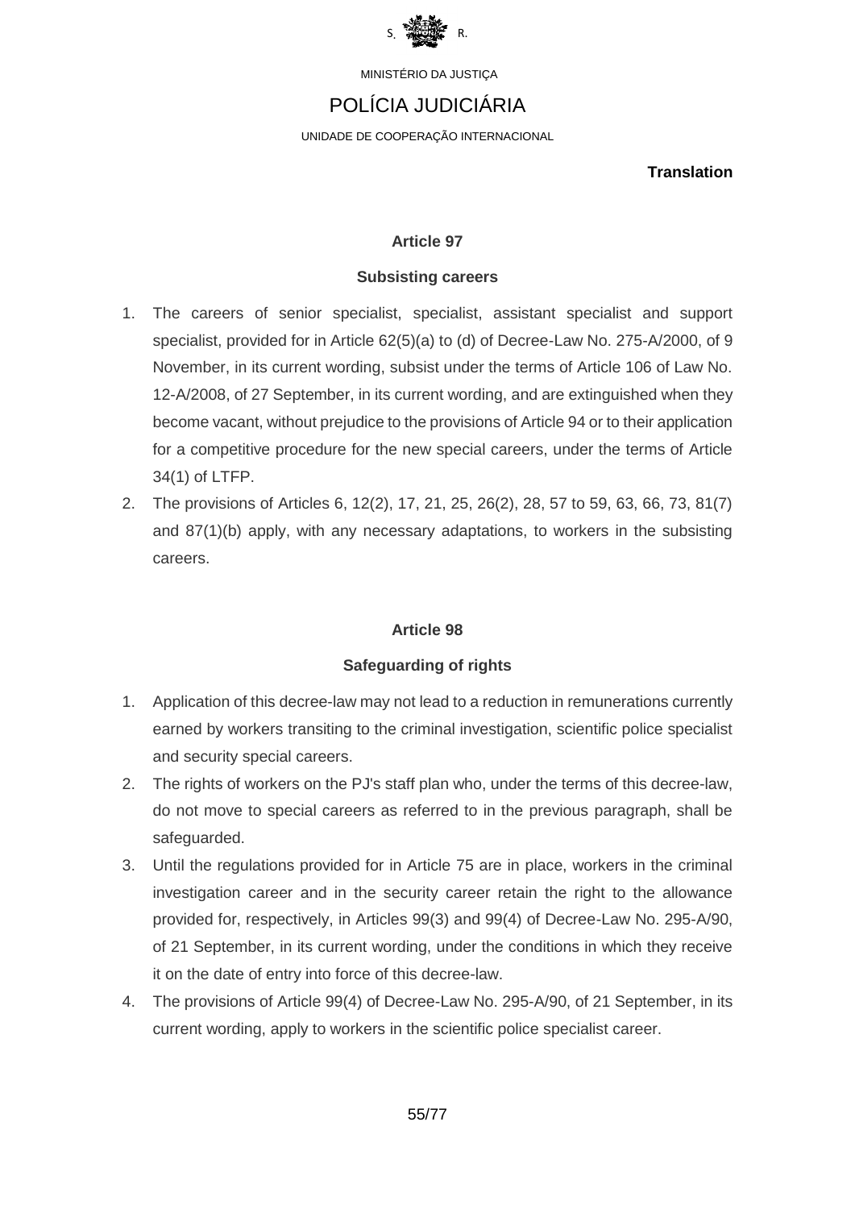MINISTÉRIO DA JUSTIÇA

POLÍCIA JUDICIÁRIA

UNIDADE DE COOPERAÇÃO INTERNACIONAL

**Translation**

### Article 97

### Subsisting careers

1. The careers of senior specialist, specialist, assistant specialist and support specialist, provided for in Article 62(5)(a) to (d) of Decree-Law No. 275-A/2000, of 9 November, in its current wording, subsist under the terms of Article 106 of Law No. 12-A/2008, of 27 September, in its current wording, and are extinguished when they become vacant, without prejudice to the provisions of Article 94 or to their application for a competitive procedure for the new special careers, under the terms of Article 34(1) of LTFP.
2. The provisions of Articles 6, 12(2), 17, 21, 25, 26(2), 28, 57 to 59, 63, 66, 73, 81(7) and 87(1)(b) apply, with any necessary adaptations, to workers in the subsisting careers.

### Article 98

### Safeguarding of rights

1. Application of this decree-law may not lead to a reduction in remunerations currently earned by workers transiting to the criminal investigation, scientific police specialist and security special careers.
2. The rights of workers on the PJ's staff plan who, under the terms of this decree-law, do not move to special careers as referred to in the previous paragraph, shall be safeguarded.
3. Until the regulations provided for in Article 75 are in place, workers in the criminal investigation career and in the security career retain the right to the allowance provided for, respectively, in Articles 99(3) and 99(4) of Decree-Law No. 295-A/90, of 21 September, in its current wording, under the conditions in which they receive it on the date of entry into force of this decree-law.
4. The provisions of Article 99(4) of Decree-Law No. 295-A/90, of 21 September, in its current wording, apply to workers in the scientific police specialist career.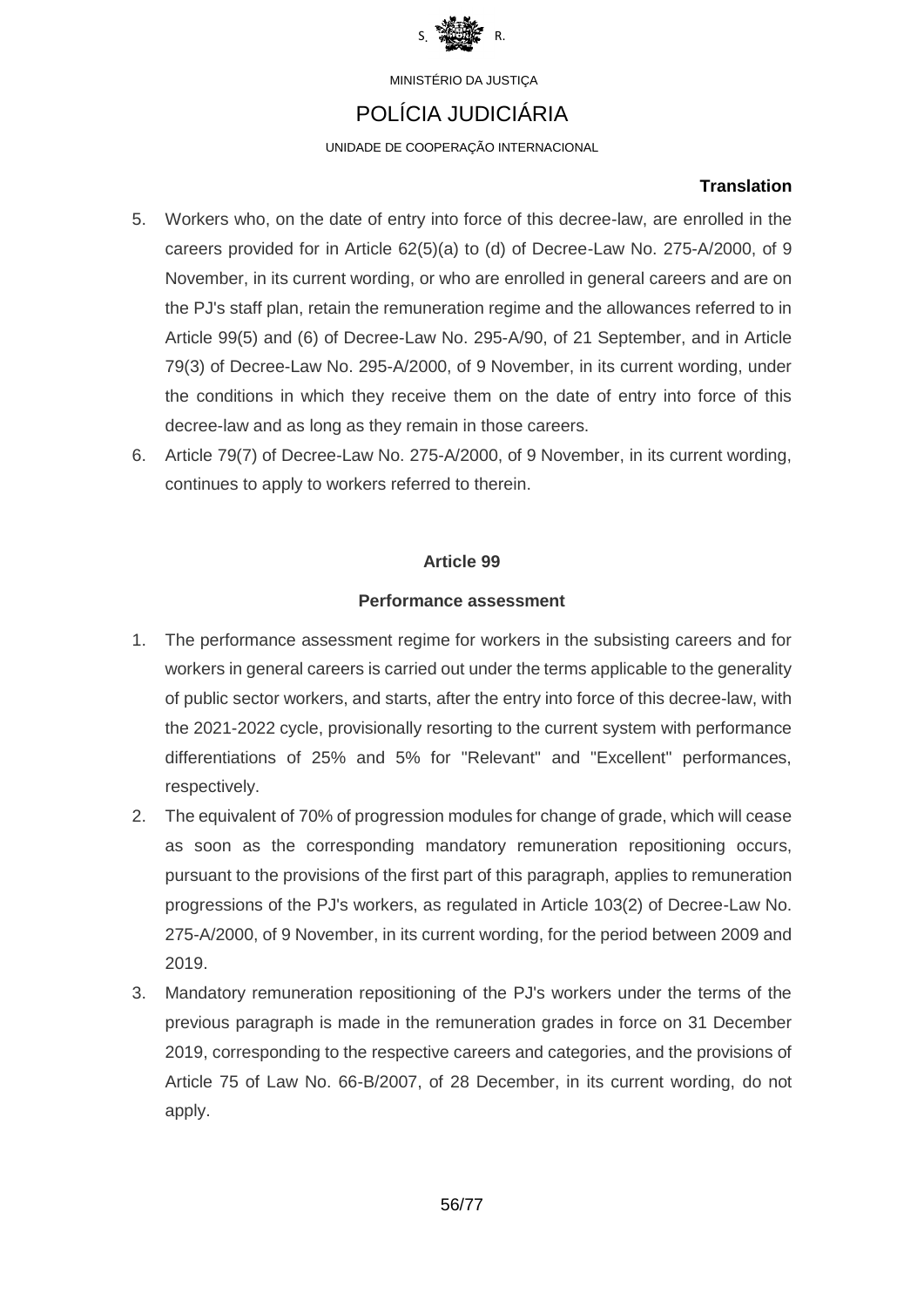**Translation**

5. Workers who, on the date of entry into force of this decree-law, are enrolled in the careers provided for in Article 62(5)(a) to (d) of Decree-Law No. 275-A/2000, of 9 November, in its current wording, or who are enrolled in general careers and are on the PJ's staff plan, retain the remuneration regime and the allowances referred to in Article 99(5) and (6) of Decree-Law No. 295-A/90, of 21 September, and in Article 79(3) of Decree-Law No. 295-A/2000, of 9 November, in its current wording, under the conditions in which they receive them on the date of entry into force of this decree-law and as long as they remain in those careers.
6. Article 79(7) of Decree-Law No. 275-A/2000, of 9 November, in its current wording, continues to apply to workers referred to therein.

### Article 99

### Performance assessment

1. The performance assessment regime for workers in the subsisting careers and for workers in general careers is carried out under the terms applicable to the generality of public sector workers, and starts, after the entry into force of this decree-law, with the 2021-2022 cycle, provisionally resorting to the current system with performance differentiations of 25% and 5% for "Relevant" and "Excellent" performances, respectively.
2. The equivalent of 70% of progression modules for change of grade, which will cease as soon as the corresponding mandatory remuneration repositioning occurs, pursuant to the provisions of the first part of this paragraph, applies to remuneration progressions of the PJ's workers, as regulated in Article 103(2) of Decree-Law No. 275-A/2000, of 9 November, in its current wording, for the period between 2009 and 2019.
3. Mandatory remuneration repositioning of the PJ's workers under the terms of the previous paragraph is made in the remuneration grades in force on 31 December 2019, corresponding to the respective careers and categories, and the provisions of Article 75 of Law No. 66-B/2007, of 28 December, in its current wording, do not apply.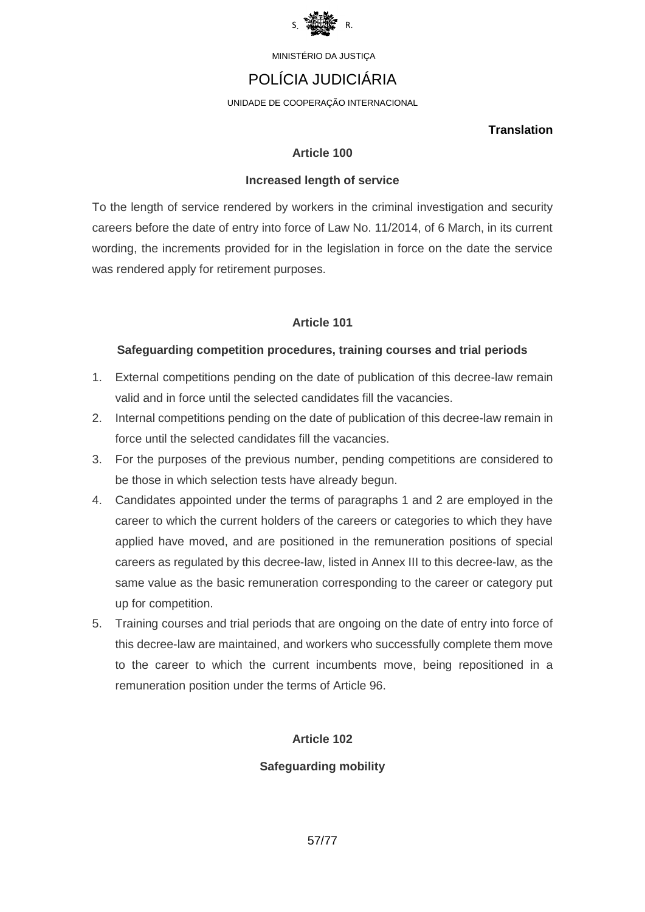MINISTÉRIO DA JUSTIÇA

POLÍCIA JUDICIÁRIA

UNIDADE DE COOPERAÇÃO INTERNACIONAL

**Translation**

### Article 100

### Increased length of service

To the length of service rendered by workers in the criminal investigation and security careers before the date of entry into force of Law No. 11/2014, of 6 March, in its current wording, the increments provided for in the legislation in force on the date the service was rendered apply for retirement purposes.

### Article 101

### Safeguarding competition procedures, training courses and trial periods

1. External competitions pending on the date of publication of this decree-law remain valid and in force until the selected candidates fill the vacancies.
2. Internal competitions pending on the date of publication of this decree-law remain in force until the selected candidates fill the vacancies.
3. For the purposes of the previous number, pending competitions are considered to be those in which selection tests have already begun.
4. Candidates appointed under the terms of paragraphs 1 and 2 are employed in the career to which the current holders of the careers or categories to which they have applied have moved, and are positioned in the remuneration positions of special careers as regulated by this decree-law, listed in Annex III to this decree-law, as the same value as the basic remuneration corresponding to the career or category put up for competition.
5. Training courses and trial periods that are ongoing on the date of entry into force of this decree-law are maintained, and workers who successfully complete them move to the career to which the current incumbents move, being repositioned in a remuneration position under the terms of Article 96.

### Article 102

### Safeguarding mobility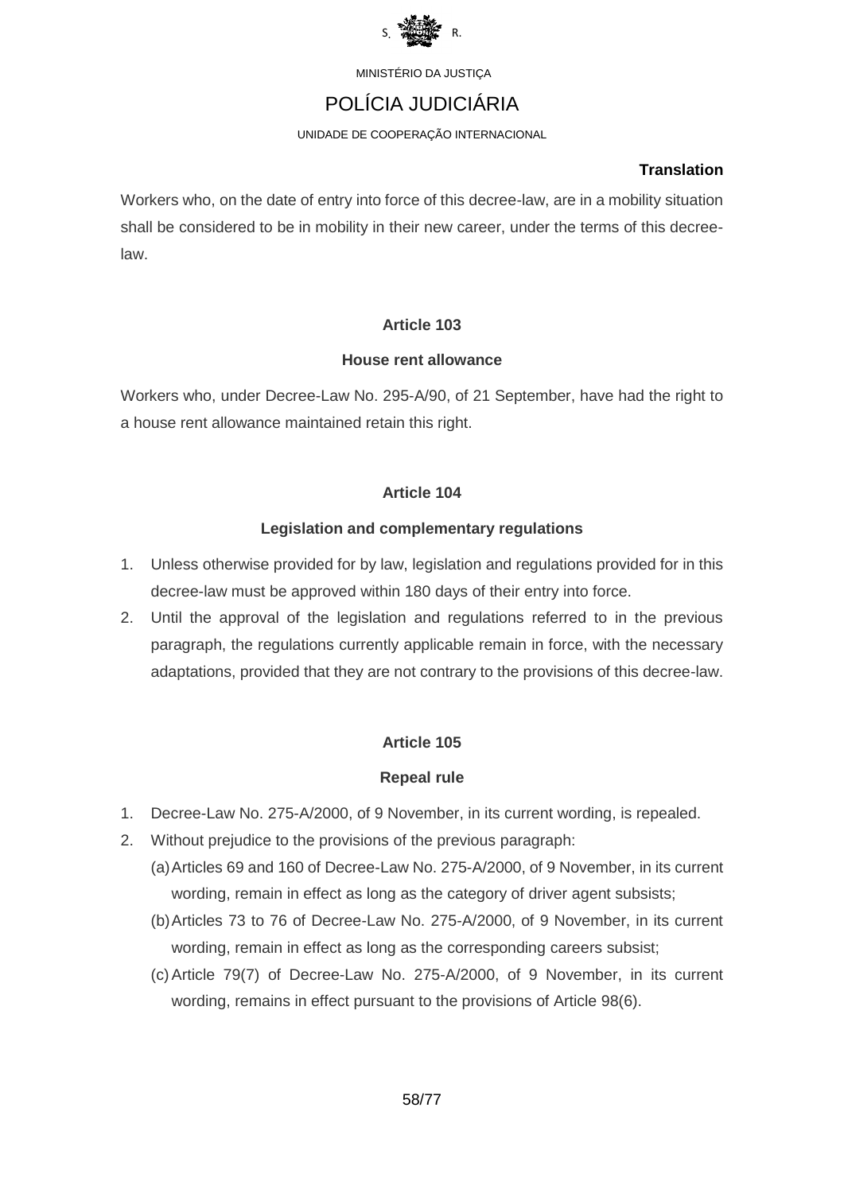Workers who, on the date of entry into force of this decree-law, are in a mobility situation shall be considered to be in mobility in their new career, under the terms of this decree-law.

### Article 103

### House rent allowance

Workers who, under Decree-Law No. 295-A/90, of 21 September, have had the right to a house rent allowance maintained retain this right.

### Article 104

### Legislation and complementary regulations

1. Unless otherwise provided for by law, legislation and regulations provided for in this decree-law must be approved within 180 days of their entry into force.
2. Until the approval of the legislation and regulations referred to in the previous paragraph, the regulations currently applicable remain in force, with the necessary adaptations, provided that they are not contrary to the provisions of this decree-law.

### Article 105

### Repeal rule

1. Decree-Law No. 275-A/2000, of 9 November, in its current wording, is repealed.
2. Without prejudice to the provisions of the previous paragraph:
   (a) Articles 69 and 160 of Decree-Law No. 275-A/2000, of 9 November, in its current wording, remain in effect as long as the category of driver agent subsists;
   (b) Articles 73 to 76 of Decree-Law No. 275-A/2000, of 9 November, in its current wording, remain in effect as long as the corresponding careers subsist;
   (c) Article 79(7) of Decree-Law No. 275-A/2000, of 9 November, in its current wording, remains in effect pursuant to the provisions of Article 98(6).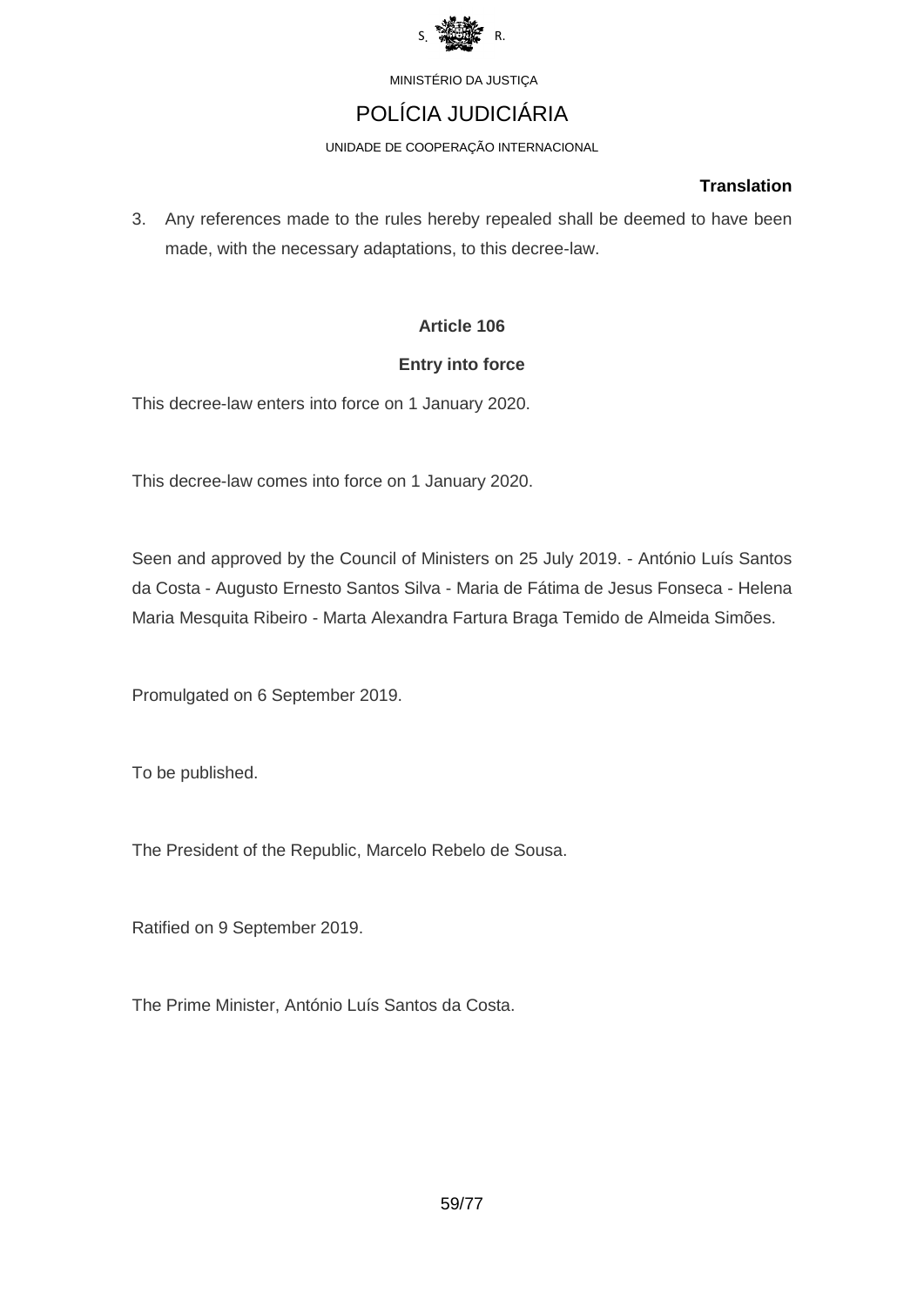**Translation**

3. Any references made to the rules hereby repealed shall be deemed to have been made, with the necessary adaptations, to this decree-law.

**Article 106**

**Entry into force**

This decree-law enters into force on 1 January 2020.

This decree-law comes into force on 1 January 2020.

Seen and approved by the Council of Ministers on 25 July 2019. - António Luís Santos da Costa - Augusto Ernesto Santos Silva - Maria de Fátima de Jesus Fonseca - Helena Maria Mesquita Ribeiro - Marta Alexandra Fartura Braga Temido de Almeida Simões.

Promulgated on 6 September 2019.

To be published.

The President of the Republic, Marcelo Rebelo de Sousa.

Ratified on 9 September 2019.

The Prime Minister, António Luís Santos da Costa.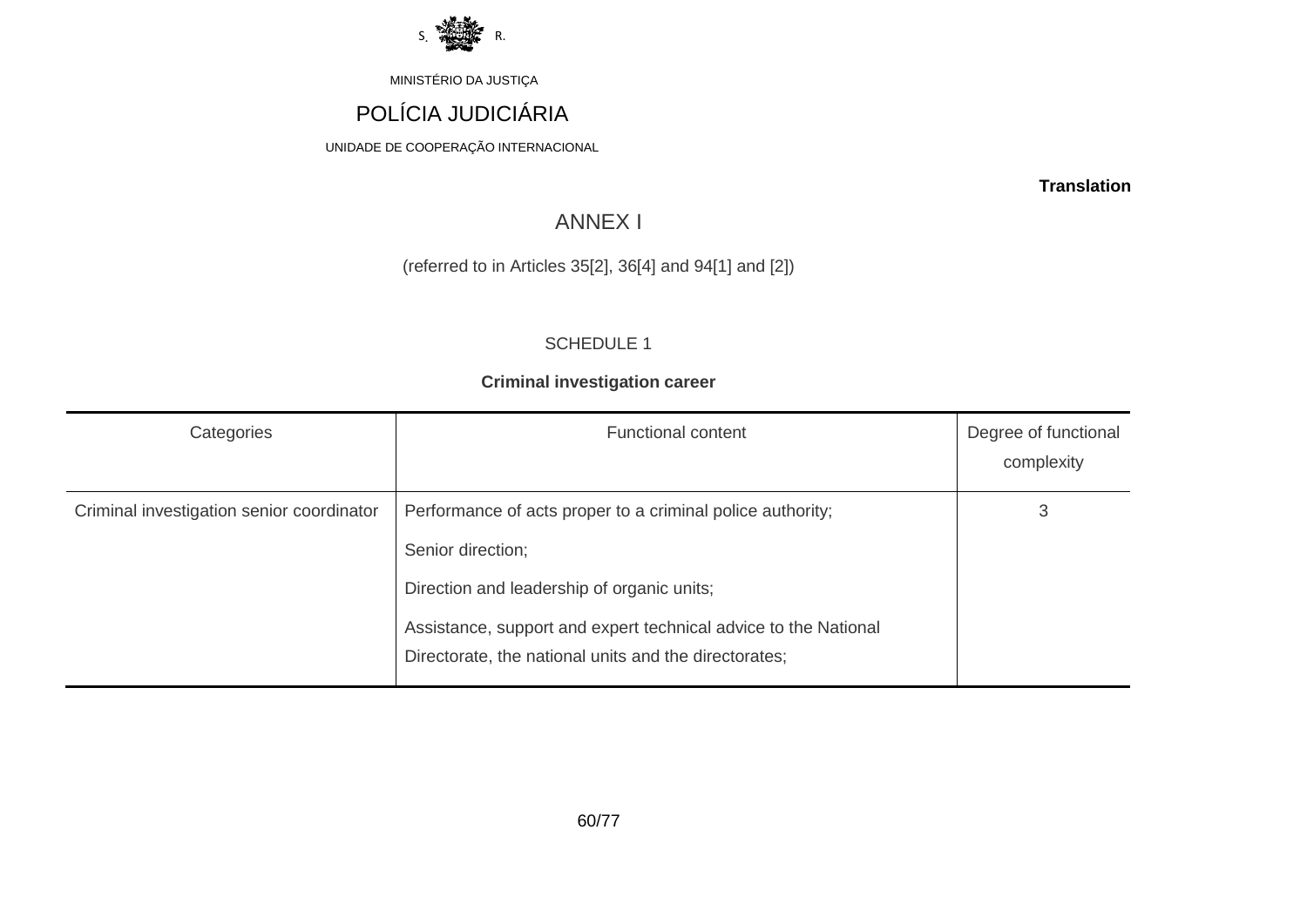MINISTÉRIO DA JUSTIÇA

POLÍCIA JUDICIÁRIA

UNIDADE DE COOPERAÇÃO INTERNACIONAL

**Translation**

# ANNEX I

(referred to in Articles 35[2], 36[4] and 94[1] and [2])

SCHEDULE 1

**Criminal investigation career**

| Categories | Functional content | Degree of functional complexity |
|---|---|---|
| Criminal investigation senior coordinator | Performance of acts proper to a criminal police authority;<br>Senior direction;<br>Direction and leadership of organic units;<br>Assistance, support and expert technical advice to the National Directorate, the national units and the directorates; | 3 |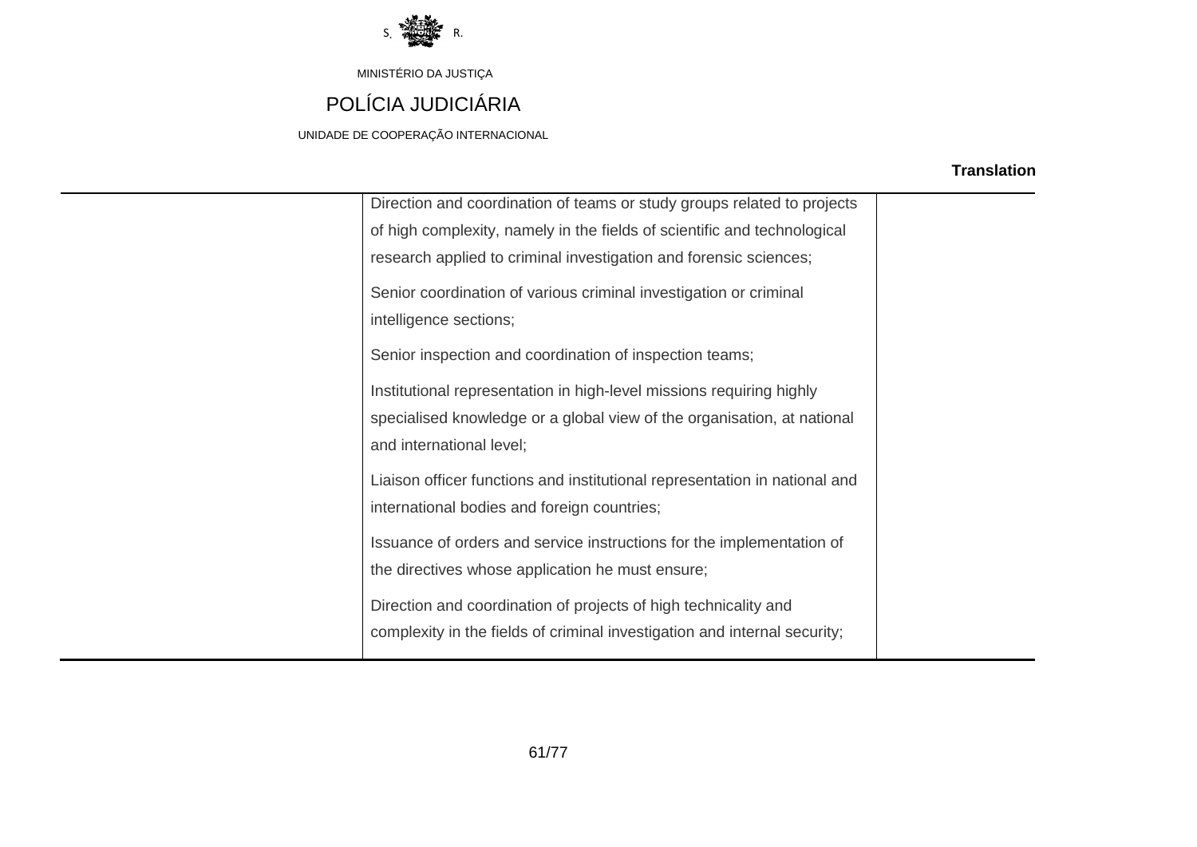MINISTÉRIO DA JUSTIÇA

POLÍCIA JUDICIÁRIA

UNIDADE DE COOPERAÇÃO INTERNACIONAL

**Translation**

| | | |
|---|---|---|
| | Direction and coordination of teams or study groups related to projects of high complexity, namely in the fields of scientific and technological research applied to criminal investigation and forensic sciences;<br><br>Senior coordination of various criminal investigation or criminal intelligence sections;<br><br>Senior inspection and coordination of inspection teams;<br><br>Institutional representation in high-level missions requiring highly specialised knowledge or a global view of the organisation, at national and international level;<br><br>Liaison officer functions and institutional representation in national and international bodies and foreign countries;<br><br>Issuance of orders and service instructions for the implementation of the directives whose application he must ensure;<br><br>Direction and coordination of projects of high technicality and complexity in the fields of criminal investigation and internal security; | |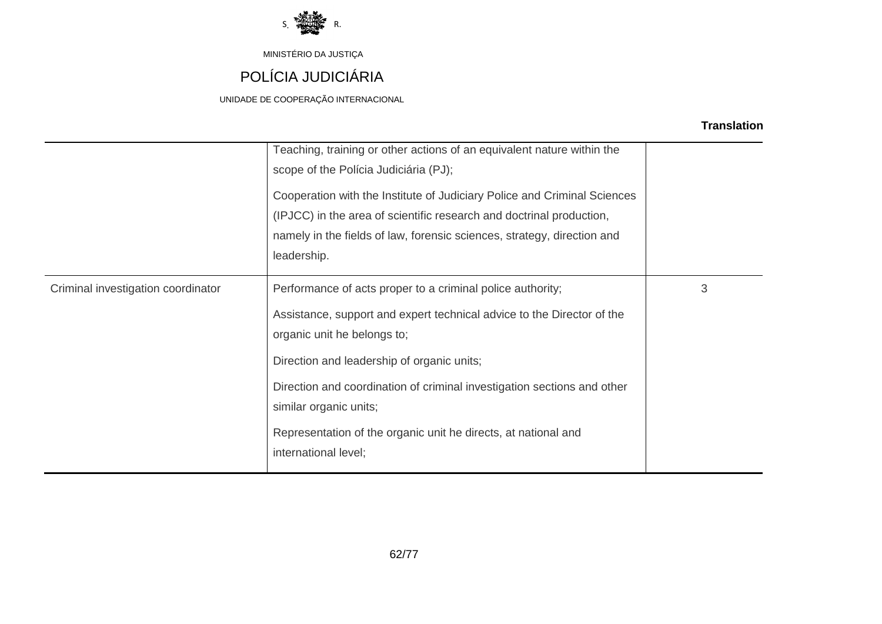MINISTÉRIO DA JUSTIÇA

POLÍCIA JUDICIÁRIA

UNIDADE DE COOPERAÇÃO INTERNACIONAL

**Translation**

| | | |
|---|---|---|
| | Teaching, training or other actions of an equivalent nature within the scope of the Polícia Judiciária (PJ);<br><br>Cooperation with the Institute of Judiciary Police and Criminal Sciences (IPJCC) in the area of scientific research and doctrinal production, namely in the fields of law, forensic sciences, strategy, direction and leadership. | |
| Criminal investigation coordinator | Performance of acts proper to a criminal police authority;<br><br>Assistance, support and expert technical advice to the Director of the organic unit he belongs to;<br><br>Direction and leadership of organic units;<br><br>Direction and coordination of criminal investigation sections and other similar organic units;<br><br>Representation of the organic unit he directs, at national and international level; | 3 |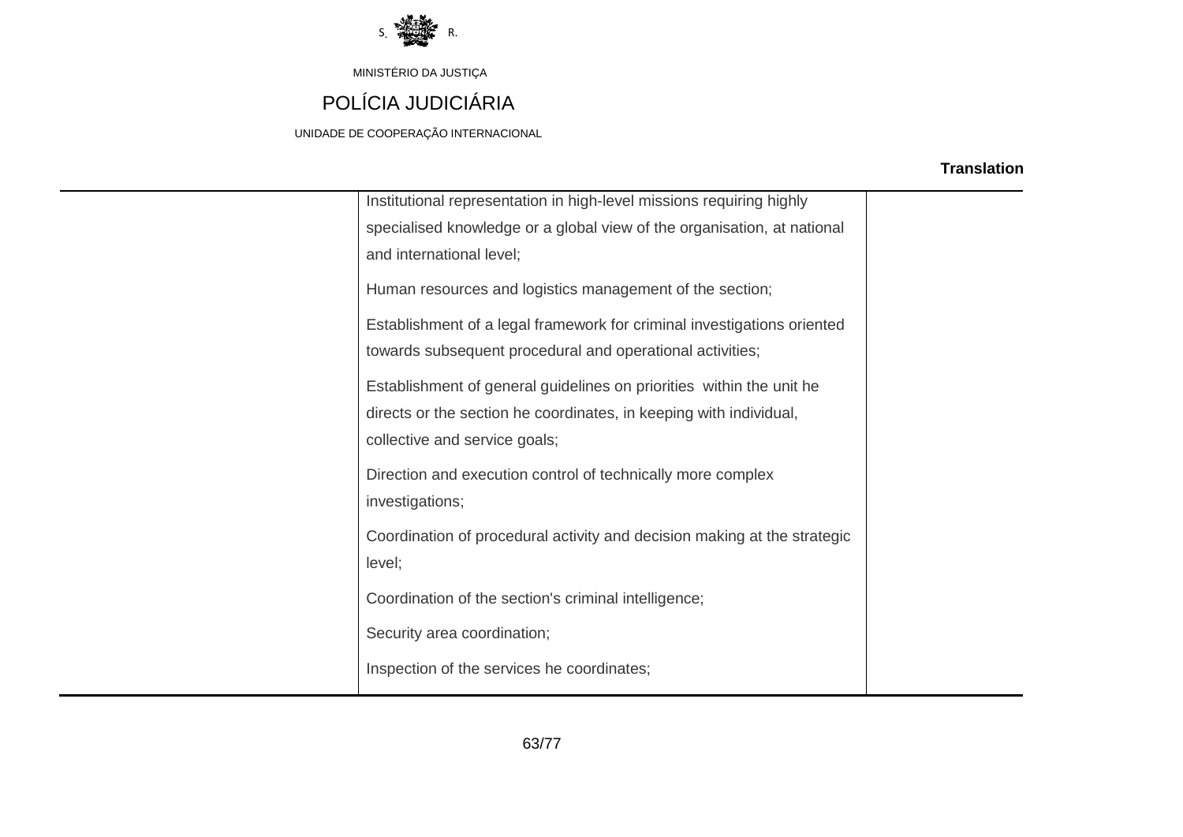MINISTÉRIO DA JUSTIÇA

POLÍCIA JUDICIÁRIA

UNIDADE DE COOPERAÇÃO INTERNACIONAL

**Translation**

| | | |
|---|---|---|
| | Institutional representation in high-level missions requiring highly specialised knowledge or a global view of the organisation, at national and international level;<br><br>Human resources and logistics management of the section;<br><br>Establishment of a legal framework for criminal investigations oriented towards subsequent procedural and operational activities;<br><br>Establishment of general guidelines on priorities within the unit he directs or the section he coordinates, in keeping with individual, collective and service goals;<br><br>Direction and execution control of technically more complex investigations;<br><br>Coordination of procedural activity and decision making at the strategic level;<br><br>Coordination of the section's criminal intelligence;<br><br>Security area coordination;<br><br>Inspection of the services he coordinates; | |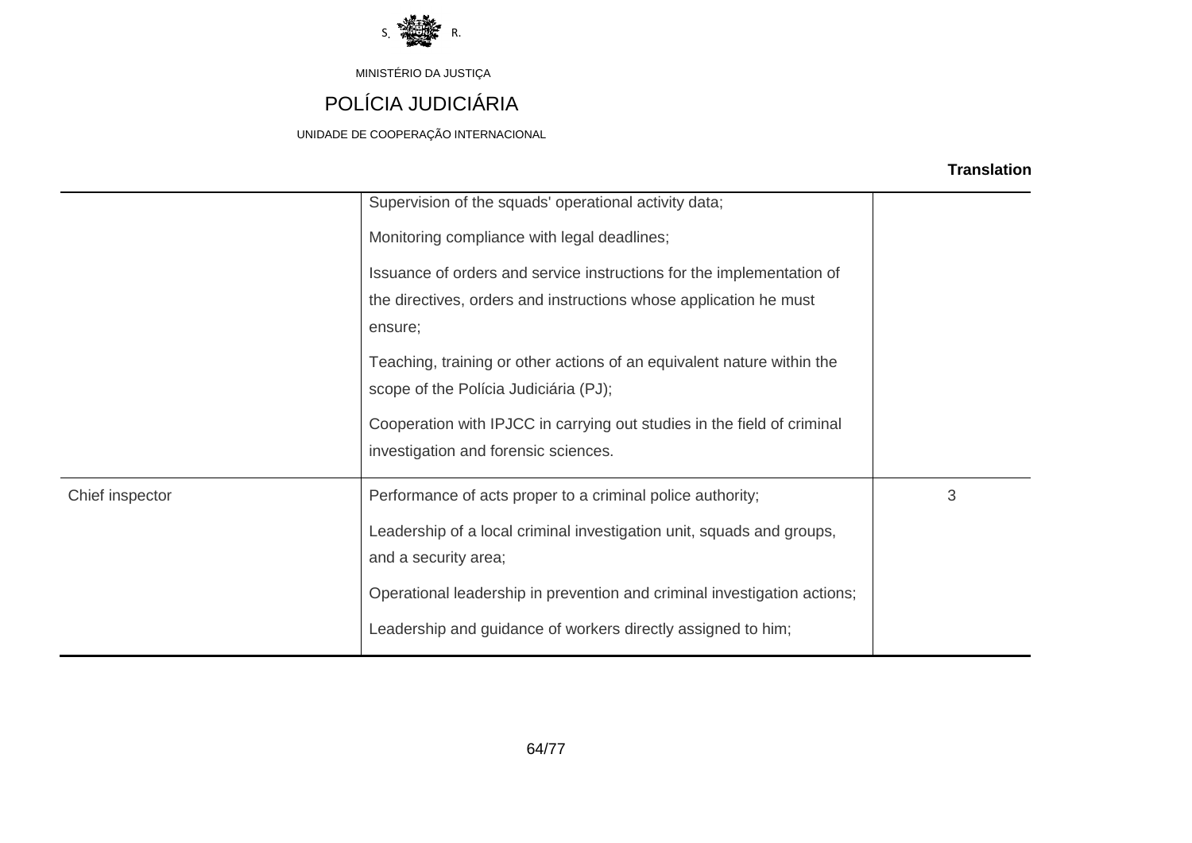MINISTÉRIO DA JUSTIÇA

POLÍCIA JUDICIÁRIA

UNIDADE DE COOPERAÇÃO INTERNACIONAL

**Translation**

| | | |
|---|---|---|
| | Supervision of the squads' operational activity data;<br>Monitoring compliance with legal deadlines;<br>Issuance of orders and service instructions for the implementation of the directives, orders and instructions whose application he must ensure;<br>Teaching, training or other actions of an equivalent nature within the scope of the Polícia Judiciária (PJ);<br>Cooperation with IPJCC in carrying out studies in the field of criminal investigation and forensic sciences. | |
| Chief inspector | Performance of acts proper to a criminal police authority;<br>Leadership of a local criminal investigation unit, squads and groups, and a security area;<br>Operational leadership in prevention and criminal investigation actions;<br>Leadership and guidance of workers directly assigned to him; | 3 |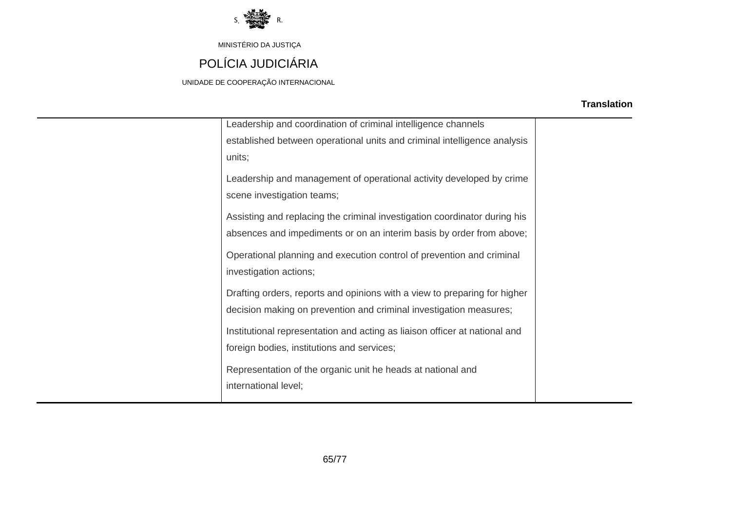MINISTÉRIO DA JUSTIÇA

POLÍCIA JUDICIÁRIA

UNIDADE DE COOPERAÇÃO INTERNACIONAL

**Translation**

| | | |
|---|---|---|
| | Leadership and coordination of criminal intelligence channels established between operational units and criminal intelligence analysis units;<br><br>Leadership and management of operational activity developed by crime scene investigation teams;<br><br>Assisting and replacing the criminal investigation coordinator during his absences and impediments or on an interim basis by order from above;<br><br>Operational planning and execution control of prevention and criminal investigation actions;<br><br>Drafting orders, reports and opinions with a view to preparing for higher decision making on prevention and criminal investigation measures;<br><br>Institutional representation and acting as liaison officer at national and foreign bodies, institutions and services;<br><br>Representation of the organic unit he heads at national and international level; | |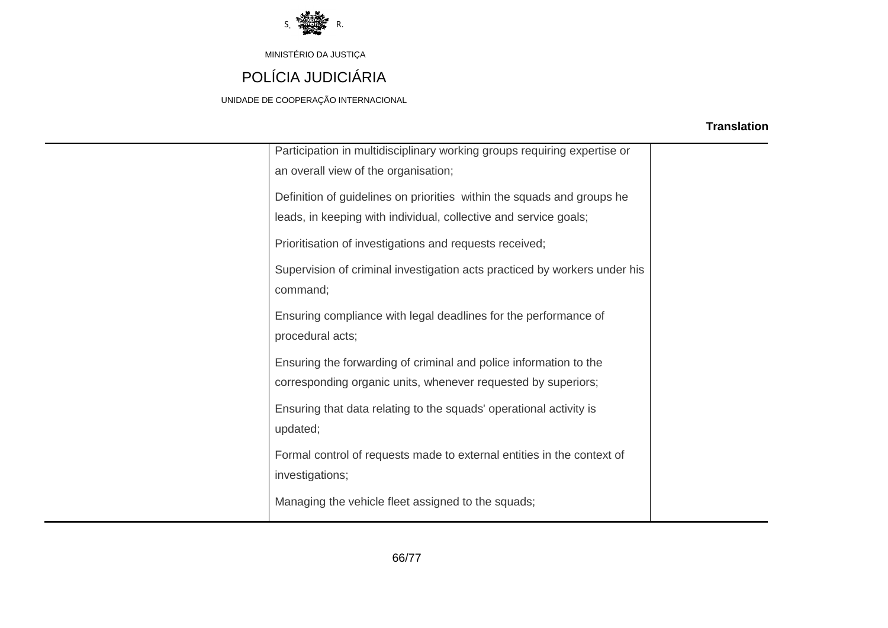| | | |
|---|---|---|
| | Participation in multidisciplinary working groups requiring expertise or an overall view of the organisation;<br><br>Definition of guidelines on priorities within the squads and groups he leads, in keeping with individual, collective and service goals;<br><br>Prioritisation of investigations and requests received;<br><br>Supervision of criminal investigation acts practiced by workers under his command;<br><br>Ensuring compliance with legal deadlines for the performance of procedural acts;<br><br>Ensuring the forwarding of criminal and police information to the corresponding organic units, whenever requested by superiors;<br><br>Ensuring that data relating to the squads' operational activity is updated;<br><br>Formal control of requests made to external entities in the context of investigations;<br><br>Managing the vehicle fleet assigned to the squads; | |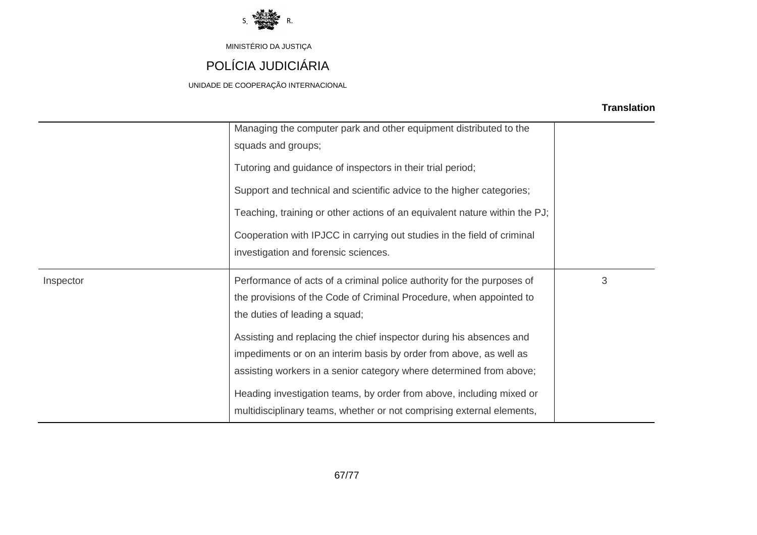MINISTÉRIO DA JUSTIÇA

POLÍCIA JUDICIÁRIA

UNIDADE DE COOPERAÇÃO INTERNACIONAL

**Translation**

| | | |
|---|---|---|
| | Managing the computer park and other equipment distributed to the squads and groups;<br><br>Tutoring and guidance of inspectors in their trial period;<br><br>Support and technical and scientific advice to the higher categories;<br><br>Teaching, training or other actions of an equivalent nature within the PJ;<br><br>Cooperation with IPJCC in carrying out studies in the field of criminal investigation and forensic sciences. | |
| Inspector | Performance of acts of a criminal police authority for the purposes of the provisions of the Code of Criminal Procedure, when appointed to the duties of leading a squad;<br><br>Assisting and replacing the chief inspector during his absences and impediments or on an interim basis by order from above, as well as assisting workers in a senior category where determined from above;<br><br>Heading investigation teams, by order from above, including mixed or multidisciplinary teams, whether or not comprising external elements, | 3 |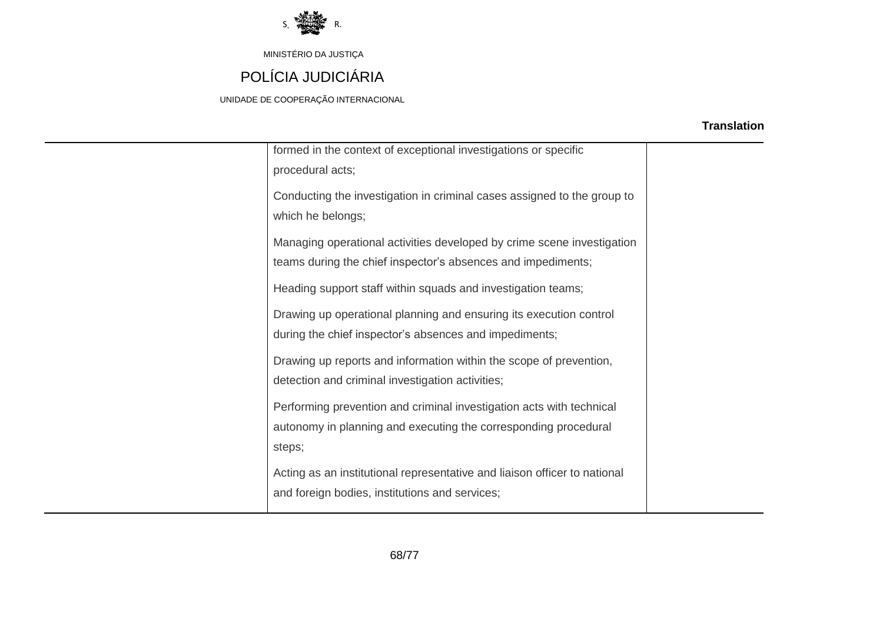| | | |
|---|---|---|
| | formed in the context of exceptional investigations or specific procedural acts;<br><br>Conducting the investigation in criminal cases assigned to the group to which he belongs;<br><br>Managing operational activities developed by crime scene investigation teams during the chief inspector's absences and impediments;<br><br>Heading support staff within squads and investigation teams;<br><br>Drawing up operational planning and ensuring its execution control during the chief inspector's absences and impediments;<br><br>Drawing up reports and information within the scope of prevention, detection and criminal investigation activities;<br><br>Performing prevention and criminal investigation acts with technical autonomy in planning and executing the corresponding procedural steps;<br><br>Acting as an institutional representative and liaison officer to national and foreign bodies, institutions and services; | |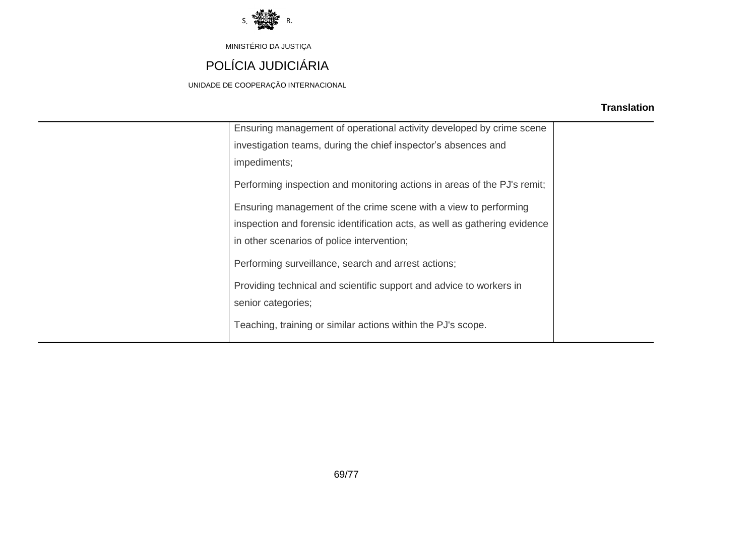MINISTÉRIO DA JUSTIÇA

POLÍCIA JUDICIÁRIA

UNIDADE DE COOPERAÇÃO INTERNACIONAL

**Translation**

| | | |
|---|---|---|
| | Ensuring management of operational activity developed by crime scene investigation teams, during the chief inspector's absences and impediments;<br><br>Performing inspection and monitoring actions in areas of the PJ's remit;<br><br>Ensuring management of the crime scene with a view to performing inspection and forensic identification acts, as well as gathering evidence in other scenarios of police intervention;<br><br>Performing surveillance, search and arrest actions;<br><br>Providing technical and scientific support and advice to workers in senior categories;<br><br>Teaching, training or similar actions within the PJ's scope. | |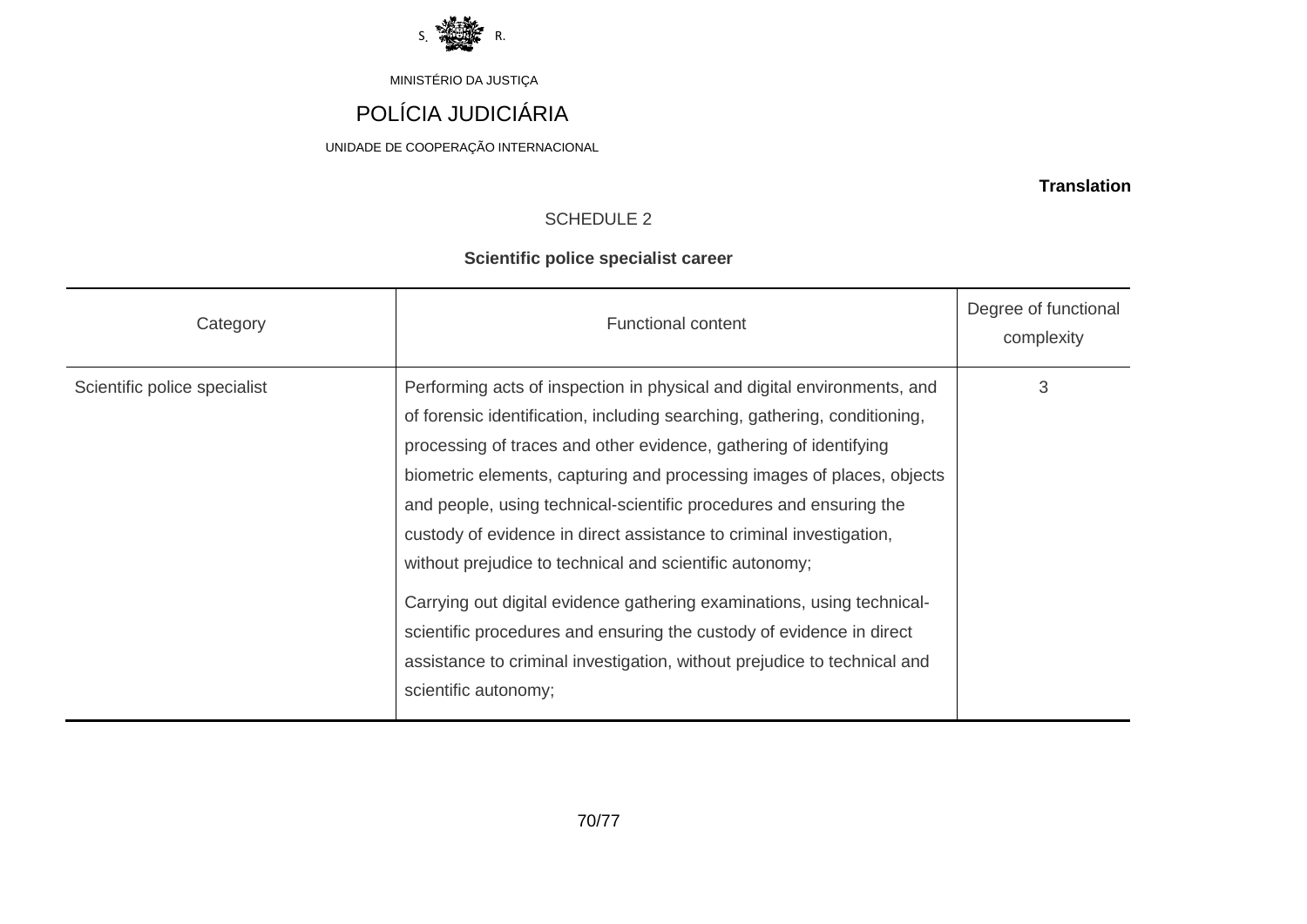S. R.

MINISTÉRIO DA JUSTIÇA

POLÍCIA JUDICIÁRIA

UNIDADE DE COOPERAÇÃO INTERNACIONAL

**Translation**

SCHEDULE 2

**Scientific police specialist career**

| Category | Functional content | Degree of functional complexity |
|---|---|---|
| Scientific police specialist | Performing acts of inspection in physical and digital environments, and of forensic identification, including searching, gathering, conditioning, processing of traces and other evidence, gathering of identifying biometric elements, capturing and processing images of places, objects and people, using technical-scientific procedures and ensuring the custody of evidence in direct assistance to criminal investigation, without prejudice to technical and scientific autonomy;<br><br>Carrying out digital evidence gathering examinations, using technical-scientific procedures and ensuring the custody of evidence in direct assistance to criminal investigation, without prejudice to technical and scientific autonomy; | 3 |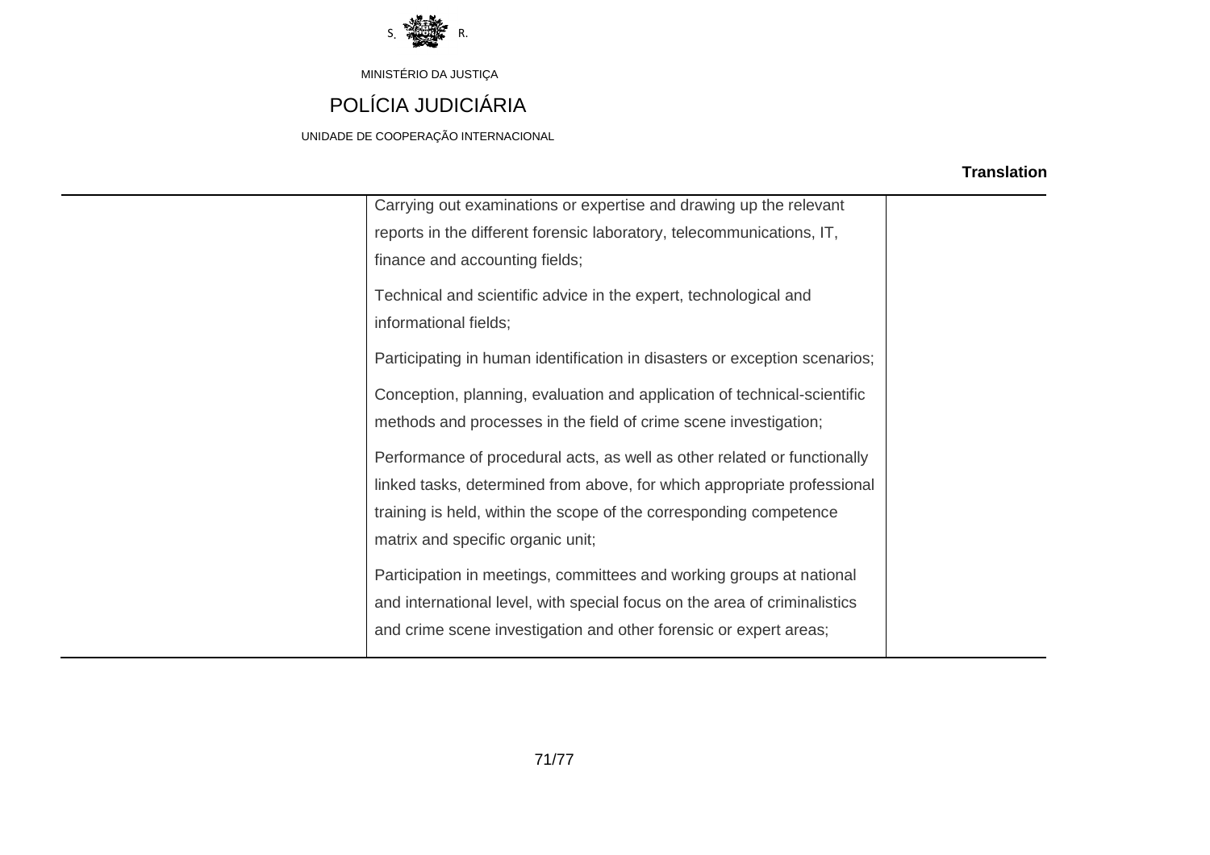MINISTÉRIO DA JUSTIÇA

POLÍCIA JUDICIÁRIA

UNIDADE DE COOPERAÇÃO INTERNACIONAL

**Translation**

| | | |
|---|---|---|
| | Carrying out examinations or expertise and drawing up the relevant reports in the different forensic laboratory, telecommunications, IT, finance and accounting fields;<br><br>Technical and scientific advice in the expert, technological and informational fields;<br><br>Participating in human identification in disasters or exception scenarios;<br><br>Conception, planning, evaluation and application of technical-scientific methods and processes in the field of crime scene investigation;<br><br>Performance of procedural acts, as well as other related or functionally linked tasks, determined from above, for which appropriate professional training is held, within the scope of the corresponding competence matrix and specific organic unit;<br><br>Participation in meetings, committees and working groups at national and international level, with special focus on the area of criminalistics and crime scene investigation and other forensic or expert areas; | |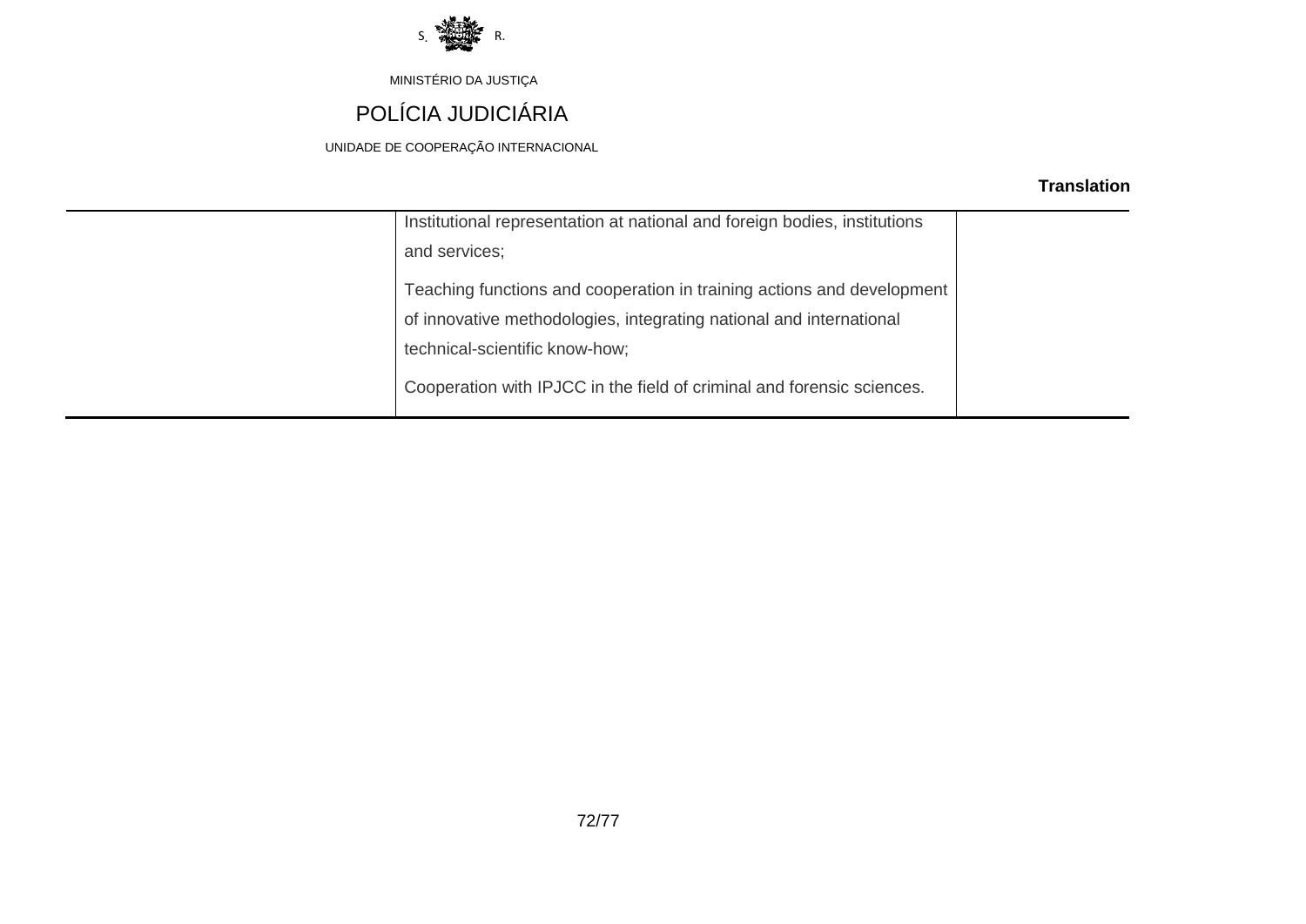| | | |
|---|---|---|
| | Institutional representation at national and foreign bodies, institutions and services;<br><br>Teaching functions and cooperation in training actions and development of innovative methodologies, integrating national and international technical-scientific know-how;<br><br>Cooperation with IPJCC in the field of criminal and forensic sciences. | |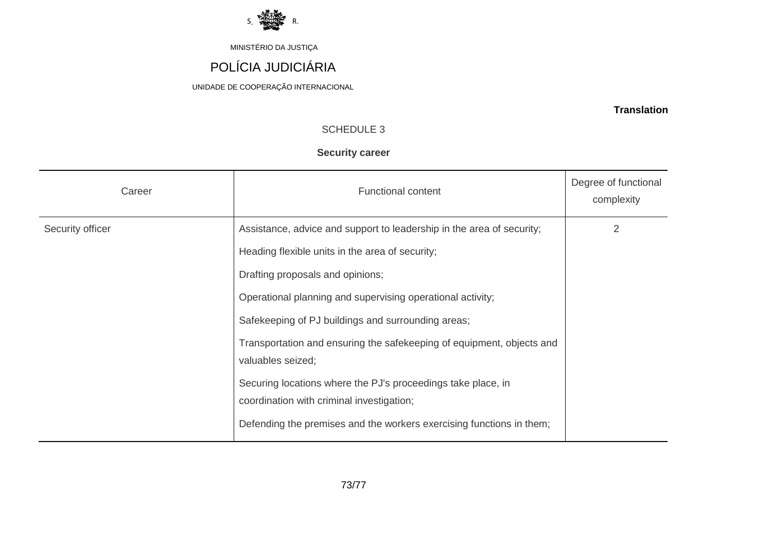S. R.

MINISTÉRIO DA JUSTIÇA

POLÍCIA JUDICIÁRIA

UNIDADE DE COOPERAÇÃO INTERNACIONAL

**Translation**

SCHEDULE 3

**Security career**

| Career | Functional content | Degree of functional complexity |
|---|---|---|
| Security officer | Assistance, advice and support to leadership in the area of security;<br>Heading flexible units in the area of security;<br>Drafting proposals and opinions;<br>Operational planning and supervising operational activity;<br>Safekeeping of PJ buildings and surrounding areas;<br>Transportation and ensuring the safekeeping of equipment, objects and valuables seized;<br>Securing locations where the PJ's proceedings take place, in coordination with criminal investigation;<br>Defending the premises and the workers exercising functions in them; | 2 |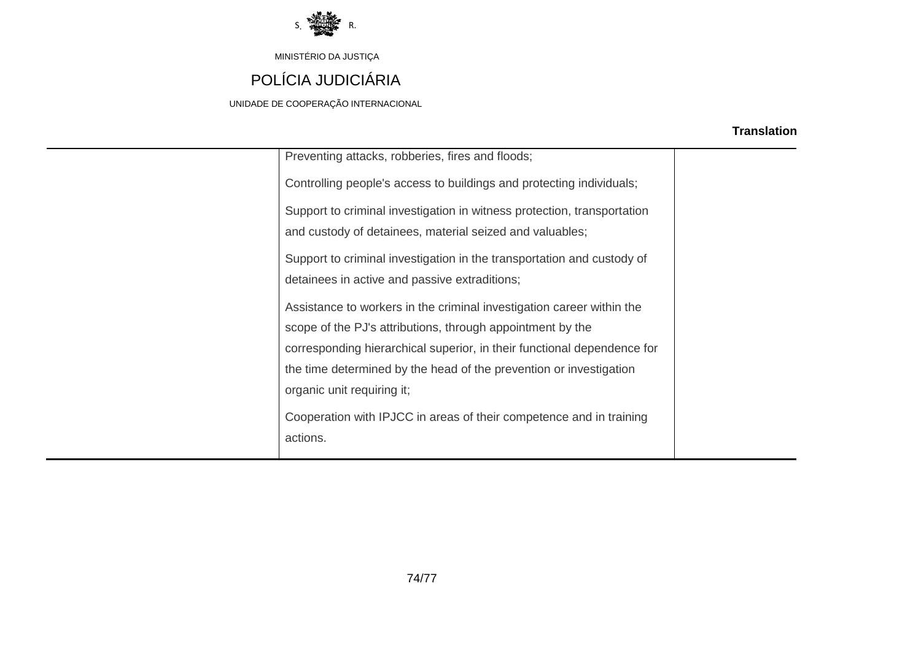| | | |
|---|---|---|
| | Preventing attacks, robberies, fires and floods;<br><br>Controlling people's access to buildings and protecting individuals;<br><br>Support to criminal investigation in witness protection, transportation and custody of detainees, material seized and valuables;<br><br>Support to criminal investigation in the transportation and custody of detainees in active and passive extraditions;<br><br>Assistance to workers in the criminal investigation career within the scope of the PJ's attributions, through appointment by the corresponding hierarchical superior, in their functional dependence for the time determined by the head of the prevention or investigation organic unit requiring it;<br><br>Cooperation with IPJCC in areas of their competence and in training actions. | |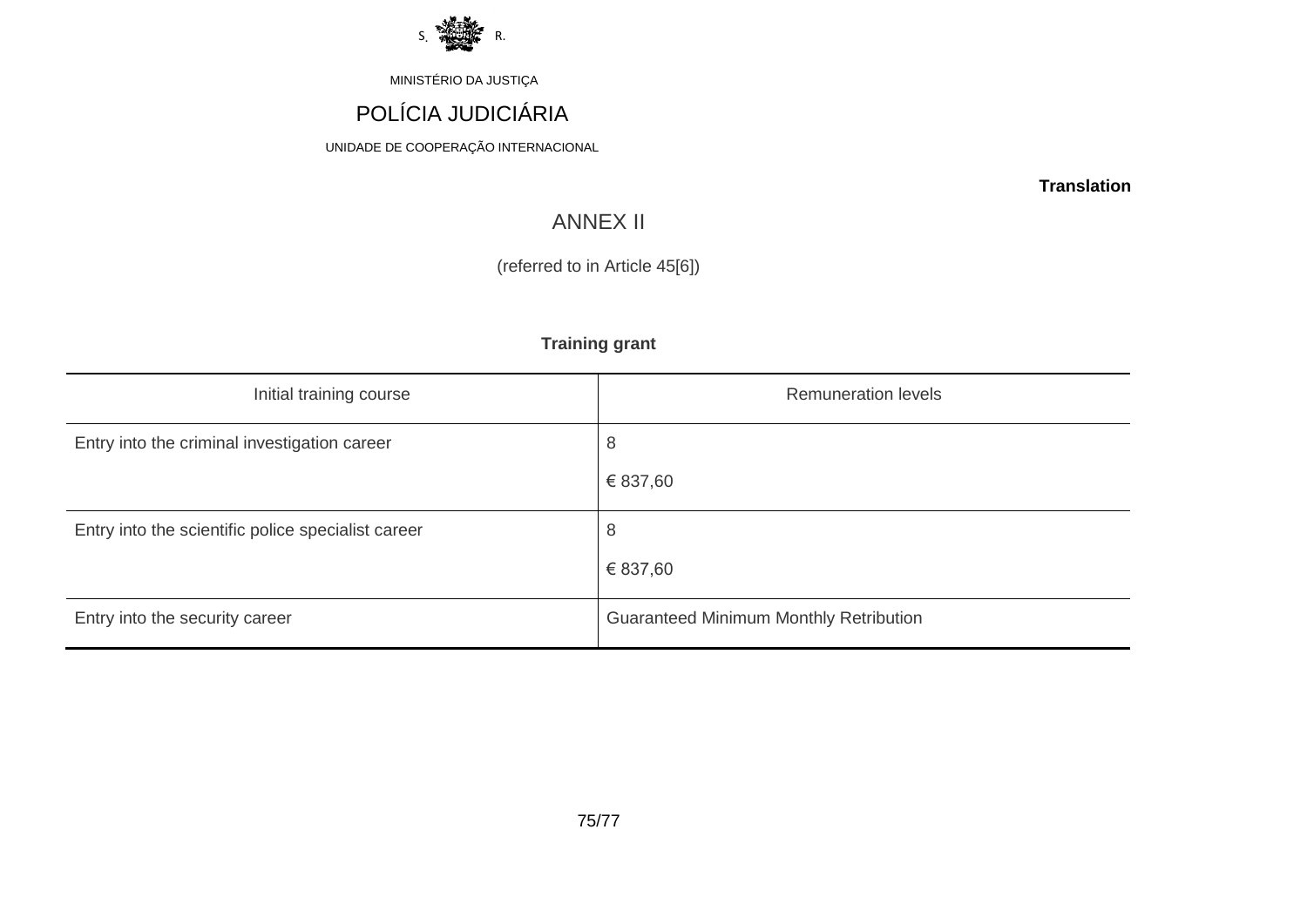MINISTÉRIO DA JUSTIÇA

POLÍCIA JUDICIÁRIA

UNIDADE DE COOPERAÇÃO INTERNACIONAL

**Translation**

# ANNEX II

(referred to in Article 45[6])

**Training grant**

| Initial training course | Remuneration levels |
| --- | --- |
| Entry into the criminal investigation career | 8<br>€ 837,60 |
| Entry into the scientific police specialist career | 8<br>€ 837,60 |
| Entry into the security career | Guaranteed Minimum Monthly Retribution |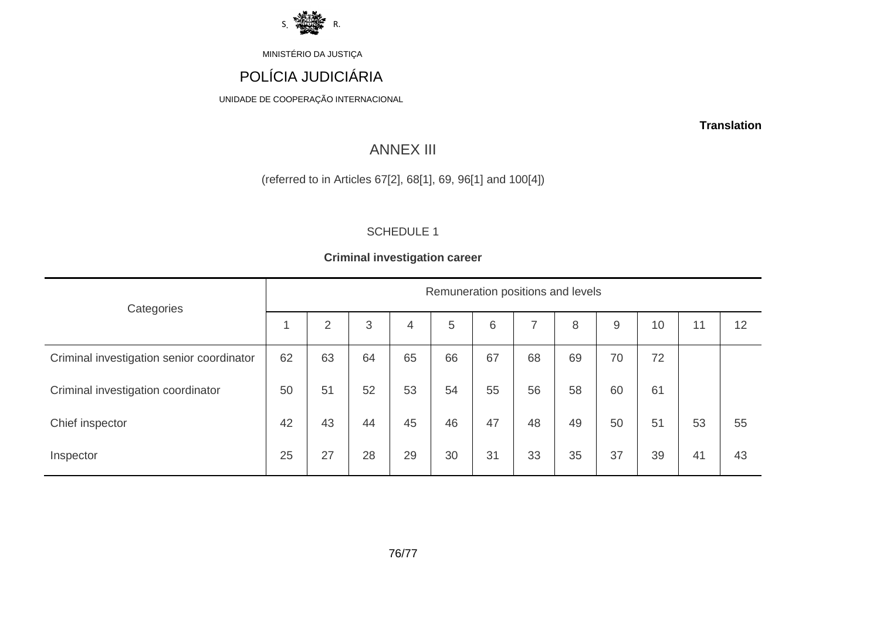MINISTÉRIO DA JUSTIÇA

POLÍCIA JUDICIÁRIA

UNIDADE DE COOPERAÇÃO INTERNACIONAL

**Translation**

# ANNEX III

(referred to in Articles 67[2], 68[1], 69, 96[1] and 100[4])

## SCHEDULE 1

**Criminal investigation career**

| Categories | Remuneration positions and levels | | | | | | | | | | | |
|---|---|---|---|---|---|---|---|---|---|---|---|---|
| | 1 | 2 | 3 | 4 | 5 | 6 | 7 | 8 | 9 | 10 | 11 | 12 |
| Criminal investigation senior coordinator | 62 | 63 | 64 | 65 | 66 | 67 | 68 | 69 | 70 | 72 | | |
| Criminal investigation coordinator | 50 | 51 | 52 | 53 | 54 | 55 | 56 | 58 | 60 | 61 | | |
| Chief inspector | 42 | 43 | 44 | 45 | 46 | 47 | 48 | 49 | 50 | 51 | 53 | 55 |
| Inspector | 25 | 27 | 28 | 29 | 30 | 31 | 33 | 35 | 37 | 39 | 41 | 43 |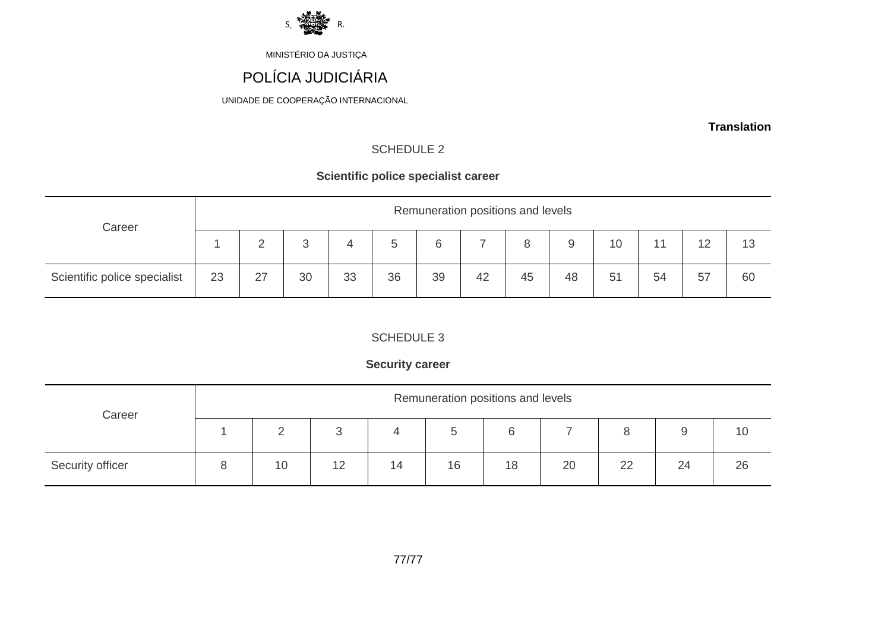MINISTÉRIO DA JUSTIÇA

POLÍCIA JUDICIÁRIA

UNIDADE DE COOPERAÇÃO INTERNACIONAL

**Translation**

SCHEDULE 2

**Scientific police specialist career**

| Career | Remuneration positions and levels | | | | | | | | | | | | |
|---|---|---|---|---|---|---|---|---|---|---|---|---|---|
| | 1 | 2 | 3 | 4 | 5 | 6 | 7 | 8 | 9 | 10 | 11 | 12 | 13 |
| Scientific police specialist | 23 | 27 | 30 | 33 | 36 | 39 | 42 | 45 | 48 | 51 | 54 | 57 | 60 |

SCHEDULE 3

**Security career**

| Career | Remuneration positions and levels | | | | | | | | | |
|---|---|---|---|---|---|---|---|---|---|---|
| | 1 | 2 | 3 | 4 | 5 | 6 | 7 | 8 | 9 | 10 |
| Security officer | 8 | 10 | 12 | 14 | 16 | 18 | 20 | 22 | 24 | 26 |